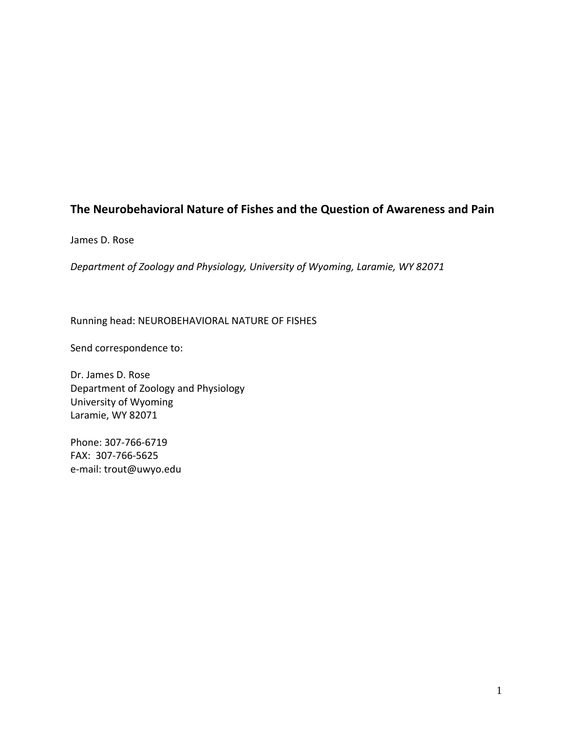# The Neurobehavioral Nature of Fishes and the Question of Awareness and Pain

James D. Rose

*Department of Zoology and Physiology, University of Wyoming, Laramie, WY 82071*

Running head: NEUROBEHAVIORAL NATURE OF FISHES

Send correspondence to:

Dr. James D. Rose  
Department of Zoology and Physiology  
University of Wyoming  
Laramie, WY 82071

Phone: 307-766-6719  
FAX: 307-766-5625  
e-mail: trout@uwyo.edu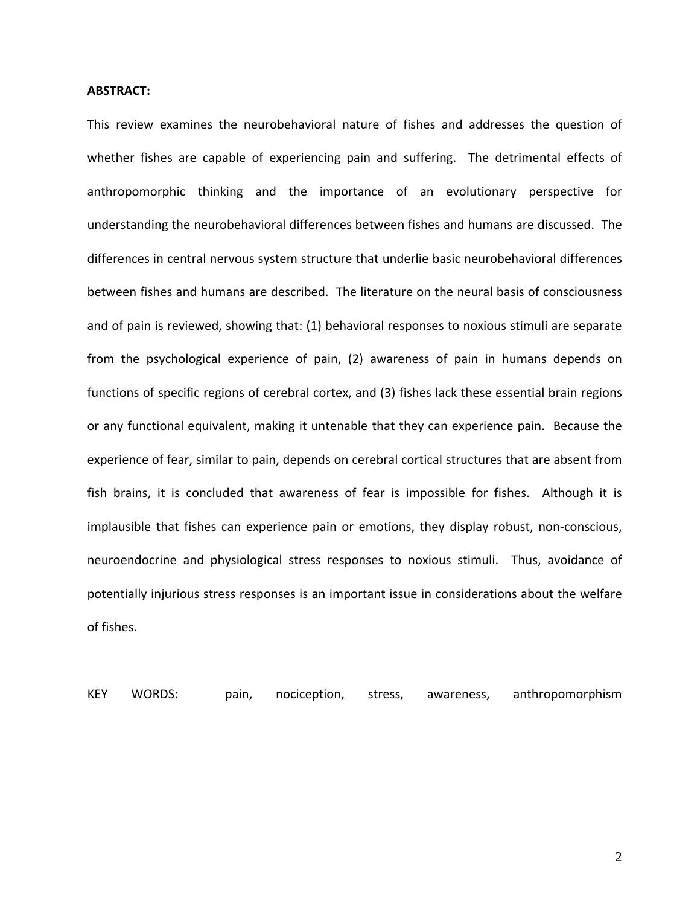**ABSTRACT:**

This review examines the neurobehavioral nature of fishes and addresses the question of whether fishes are capable of experiencing pain and suffering. The detrimental effects of anthropomorphic thinking and the importance of an evolutionary perspective for understanding the neurobehavioral differences between fishes and humans are discussed. The differences in central nervous system structure that underlie basic neurobehavioral differences between fishes and humans are described. The literature on the neural basis of consciousness and of pain is reviewed, showing that: (1) behavioral responses to noxious stimuli are separate from the psychological experience of pain, (2) awareness of pain in humans depends on functions of specific regions of cerebral cortex, and (3) fishes lack these essential brain regions or any functional equivalent, making it untenable that they can experience pain. Because the experience of fear, similar to pain, depends on cerebral cortical structures that are absent from fish brains, it is concluded that awareness of fear is impossible for fishes. Although it is implausible that fishes can experience pain or emotions, they display robust, non-conscious, neuroendocrine and physiological stress responses to noxious stimuli. Thus, avoidance of potentially injurious stress responses is an important issue in considerations about the welfare of fishes.

KEY WORDS: pain, nociception, stress, awareness, anthropomorphism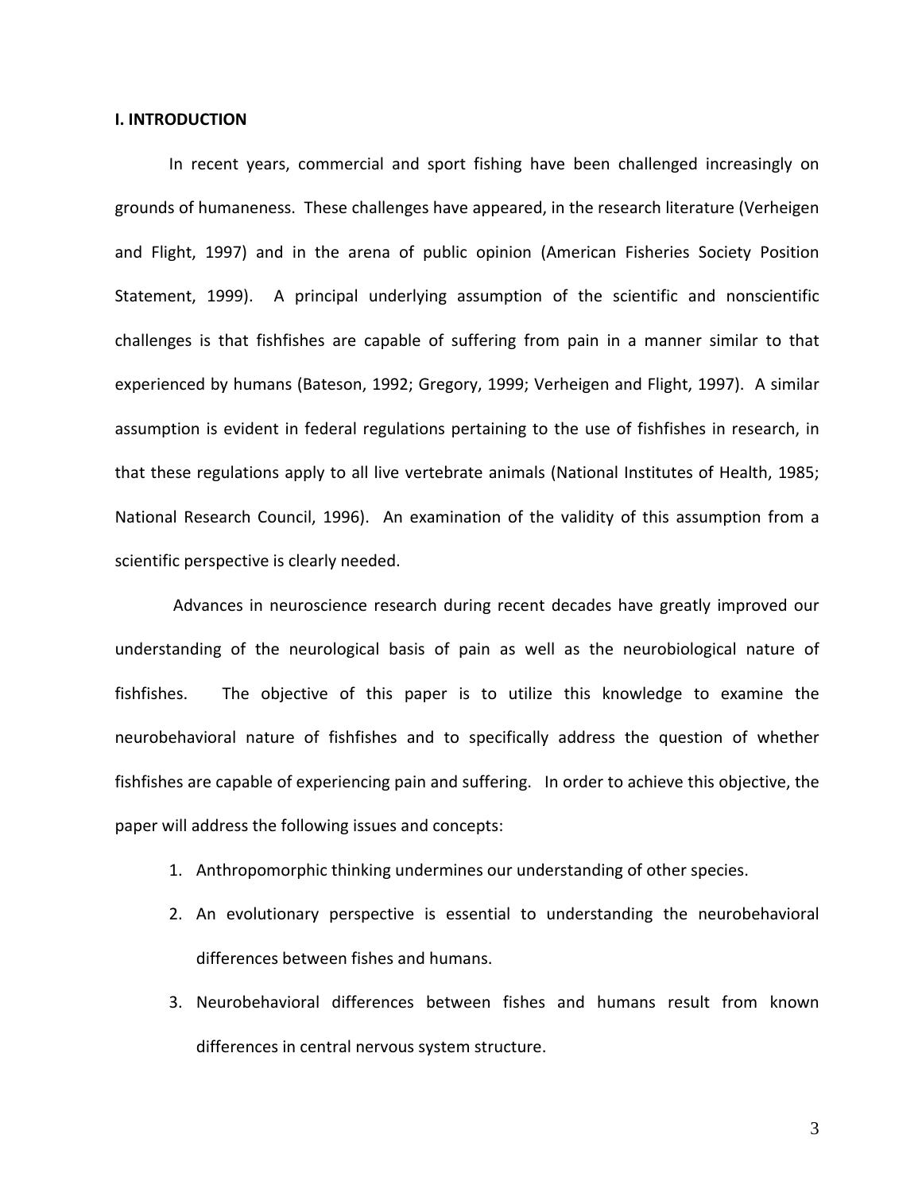**I. INTRODUCTION**

In recent years, commercial and sport fishing have been challenged increasingly on grounds of humaneness. These challenges have appeared, in the research literature (Verheigen and Flight, 1997) and in the arena of public opinion (American Fisheries Society Position Statement, 1999). A principal underlying assumption of the scientific and nonscientific challenges is that fishfishes are capable of suffering from pain in a manner similar to that experienced by humans (Bateson, 1992; Gregory, 1999; Verheigen and Flight, 1997). A similar assumption is evident in federal regulations pertaining to the use of fishfishes in research, in that these regulations apply to all live vertebrate animals (National Institutes of Health, 1985; National Research Council, 1996). An examination of the validity of this assumption from a scientific perspective is clearly needed.

Advances in neuroscience research during recent decades have greatly improved our understanding of the neurological basis of pain as well as the neurobiological nature of fishfishes. The objective of this paper is to utilize this knowledge to examine the neurobehavioral nature of fishfishes and to specifically address the question of whether fishfishes are capable of experiencing pain and suffering. In order to achieve this objective, the paper will address the following issues and concepts:

1. Anthropomorphic thinking undermines our understanding of other species.
2. An evolutionary perspective is essential to understanding the neurobehavioral differences between fishes and humans.
3. Neurobehavioral differences between fishes and humans result from known differences in central nervous system structure.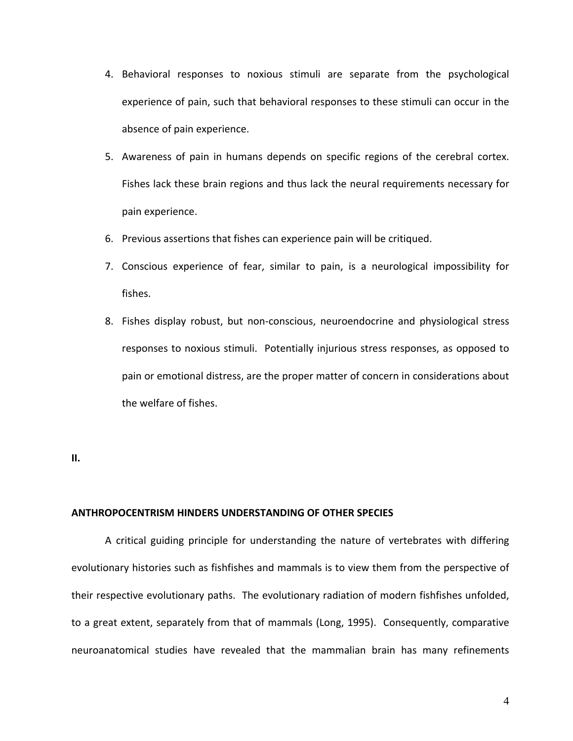4. Behavioral responses to noxious stimuli are separate from the psychological experience of pain, such that behavioral responses to these stimuli can occur in the absence of pain experience.
5. Awareness of pain in humans depends on specific regions of the cerebral cortex. Fishes lack these brain regions and thus lack the neural requirements necessary for pain experience.
6. Previous assertions that fishes can experience pain will be critiqued.
7. Conscious experience of fear, similar to pain, is a neurological impossibility for fishes.
8. Fishes display robust, but non-conscious, neuroendocrine and physiological stress responses to noxious stimuli. Potentially injurious stress responses, as opposed to pain or emotional distress, are the proper matter of concern in considerations about the welfare of fishes.

**II.**

**ANTHROPOCENTRISM HINDERS UNDERSTANDING OF OTHER SPECIES**

A critical guiding principle for understanding the nature of vertebrates with differing evolutionary histories such as fishfishes and mammals is to view them from the perspective of their respective evolutionary paths. The evolutionary radiation of modern fishfishes unfolded, to a great extent, separately from that of mammals (Long, 1995). Consequently, comparative neuroanatomical studies have revealed that the mammalian brain has many refinements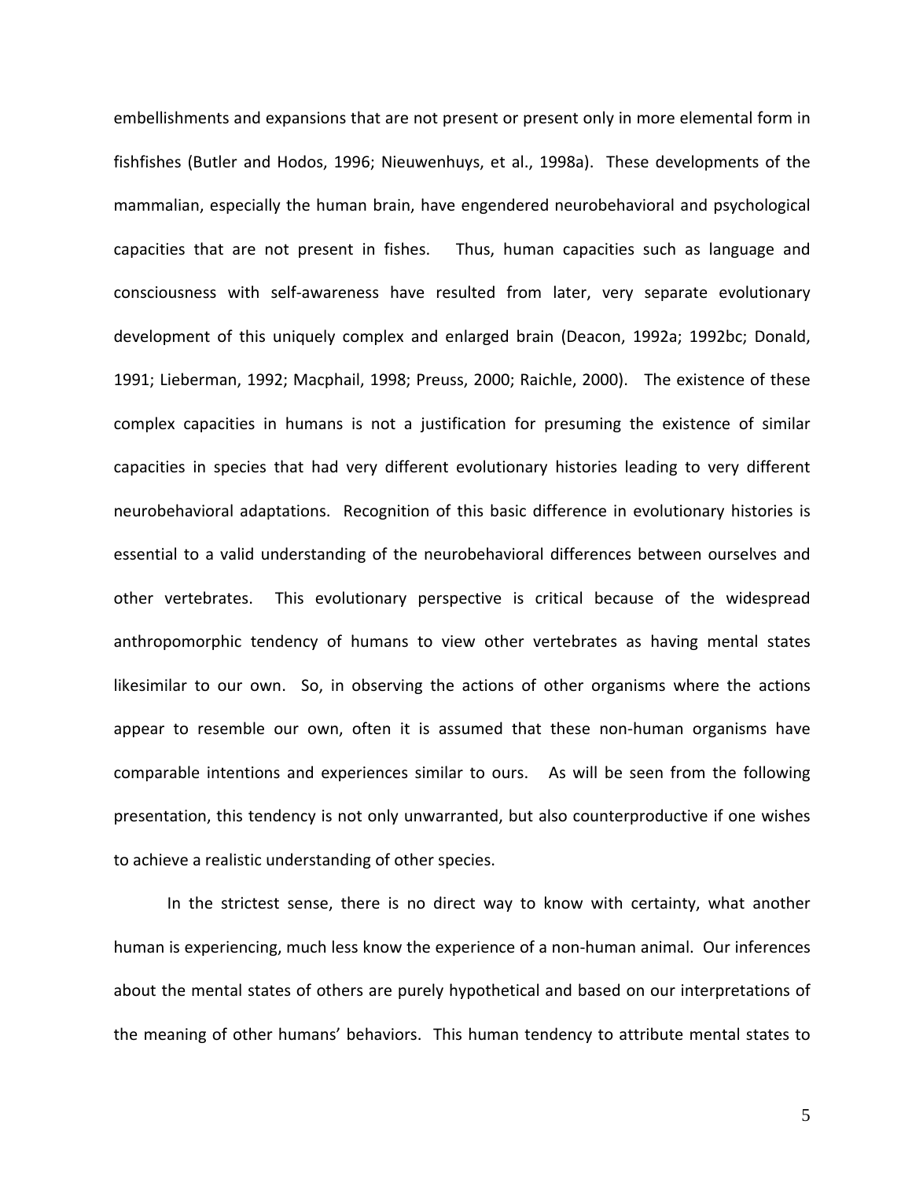embellishments and expansions that are not present or present only in more elemental form in fishfishes (Butler and Hodos, 1996; Nieuwenhuys, et al., 1998a). These developments of the mammalian, especially the human brain, have engendered neurobehavioral and psychological capacities that are not present in fishes. Thus, human capacities such as language and consciousness with self-awareness have resulted from later, very separate evolutionary development of this uniquely complex and enlarged brain (Deacon, 1992a; 1992bc; Donald, 1991; Lieberman, 1992; Macphail, 1998; Preuss, 2000; Raichle, 2000). The existence of these complex capacities in humans is not a justification for presuming the existence of similar capacities in species that had very different evolutionary histories leading to very different neurobehavioral adaptations. Recognition of this basic difference in evolutionary histories is essential to a valid understanding of the neurobehavioral differences between ourselves and other vertebrates. This evolutionary perspective is critical because of the widespread anthropomorphic tendency of humans to view other vertebrates as having mental states likesimilar to our own. So, in observing the actions of other organisms where the actions appear to resemble our own, often it is assumed that these non-human organisms have comparable intentions and experiences similar to ours. As will be seen from the following presentation, this tendency is not only unwarranted, but also counterproductive if one wishes to achieve a realistic understanding of other species.

In the strictest sense, there is no direct way to know with certainty, what another human is experiencing, much less know the experience of a non-human animal. Our inferences about the mental states of others are purely hypothetical and based on our interpretations of the meaning of other humans' behaviors. This human tendency to attribute mental states to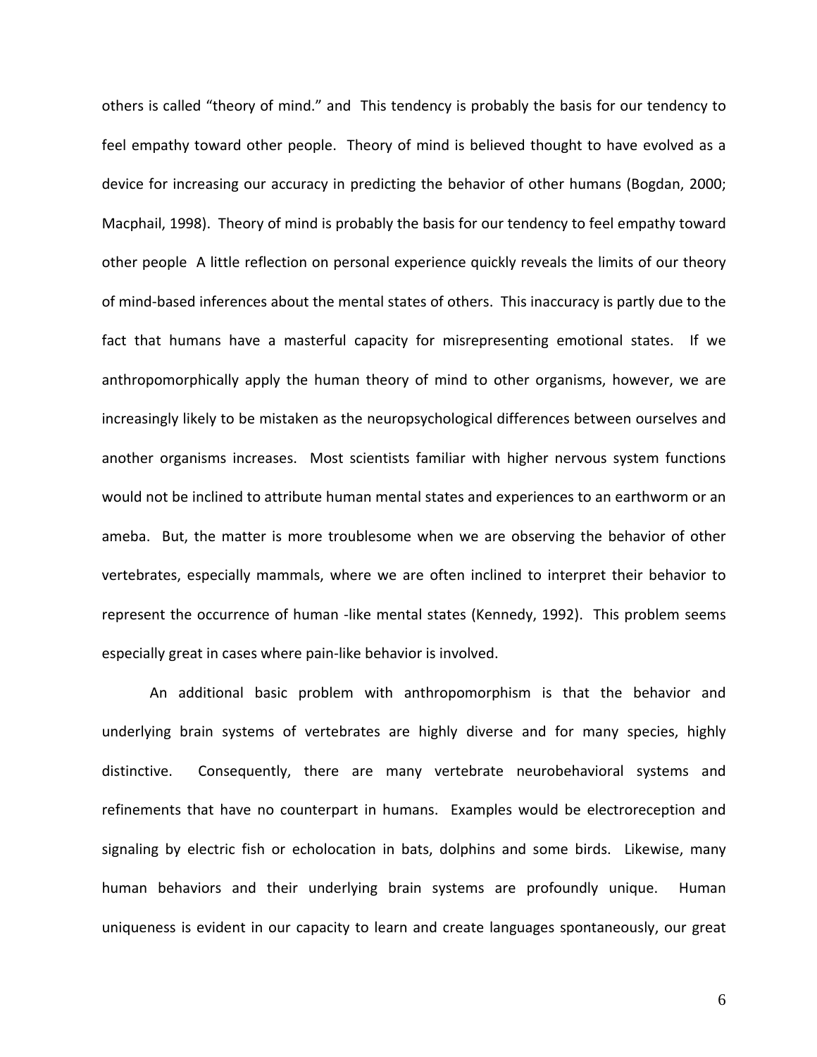others is called "theory of mind." and This tendency is probably the basis for our tendency to feel empathy toward other people. Theory of mind is believed thought to have evolved as a device for increasing our accuracy in predicting the behavior of other humans (Bogdan, 2000; Macphail, 1998). Theory of mind is probably the basis for our tendency to feel empathy toward other people A little reflection on personal experience quickly reveals the limits of our theory of mind-based inferences about the mental states of others. This inaccuracy is partly due to the fact that humans have a masterful capacity for misrepresenting emotional states. If we anthropomorphically apply the human theory of mind to other organisms, however, we are increasingly likely to be mistaken as the neuropsychological differences between ourselves and another organisms increases. Most scientists familiar with higher nervous system functions would not be inclined to attribute human mental states and experiences to an earthworm or an ameba. But, the matter is more troublesome when we are observing the behavior of other vertebrates, especially mammals, where we are often inclined to interpret their behavior to represent the occurrence of human -like mental states (Kennedy, 1992). This problem seems especially great in cases where pain-like behavior is involved.

An additional basic problem with anthropomorphism is that the behavior and underlying brain systems of vertebrates are highly diverse and for many species, highly distinctive. Consequently, there are many vertebrate neurobehavioral systems and refinements that have no counterpart in humans. Examples would be electroreception and signaling by electric fish or echolocation in bats, dolphins and some birds. Likewise, many human behaviors and their underlying brain systems are profoundly unique. Human uniqueness is evident in our capacity to learn and create languages spontaneously, our great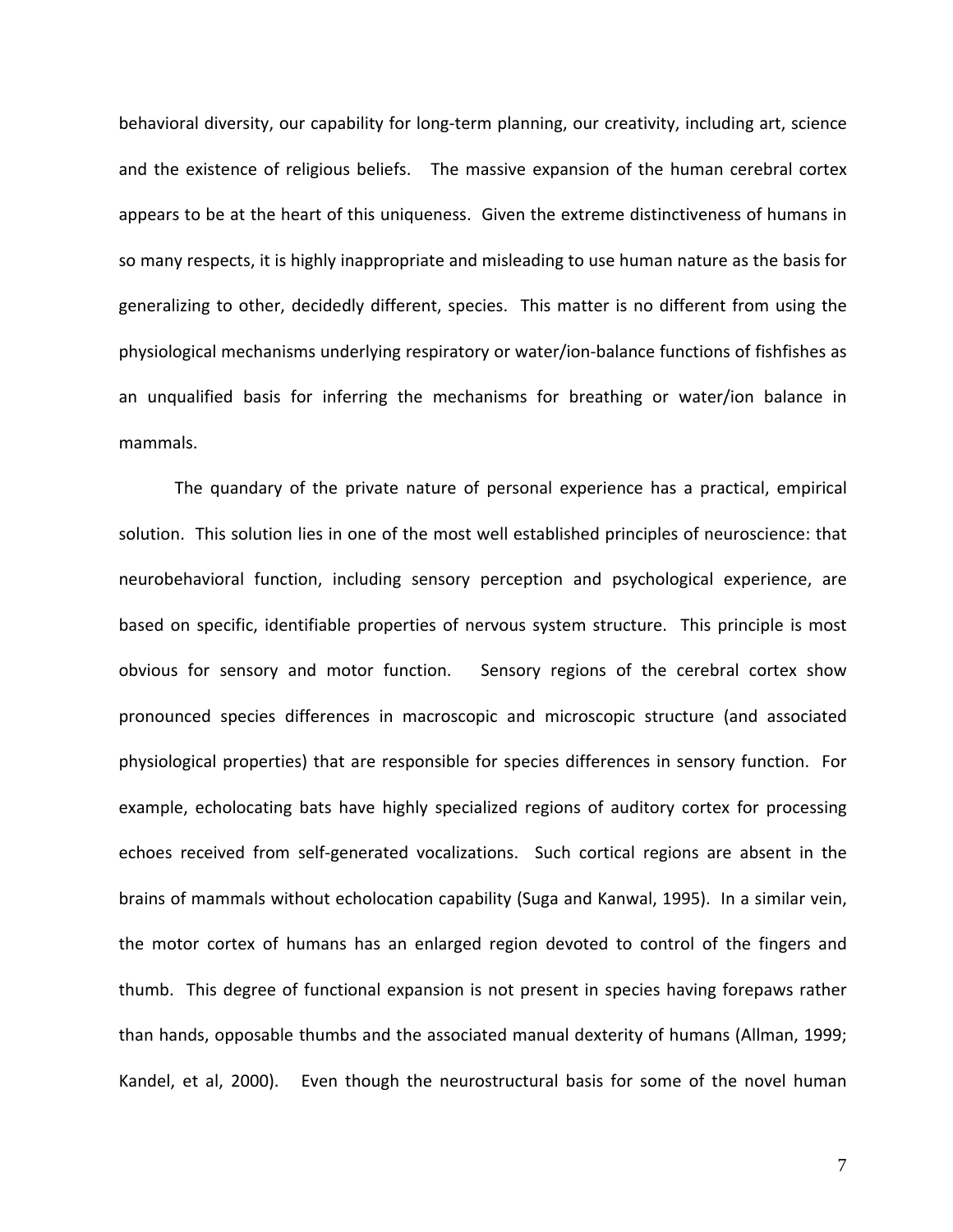behavioral diversity, our capability for long-term planning, our creativity, including art, science and the existence of religious beliefs. The massive expansion of the human cerebral cortex appears to be at the heart of this uniqueness. Given the extreme distinctiveness of humans in so many respects, it is highly inappropriate and misleading to use human nature as the basis for generalizing to other, decidedly different, species. This matter is no different from using the physiological mechanisms underlying respiratory or water/ion-balance functions of fishfishes as an unqualified basis for inferring the mechanisms for breathing or water/ion balance in mammals.

The quandary of the private nature of personal experience has a practical, empirical solution. This solution lies in one of the most well established principles of neuroscience: that neurobehavioral function, including sensory perception and psychological experience, are based on specific, identifiable properties of nervous system structure. This principle is most obvious for sensory and motor function. Sensory regions of the cerebral cortex show pronounced species differences in macroscopic and microscopic structure (and associated physiological properties) that are responsible for species differences in sensory function. For example, echolocating bats have highly specialized regions of auditory cortex for processing echoes received from self-generated vocalizations. Such cortical regions are absent in the brains of mammals without echolocation capability (Suga and Kanwal, 1995). In a similar vein, the motor cortex of humans has an enlarged region devoted to control of the fingers and thumb. This degree of functional expansion is not present in species having forepaws rather than hands, opposable thumbs and the associated manual dexterity of humans (Allman, 1999; Kandel, et al, 2000). Even though the neurostructural basis for some of the novel human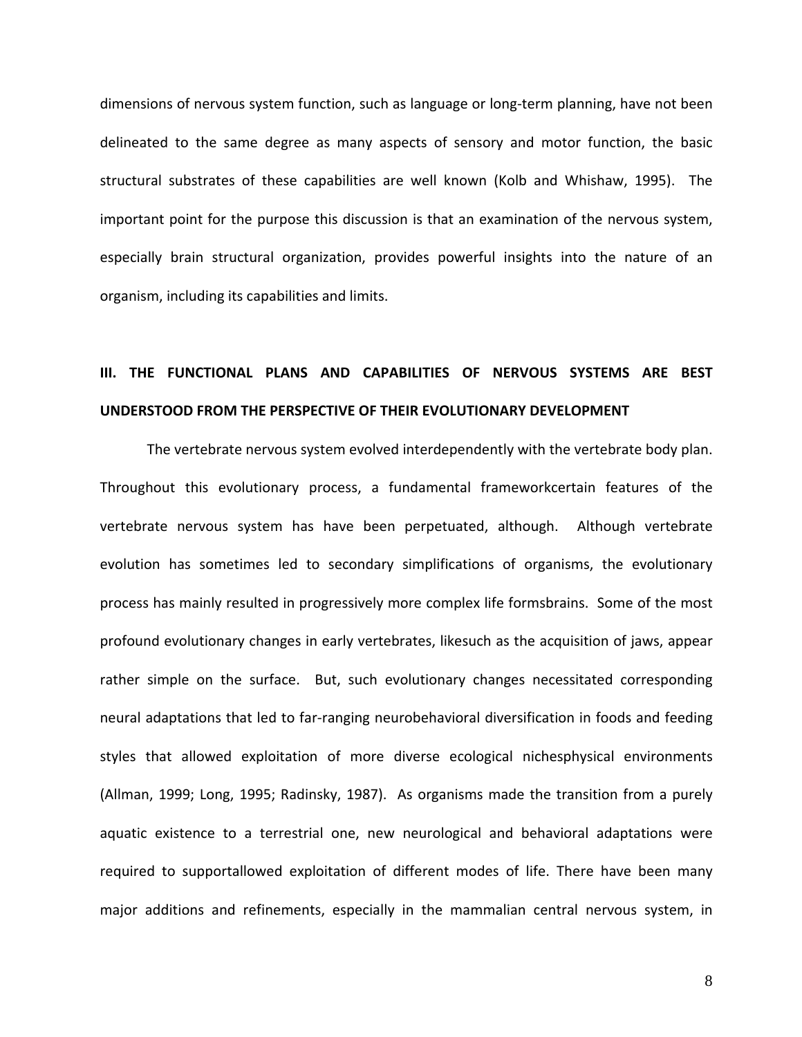dimensions of nervous system function, such as language or long-term planning, have not been delineated to the same degree as many aspects of sensory and motor function, the basic structural substrates of these capabilities are well known (Kolb and Whishaw, 1995). The important point for the purpose this discussion is that an examination of the nervous system, especially brain structural organization, provides powerful insights into the nature of an organism, including its capabilities and limits.

## III. THE FUNCTIONAL PLANS AND CAPABILITIES OF NERVOUS SYSTEMS ARE BEST UNDERSTOOD FROM THE PERSPECTIVE OF THEIR EVOLUTIONARY DEVELOPMENT

The vertebrate nervous system evolved interdependently with the vertebrate body plan. Throughout this evolutionary process, a fundamental frameworkcertain features of the vertebrate nervous system has have been perpetuated, although. Although vertebrate evolution has sometimes led to secondary simplifications of organisms, the evolutionary process has mainly resulted in progressively more complex life formsbrains. Some of the most profound evolutionary changes in early vertebrates, likesuch as the acquisition of jaws, appear rather simple on the surface. But, such evolutionary changes necessitated corresponding neural adaptations that led to far-ranging neurobehavioral diversification in foods and feeding styles that allowed exploitation of more diverse ecological nichesphysical environments (Allman, 1999; Long, 1995; Radinsky, 1987). As organisms made the transition from a purely aquatic existence to a terrestrial one, new neurological and behavioral adaptations were required to supportallowed exploitation of different modes of life. There have been many major additions and refinements, especially in the mammalian central nervous system, in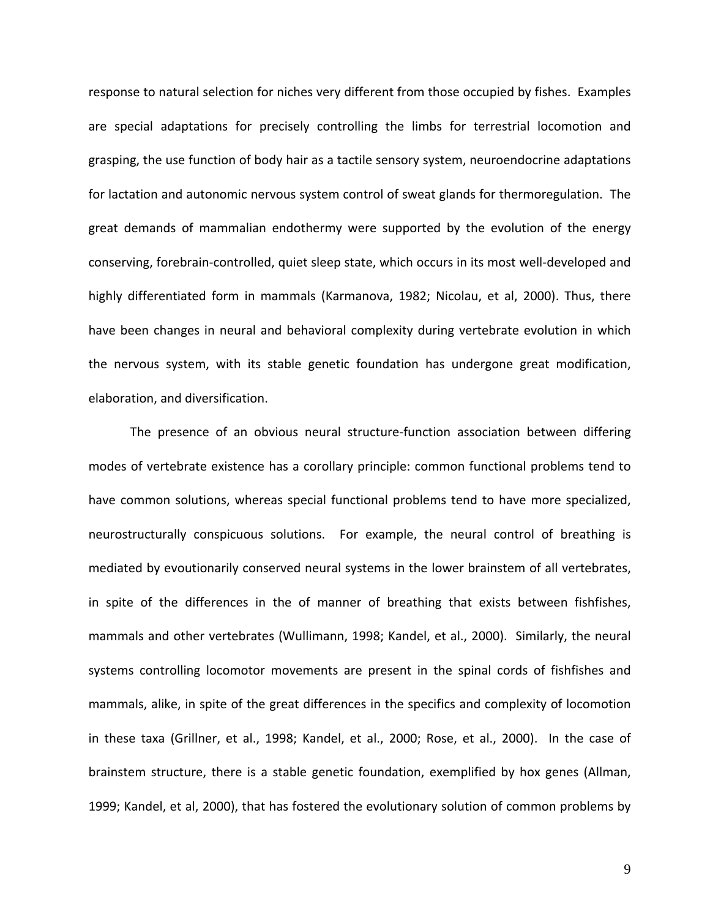response to natural selection for niches very different from those occupied by fishes. Examples are special adaptations for precisely controlling the limbs for terrestrial locomotion and grasping, the use function of body hair as a tactile sensory system, neuroendocrine adaptations for lactation and autonomic nervous system control of sweat glands for thermoregulation. The great demands of mammalian endothermy were supported by the evolution of the energy conserving, forebrain-controlled, quiet sleep state, which occurs in its most well-developed and highly differentiated form in mammals (Karmanova, 1982; Nicolau, et al, 2000). Thus, there have been changes in neural and behavioral complexity during vertebrate evolution in which the nervous system, with its stable genetic foundation has undergone great modification, elaboration, and diversification.

The presence of an obvious neural structure-function association between differing modes of vertebrate existence has a corollary principle: common functional problems tend to have common solutions, whereas special functional problems tend to have more specialized, neurostructurally conspicuous solutions. For example, the neural control of breathing is mediated by evoutionarily conserved neural systems in the lower brainstem of all vertebrates, in spite of the differences in the of manner of breathing that exists between fishfishes, mammals and other vertebrates (Wullimann, 1998; Kandel, et al., 2000). Similarly, the neural systems controlling locomotor movements are present in the spinal cords of fishfishes and mammals, alike, in spite of the great differences in the specifics and complexity of locomotion in these taxa (Grillner, et al., 1998; Kandel, et al., 2000; Rose, et al., 2000). In the case of brainstem structure, there is a stable genetic foundation, exemplified by hox genes (Allman, 1999; Kandel, et al, 2000), that has fostered the evolutionary solution of common problems by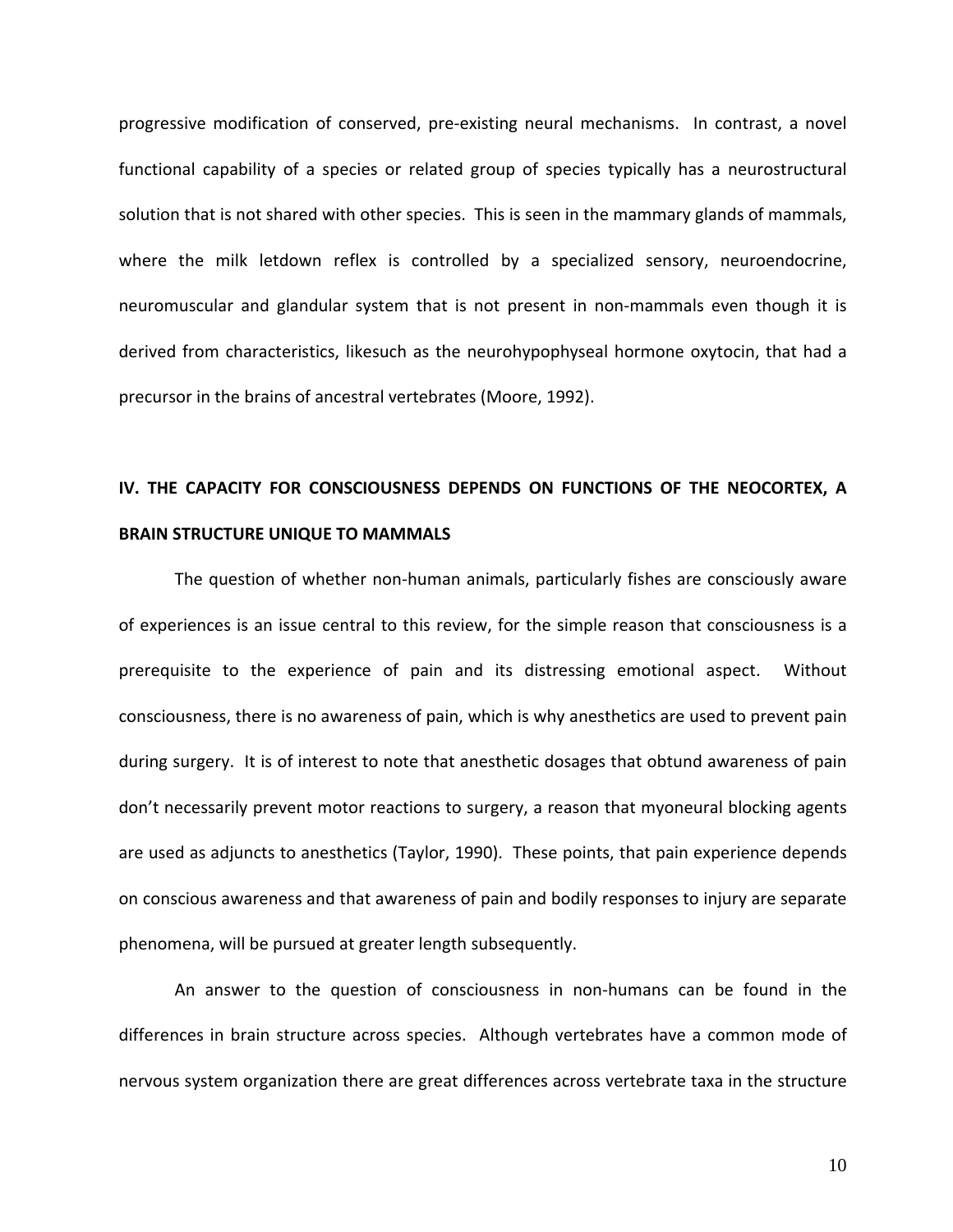progressive modification of conserved, pre-existing neural mechanisms. In contrast, a novel functional capability of a species or related group of species typically has a neurostructural solution that is not shared with other species. This is seen in the mammary glands of mammals, where the milk letdown reflex is controlled by a specialized sensory, neuroendocrine, neuromuscular and glandular system that is not present in non-mammals even though it is derived from characteristics, likesuch as the neurohypophyseal hormone oxytocin, that had a precursor in the brains of ancestral vertebrates (Moore, 1992).

## IV. THE CAPACITY FOR CONSCIOUSNESS DEPENDS ON FUNCTIONS OF THE NEOCORTEX, A BRAIN STRUCTURE UNIQUE TO MAMMALS

The question of whether non-human animals, particularly fishes are consciously aware of experiences is an issue central to this review, for the simple reason that consciousness is a prerequisite to the experience of pain and its distressing emotional aspect. Without consciousness, there is no awareness of pain, which is why anesthetics are used to prevent pain during surgery. It is of interest to note that anesthetic dosages that obtund awareness of pain don't necessarily prevent motor reactions to surgery, a reason that myoneural blocking agents are used as adjuncts to anesthetics (Taylor, 1990). These points, that pain experience depends on conscious awareness and that awareness of pain and bodily responses to injury are separate phenomena, will be pursued at greater length subsequently.

An answer to the question of consciousness in non-humans can be found in the differences in brain structure across species. Although vertebrates have a common mode of nervous system organization there are great differences across vertebrate taxa in the structure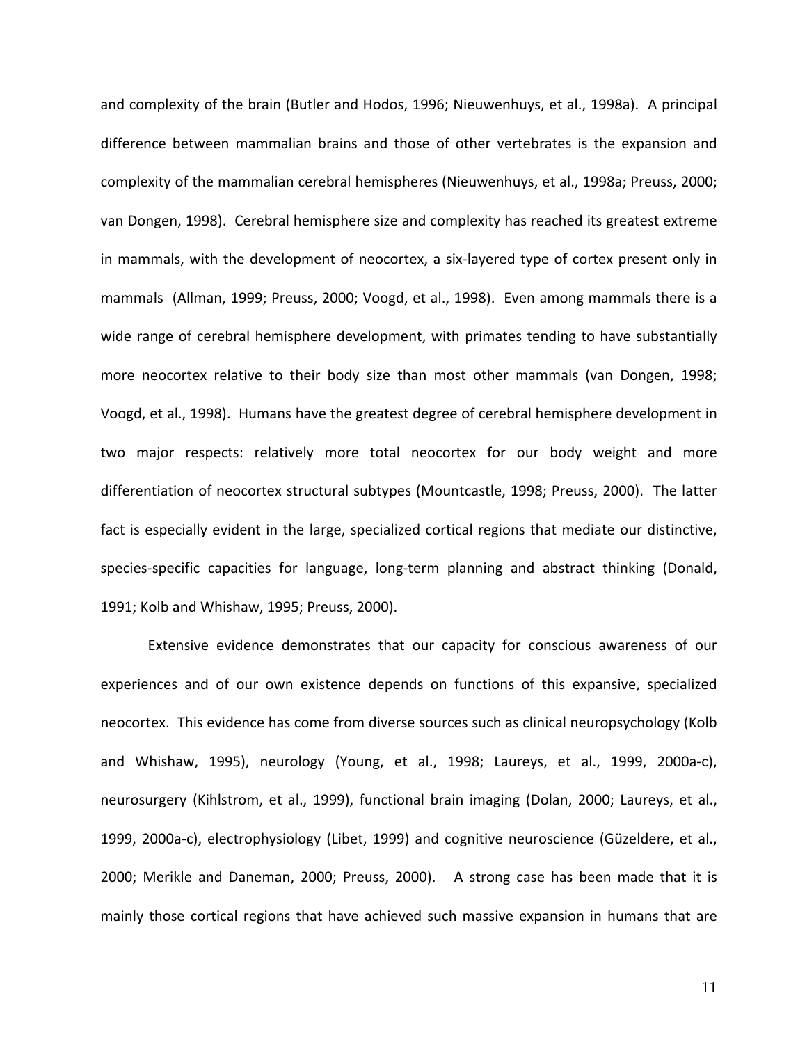and complexity of the brain (Butler and Hodos, 1996; Nieuwenhuys, et al., 1998a). A principal difference between mammalian brains and those of other vertebrates is the expansion and complexity of the mammalian cerebral hemispheres (Nieuwenhuys, et al., 1998a; Preuss, 2000; van Dongen, 1998). Cerebral hemisphere size and complexity has reached its greatest extreme in mammals, with the development of neocortex, a six-layered type of cortex present only in mammals (Allman, 1999; Preuss, 2000; Voogd, et al., 1998). Even among mammals there is a wide range of cerebral hemisphere development, with primates tending to have substantially more neocortex relative to their body size than most other mammals (van Dongen, 1998; Voogd, et al., 1998). Humans have the greatest degree of cerebral hemisphere development in two major respects: relatively more total neocortex for our body weight and more differentiation of neocortex structural subtypes (Mountcastle, 1998; Preuss, 2000). The latter fact is especially evident in the large, specialized cortical regions that mediate our distinctive, species-specific capacities for language, long-term planning and abstract thinking (Donald, 1991; Kolb and Whishaw, 1995; Preuss, 2000).

Extensive evidence demonstrates that our capacity for conscious awareness of our experiences and of our own existence depends on functions of this expansive, specialized neocortex. This evidence has come from diverse sources such as clinical neuropsychology (Kolb and Whishaw, 1995), neurology (Young, et al., 1998; Laureys, et al., 1999, 2000a-c), neurosurgery (Kihlstrom, et al., 1999), functional brain imaging (Dolan, 2000; Laureys, et al., 1999, 2000a-c), electrophysiology (Libet, 1999) and cognitive neuroscience (Güzeldere, et al., 2000; Merikle and Daneman, 2000; Preuss, 2000). A strong case has been made that it is mainly those cortical regions that have achieved such massive expansion in humans that are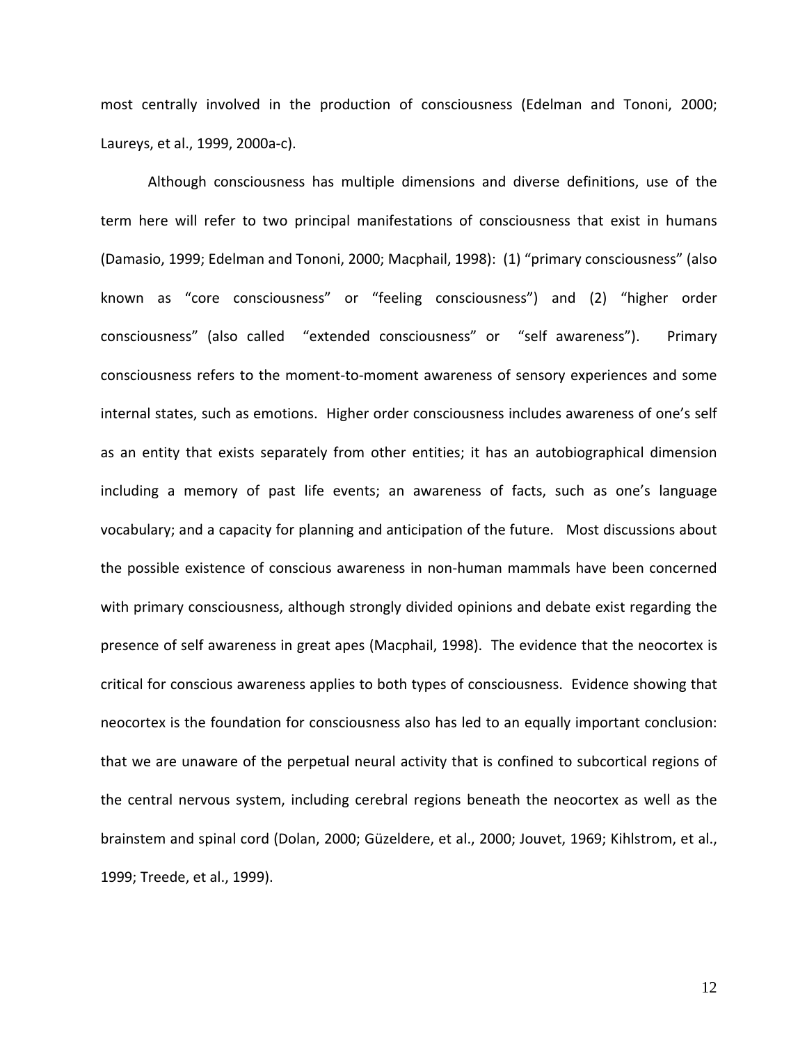most centrally involved in the production of consciousness (Edelman and Tononi, 2000; Laureys, et al., 1999, 2000a-c).

Although consciousness has multiple dimensions and diverse definitions, use of the term here will refer to two principal manifestations of consciousness that exist in humans (Damasio, 1999; Edelman and Tononi, 2000; Macphail, 1998): (1) "primary consciousness" (also known as "core consciousness" or "feeling consciousness") and (2) "higher order consciousness" (also called "extended consciousness" or "self awareness"). Primary consciousness refers to the moment-to-moment awareness of sensory experiences and some internal states, such as emotions. Higher order consciousness includes awareness of one's self as an entity that exists separately from other entities; it has an autobiographical dimension including a memory of past life events; an awareness of facts, such as one's language vocabulary; and a capacity for planning and anticipation of the future. Most discussions about the possible existence of conscious awareness in non-human mammals have been concerned with primary consciousness, although strongly divided opinions and debate exist regarding the presence of self awareness in great apes (Macphail, 1998). The evidence that the neocortex is critical for conscious awareness applies to both types of consciousness. Evidence showing that neocortex is the foundation for consciousness also has led to an equally important conclusion: that we are unaware of the perpetual neural activity that is confined to subcortical regions of the central nervous system, including cerebral regions beneath the neocortex as well as the brainstem and spinal cord (Dolan, 2000; Güzeldere, et al., 2000; Jouvet, 1969; Kihlstrom, et al., 1999; Treede, et al., 1999).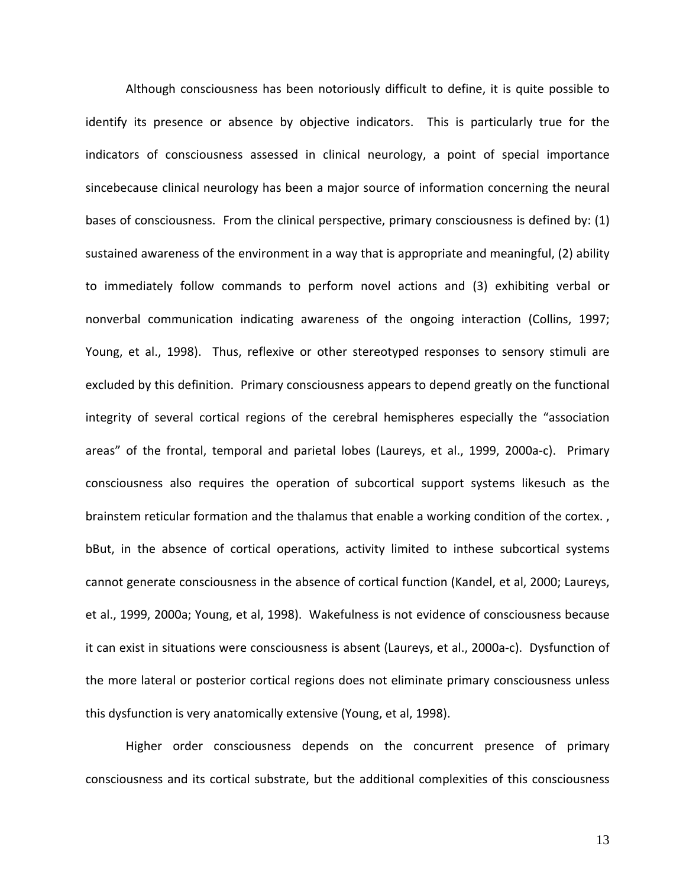Although consciousness has been notoriously difficult to define, it is quite possible to identify its presence or absence by objective indicators. This is particularly true for the indicators of consciousness assessed in clinical neurology, a point of special importance sincebecause clinical neurology has been a major source of information concerning the neural bases of consciousness. From the clinical perspective, primary consciousness is defined by: (1) sustained awareness of the environment in a way that is appropriate and meaningful, (2) ability to immediately follow commands to perform novel actions and (3) exhibiting verbal or nonverbal communication indicating awareness of the ongoing interaction (Collins, 1997; Young, et al., 1998). Thus, reflexive or other stereotyped responses to sensory stimuli are excluded by this definition. Primary consciousness appears to depend greatly on the functional integrity of several cortical regions of the cerebral hemispheres especially the "association areas" of the frontal, temporal and parietal lobes (Laureys, et al., 1999, 2000a-c). Primary consciousness also requires the operation of subcortical support systems likesuch as the brainstem reticular formation and the thalamus that enable a working condition of the cortex. , bBut, in the absence of cortical operations, activity limited to inthese subcortical systems cannot generate consciousness in the absence of cortical function (Kandel, et al, 2000; Laureys, et al., 1999, 2000a; Young, et al, 1998). Wakefulness is not evidence of consciousness because it can exist in situations were consciousness is absent (Laureys, et al., 2000a-c). Dysfunction of the more lateral or posterior cortical regions does not eliminate primary consciousness unless this dysfunction is very anatomically extensive (Young, et al, 1998).

Higher order consciousness depends on the concurrent presence of primary consciousness and its cortical substrate, but the additional complexities of this consciousness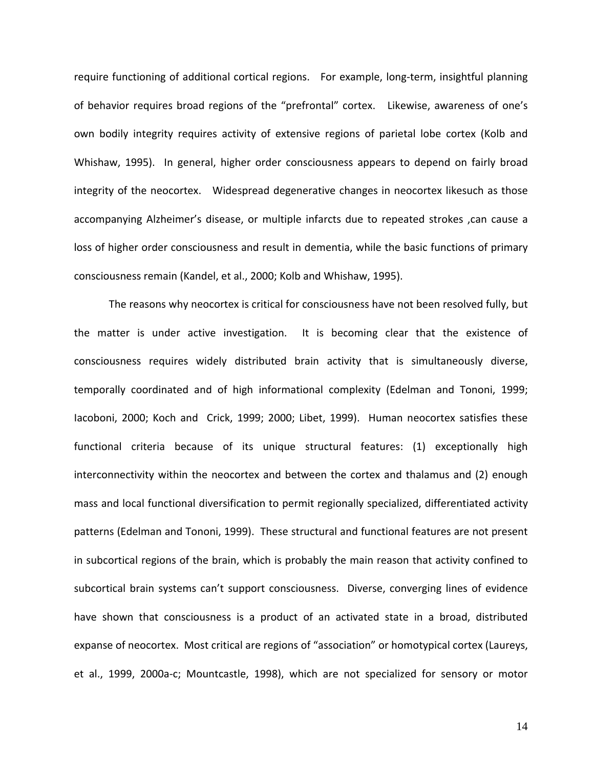require functioning of additional cortical regions. For example, long-term, insightful planning of behavior requires broad regions of the "prefrontal" cortex. Likewise, awareness of one's own bodily integrity requires activity of extensive regions of parietal lobe cortex (Kolb and Whishaw, 1995). In general, higher order consciousness appears to depend on fairly broad integrity of the neocortex. Widespread degenerative changes in neocortex likesuch as those accompanying Alzheimer's disease, or multiple infarcts due to repeated strokes ,can cause a loss of higher order consciousness and result in dementia, while the basic functions of primary consciousness remain (Kandel, et al., 2000; Kolb and Whishaw, 1995).

The reasons why neocortex is critical for consciousness have not been resolved fully, but the matter is under active investigation. It is becoming clear that the existence of consciousness requires widely distributed brain activity that is simultaneously diverse, temporally coordinated and of high informational complexity (Edelman and Tononi, 1999; Iacoboni, 2000; Koch and Crick, 1999; 2000; Libet, 1999). Human neocortex satisfies these functional criteria because of its unique structural features: (1) exceptionally high interconnectivity within the neocortex and between the cortex and thalamus and (2) enough mass and local functional diversification to permit regionally specialized, differentiated activity patterns (Edelman and Tononi, 1999). These structural and functional features are not present in subcortical regions of the brain, which is probably the main reason that activity confined to subcortical brain systems can't support consciousness. Diverse, converging lines of evidence have shown that consciousness is a product of an activated state in a broad, distributed expanse of neocortex. Most critical are regions of "association" or homotypical cortex (Laureys, et al., 1999, 2000a-c; Mountcastle, 1998), which are not specialized for sensory or motor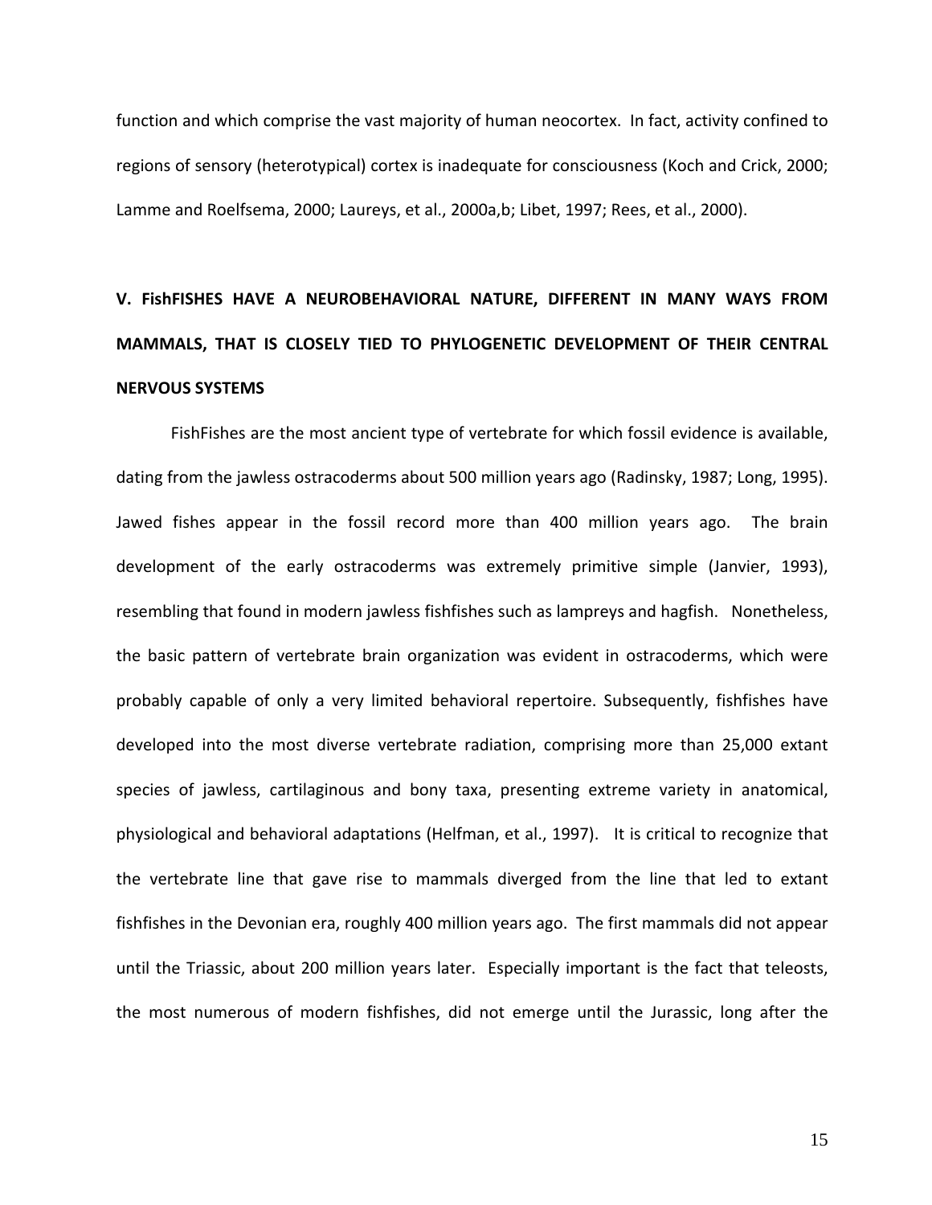function and which comprise the vast majority of human neocortex. In fact, activity confined to regions of sensory (heterotypical) cortex is inadequate for consciousness (Koch and Crick, 2000; Lamme and Roelfsema, 2000; Laureys, et al., 2000a,b; Libet, 1997; Rees, et al., 2000).

## V. FishFISHES HAVE A NEUROBEHAVIORAL NATURE, DIFFERENT IN MANY WAYS FROM MAMMALS, THAT IS CLOSELY TIED TO PHYLOGENETIC DEVELOPMENT OF THEIR CENTRAL NERVOUS SYSTEMS

FishFishes are the most ancient type of vertebrate for which fossil evidence is available, dating from the jawless ostracoderms about 500 million years ago (Radinsky, 1987; Long, 1995). Jawed fishes appear in the fossil record more than 400 million years ago. The brain development of the early ostracoderms was extremely primitive simple (Janvier, 1993), resembling that found in modern jawless fishfishes such as lampreys and hagfish. Nonetheless, the basic pattern of vertebrate brain organization was evident in ostracoderms, which were probably capable of only a very limited behavioral repertoire. Subsequently, fishfishes have developed into the most diverse vertebrate radiation, comprising more than 25,000 extant species of jawless, cartilaginous and bony taxa, presenting extreme variety in anatomical, physiological and behavioral adaptations (Helfman, et al., 1997). It is critical to recognize that the vertebrate line that gave rise to mammals diverged from the line that led to extant fishfishes in the Devonian era, roughly 400 million years ago. The first mammals did not appear until the Triassic, about 200 million years later. Especially important is the fact that teleosts, the most numerous of modern fishfishes, did not emerge until the Jurassic, long after the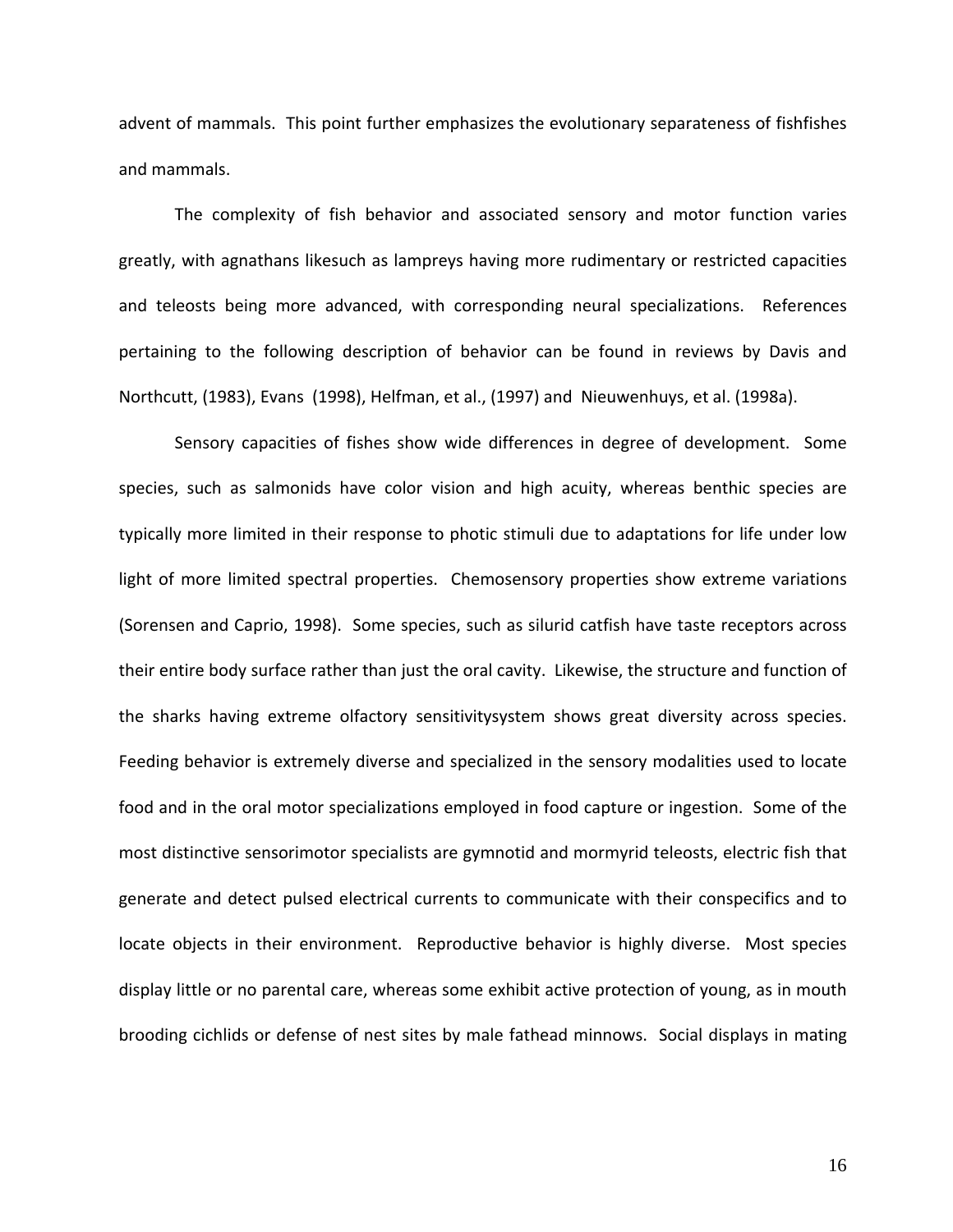advent of mammals. This point further emphasizes the evolutionary separateness of fishfishes and mammals.

The complexity of fish behavior and associated sensory and motor function varies greatly, with agnathans likesuch as lampreys having more rudimentary or restricted capacities and teleosts being more advanced, with corresponding neural specializations. References pertaining to the following description of behavior can be found in reviews by Davis and Northcutt, (1983), Evans (1998), Helfman, et al., (1997) and Nieuwenhuys, et al. (1998a).

Sensory capacities of fishes show wide differences in degree of development. Some species, such as salmonids have color vision and high acuity, whereas benthic species are typically more limited in their response to photic stimuli due to adaptations for life under low light of more limited spectral properties. Chemosensory properties show extreme variations (Sorensen and Caprio, 1998). Some species, such as silurid catfish have taste receptors across their entire body surface rather than just the oral cavity. Likewise, the structure and function of the sharks having extreme olfactory sensitivitysystem shows great diversity across species. Feeding behavior is extremely diverse and specialized in the sensory modalities used to locate food and in the oral motor specializations employed in food capture or ingestion. Some of the most distinctive sensorimotor specialists are gymnotid and mormyrid teleosts, electric fish that generate and detect pulsed electrical currents to communicate with their conspecifics and to locate objects in their environment. Reproductive behavior is highly diverse. Most species display little or no parental care, whereas some exhibit active protection of young, as in mouth brooding cichlids or defense of nest sites by male fathead minnows. Social displays in mating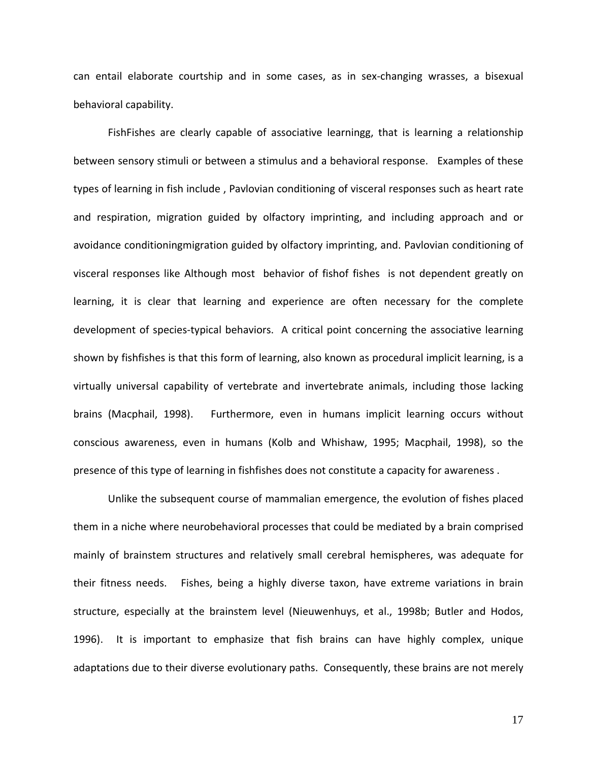can entail elaborate courtship and in some cases, as in sex-changing wrasses, a bisexual behavioral capability.

FishFishes are clearly capable of associative learningg, that is learning a relationship between sensory stimuli or between a stimulus and a behavioral response. Examples of these types of learning in fish include , Pavlovian conditioning of visceral responses such as heart rate and respiration, migration guided by olfactory imprinting, and including approach and or avoidance conditioningmigration guided by olfactory imprinting, and. Pavlovian conditioning of visceral responses like Although most behavior of fishof fishes is not dependent greatly on learning, it is clear that learning and experience are often necessary for the complete development of species-typical behaviors. A critical point concerning the associative learning shown by fishfishes is that this form of learning, also known as procedural implicit learning, is a virtually universal capability of vertebrate and invertebrate animals, including those lacking brains (Macphail, 1998). Furthermore, even in humans implicit learning occurs without conscious awareness, even in humans (Kolb and Whishaw, 1995; Macphail, 1998), so the presence of this type of learning in fishfishes does not constitute a capacity for awareness .

Unlike the subsequent course of mammalian emergence, the evolution of fishes placed them in a niche where neurobehavioral processes that could be mediated by a brain comprised mainly of brainstem structures and relatively small cerebral hemispheres, was adequate for their fitness needs. Fishes, being a highly diverse taxon, have extreme variations in brain structure, especially at the brainstem level (Nieuwenhuys, et al., 1998b; Butler and Hodos, 1996). It is important to emphasize that fish brains can have highly complex, unique adaptations due to their diverse evolutionary paths. Consequently, these brains are not merely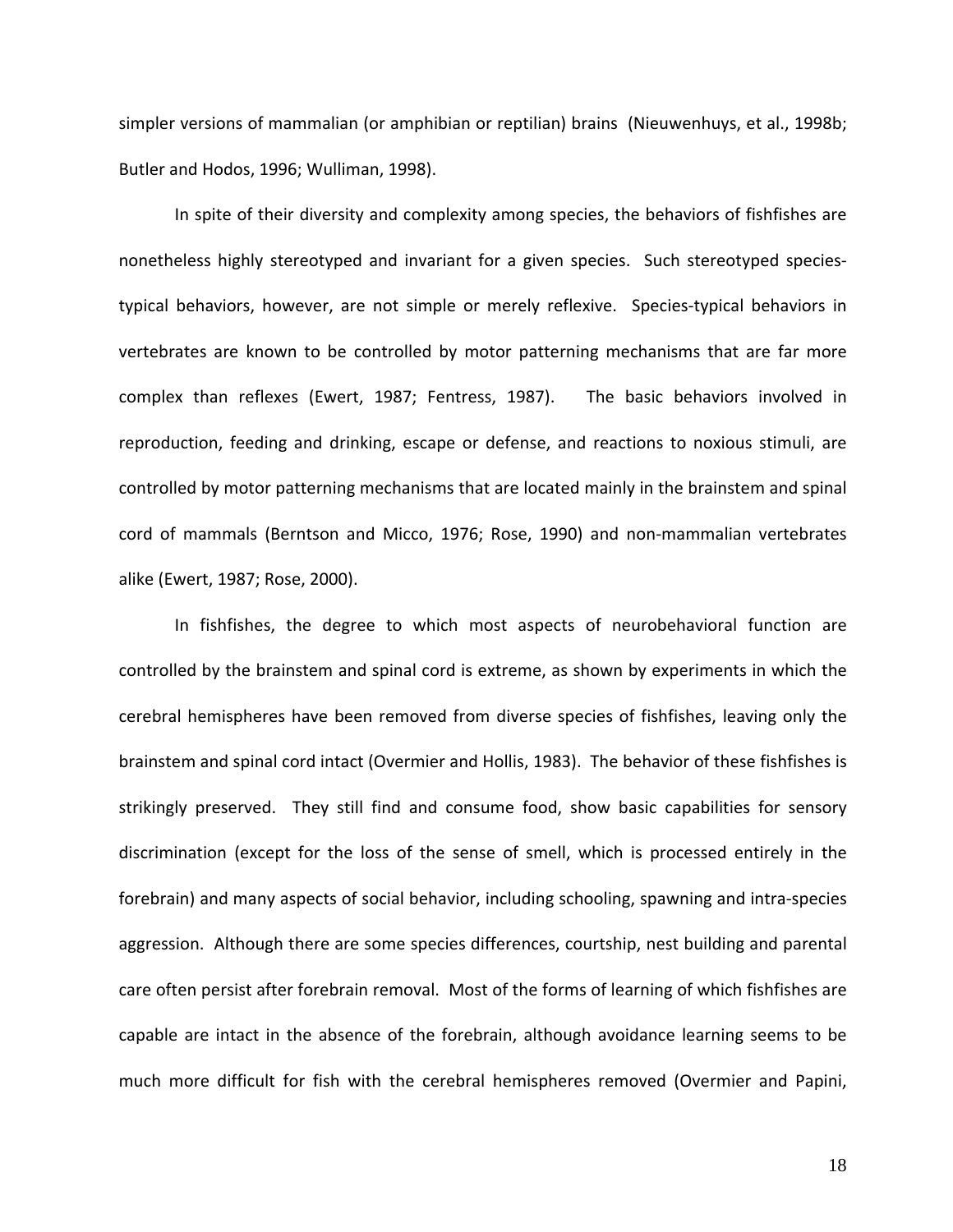simpler versions of mammalian (or amphibian or reptilian) brains (Nieuwenhuys, et al., 1998b; Butler and Hodos, 1996; Wulliman, 1998).

In spite of their diversity and complexity among species, the behaviors of fishfishes are nonetheless highly stereotyped and invariant for a given species. Such stereotyped species-typical behaviors, however, are not simple or merely reflexive. Species-typical behaviors in vertebrates are known to be controlled by motor patterning mechanisms that are far more complex than reflexes (Ewert, 1987; Fentress, 1987). The basic behaviors involved in reproduction, feeding and drinking, escape or defense, and reactions to noxious stimuli, are controlled by motor patterning mechanisms that are located mainly in the brainstem and spinal cord of mammals (Berntson and Micco, 1976; Rose, 1990) and non-mammalian vertebrates alike (Ewert, 1987; Rose, 2000).

In fishfishes, the degree to which most aspects of neurobehavioral function are controlled by the brainstem and spinal cord is extreme, as shown by experiments in which the cerebral hemispheres have been removed from diverse species of fishfishes, leaving only the brainstem and spinal cord intact (Overmier and Hollis, 1983). The behavior of these fishfishes is strikingly preserved. They still find and consume food, show basic capabilities for sensory discrimination (except for the loss of the sense of smell, which is processed entirely in the forebrain) and many aspects of social behavior, including schooling, spawning and intra-species aggression. Although there are some species differences, courtship, nest building and parental care often persist after forebrain removal. Most of the forms of learning of which fishfishes are capable are intact in the absence of the forebrain, although avoidance learning seems to be much more difficult for fish with the cerebral hemispheres removed (Overmier and Papini,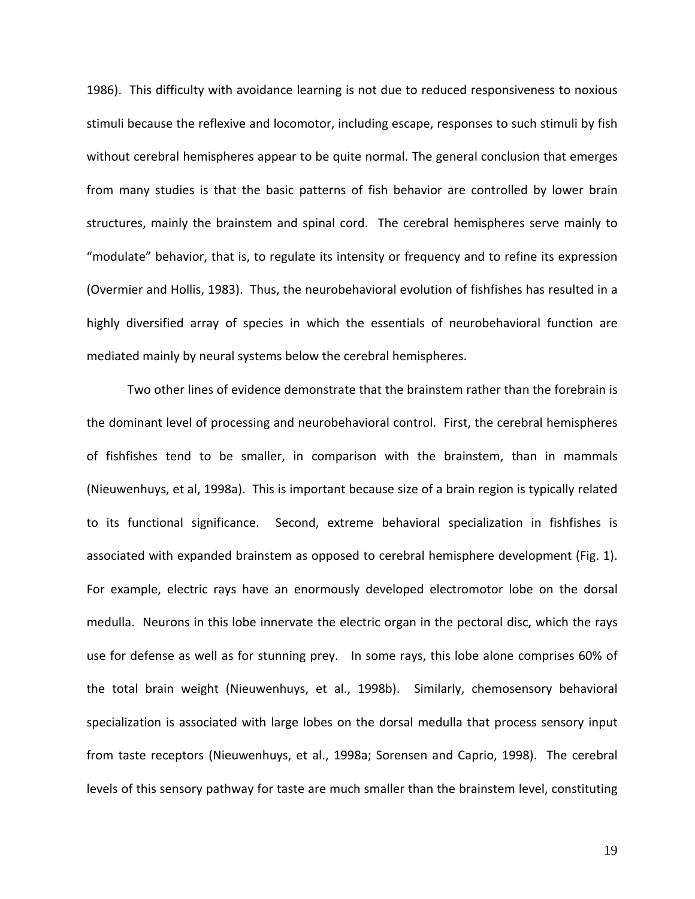1986). This difficulty with avoidance learning is not due to reduced responsiveness to noxious stimuli because the reflexive and locomotor, including escape, responses to such stimuli by fish without cerebral hemispheres appear to be quite normal. The general conclusion that emerges from many studies is that the basic patterns of fish behavior are controlled by lower brain structures, mainly the brainstem and spinal cord. The cerebral hemispheres serve mainly to "modulate" behavior, that is, to regulate its intensity or frequency and to refine its expression (Overmier and Hollis, 1983). Thus, the neurobehavioral evolution of fishfishes has resulted in a highly diversified array of species in which the essentials of neurobehavioral function are mediated mainly by neural systems below the cerebral hemispheres.

Two other lines of evidence demonstrate that the brainstem rather than the forebrain is the dominant level of processing and neurobehavioral control. First, the cerebral hemispheres of fishfishes tend to be smaller, in comparison with the brainstem, than in mammals (Nieuwenhuys, et al, 1998a). This is important because size of a brain region is typically related to its functional significance. Second, extreme behavioral specialization in fishfishes is associated with expanded brainstem as opposed to cerebral hemisphere development (Fig. 1). For example, electric rays have an enormously developed electromotor lobe on the dorsal medulla. Neurons in this lobe innervate the electric organ in the pectoral disc, which the rays use for defense as well as for stunning prey. In some rays, this lobe alone comprises 60% of the total brain weight (Nieuwenhuys, et al., 1998b). Similarly, chemosensory behavioral specialization is associated with large lobes on the dorsal medulla that process sensory input from taste receptors (Nieuwenhuys, et al., 1998a; Sorensen and Caprio, 1998). The cerebral levels of this sensory pathway for taste are much smaller than the brainstem level, constituting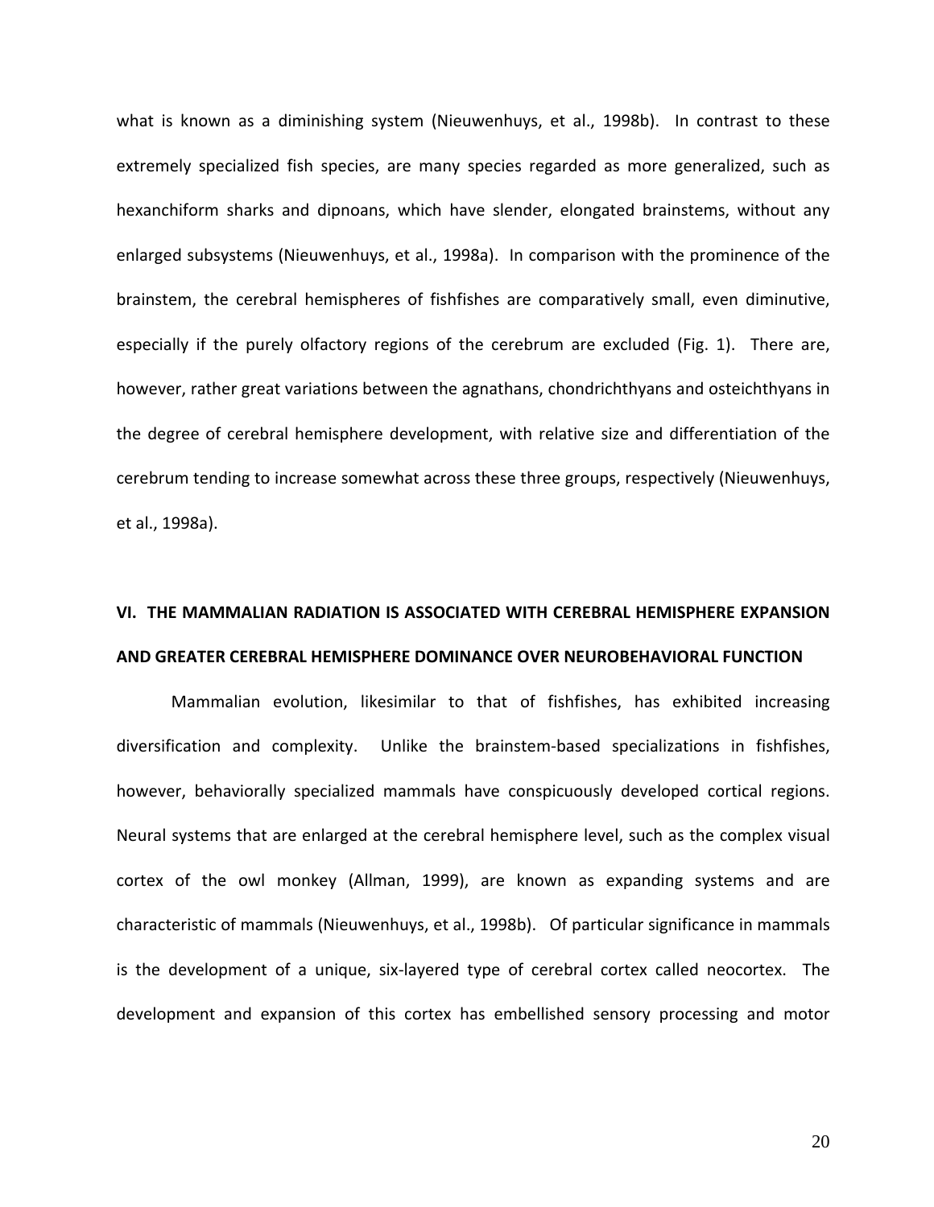what is known as a diminishing system (Nieuwenhuys, et al., 1998b). In contrast to these extremely specialized fish species, are many species regarded as more generalized, such as hexanchiform sharks and dipnoans, which have slender, elongated brainstems, without any enlarged subsystems (Nieuwenhuys, et al., 1998a). In comparison with the prominence of the brainstem, the cerebral hemispheres of fishfishes are comparatively small, even diminutive, especially if the purely olfactory regions of the cerebrum are excluded (Fig. 1). There are, however, rather great variations between the agnathans, chondrichthyans and osteichthyans in the degree of cerebral hemisphere development, with relative size and differentiation of the cerebrum tending to increase somewhat across these three groups, respectively (Nieuwenhuys, et al., 1998a).

## VI. THE MAMMALIAN RADIATION IS ASSOCIATED WITH CEREBRAL HEMISPHERE EXPANSION AND GREATER CEREBRAL HEMISPHERE DOMINANCE OVER NEUROBEHAVIORAL FUNCTION

Mammalian evolution, likesimilar to that of fishfishes, has exhibited increasing diversification and complexity. Unlike the brainstem-based specializations in fishfishes, however, behaviorally specialized mammals have conspicuously developed cortical regions. Neural systems that are enlarged at the cerebral hemisphere level, such as the complex visual cortex of the owl monkey (Allman, 1999), are known as expanding systems and are characteristic of mammals (Nieuwenhuys, et al., 1998b). Of particular significance in mammals is the development of a unique, six-layered type of cerebral cortex called neocortex. The development and expansion of this cortex has embellished sensory processing and motor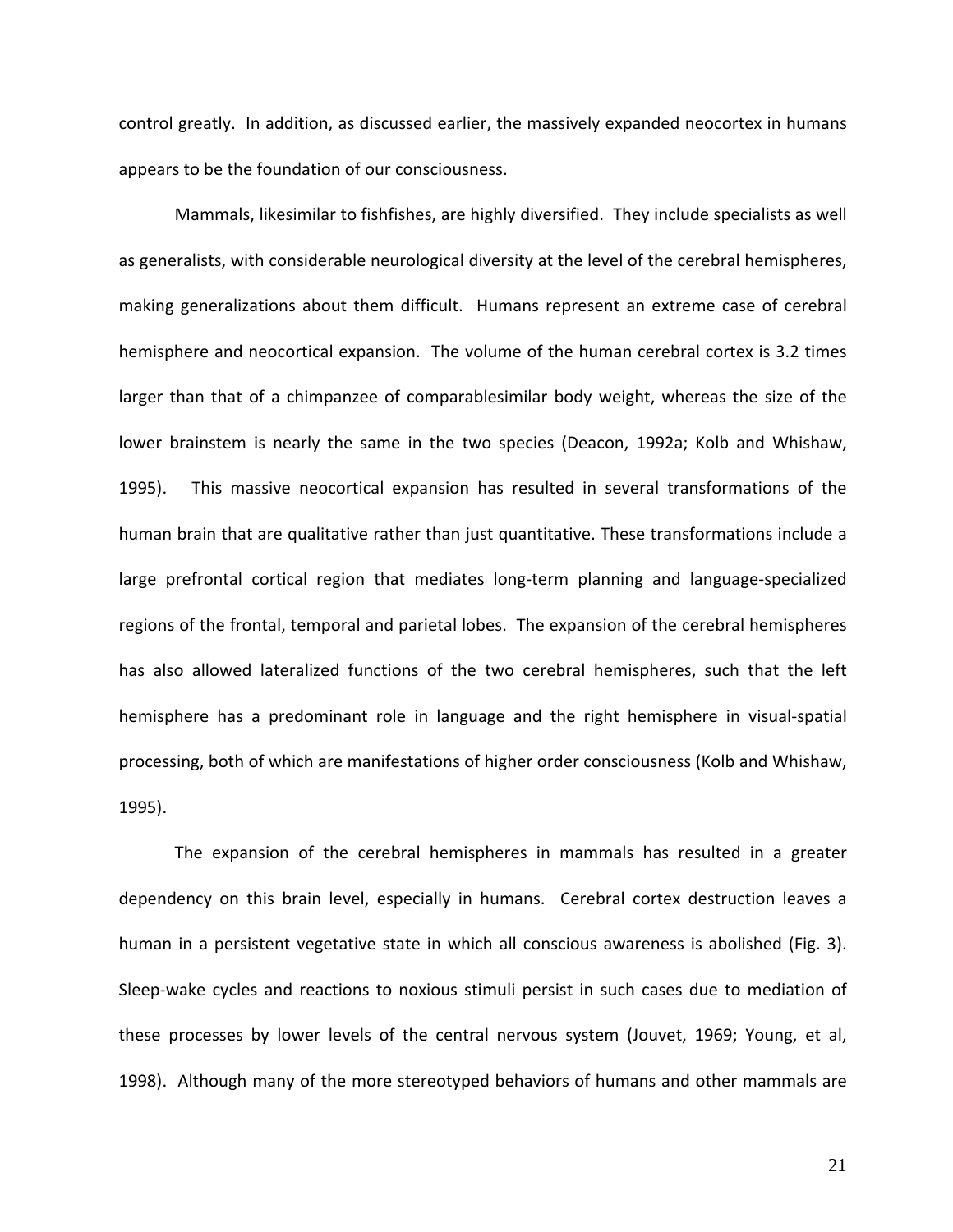control greatly. In addition, as discussed earlier, the massively expanded neocortex in humans appears to be the foundation of our consciousness.

Mammals, likesimilar to fishfishes, are highly diversified. They include specialists as well as generalists, with considerable neurological diversity at the level of the cerebral hemispheres, making generalizations about them difficult. Humans represent an extreme case of cerebral hemisphere and neocortical expansion. The volume of the human cerebral cortex is 3.2 times larger than that of a chimpanzee of comparablesimilar body weight, whereas the size of the lower brainstem is nearly the same in the two species (Deacon, 1992a; Kolb and Whishaw, 1995). This massive neocortical expansion has resulted in several transformations of the human brain that are qualitative rather than just quantitative. These transformations include a large prefrontal cortical region that mediates long-term planning and language-specialized regions of the frontal, temporal and parietal lobes. The expansion of the cerebral hemispheres has also allowed lateralized functions of the two cerebral hemispheres, such that the left hemisphere has a predominant role in language and the right hemisphere in visual-spatial processing, both of which are manifestations of higher order consciousness (Kolb and Whishaw, 1995).

The expansion of the cerebral hemispheres in mammals has resulted in a greater dependency on this brain level, especially in humans. Cerebral cortex destruction leaves a human in a persistent vegetative state in which all conscious awareness is abolished (Fig. 3). Sleep-wake cycles and reactions to noxious stimuli persist in such cases due to mediation of these processes by lower levels of the central nervous system (Jouvet, 1969; Young, et al, 1998). Although many of the more stereotyped behaviors of humans and other mammals are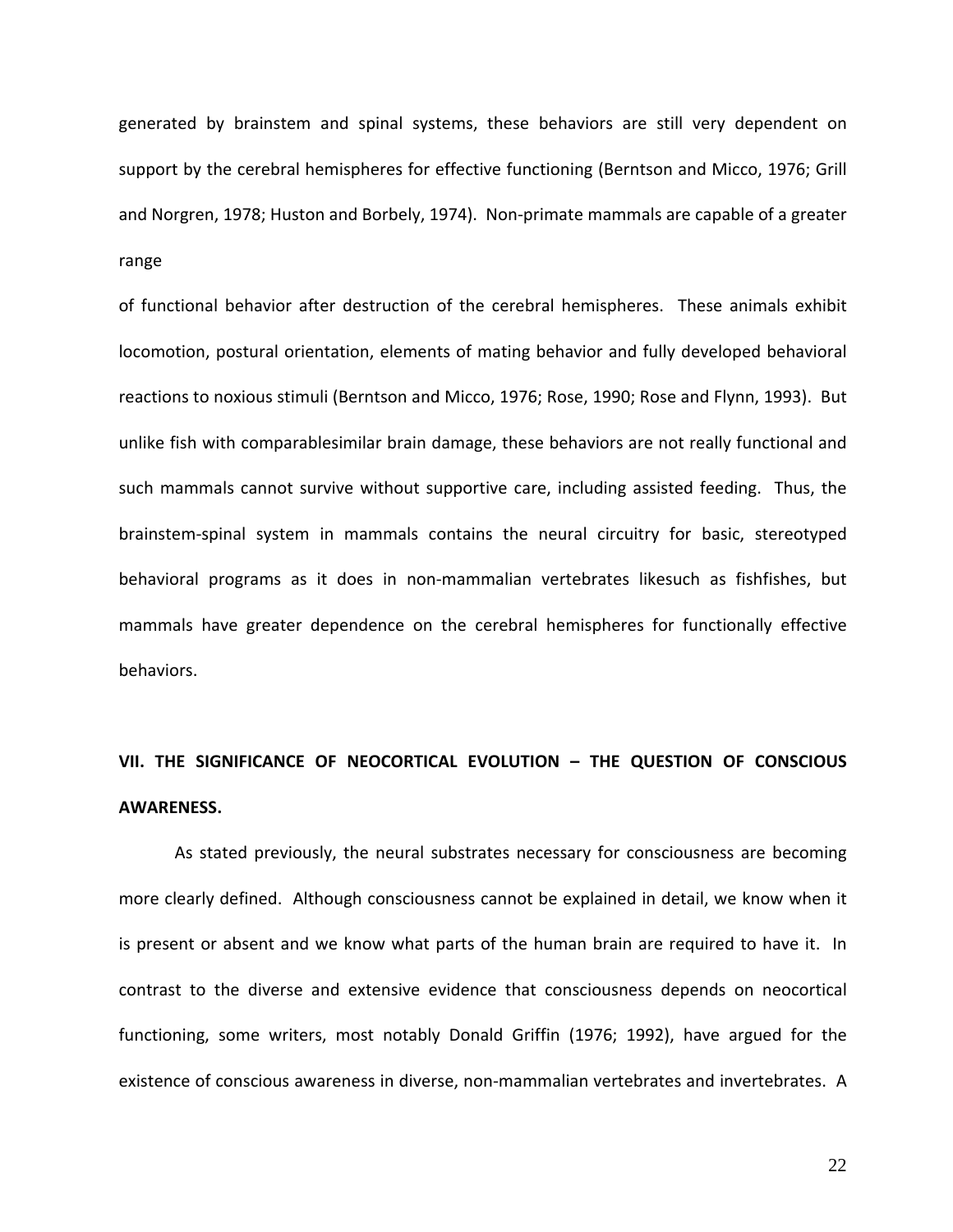generated by brainstem and spinal systems, these behaviors are still very dependent on support by the cerebral hemispheres for effective functioning (Berntson and Micco, 1976; Grill and Norgren, 1978; Huston and Borbely, 1974). Non-primate mammals are capable of a greater range

of functional behavior after destruction of the cerebral hemispheres. These animals exhibit locomotion, postural orientation, elements of mating behavior and fully developed behavioral reactions to noxious stimuli (Berntson and Micco, 1976; Rose, 1990; Rose and Flynn, 1993). But unlike fish with comparablesimilar brain damage, these behaviors are not really functional and such mammals cannot survive without supportive care, including assisted feeding. Thus, the brainstem-spinal system in mammals contains the neural circuitry for basic, stereotyped behavioral programs as it does in non-mammalian vertebrates likesuch as fishfishes, but mammals have greater dependence on the cerebral hemispheres for functionally effective behaviors.

## VII. THE SIGNIFICANCE OF NEOCORTICAL EVOLUTION – THE QUESTION OF CONSCIOUS AWARENESS.

As stated previously, the neural substrates necessary for consciousness are becoming more clearly defined. Although consciousness cannot be explained in detail, we know when it is present or absent and we know what parts of the human brain are required to have it. In contrast to the diverse and extensive evidence that consciousness depends on neocortical functioning, some writers, most notably Donald Griffin (1976; 1992), have argued for the existence of conscious awareness in diverse, non-mammalian vertebrates and invertebrates. A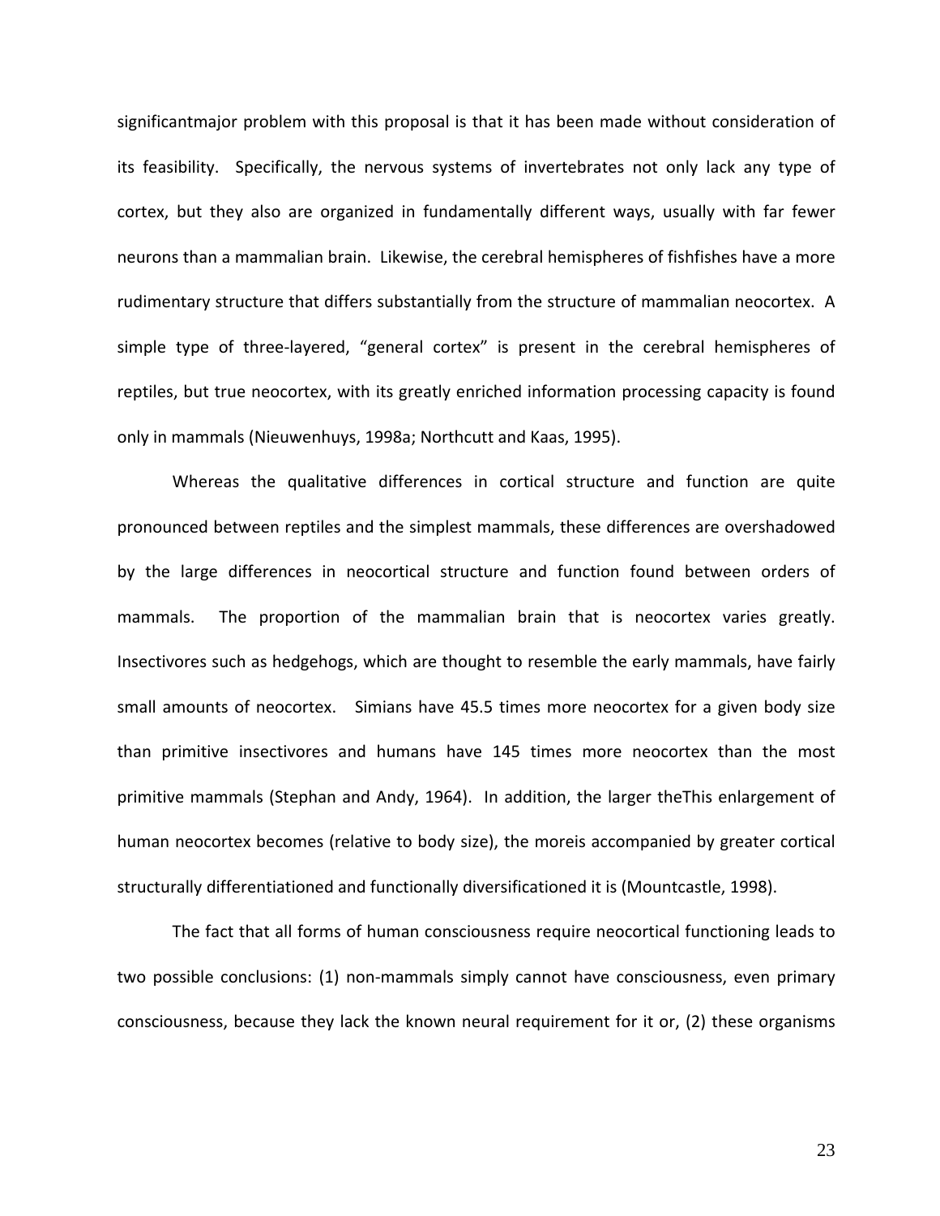significantmajor problem with this proposal is that it has been made without consideration of its feasibility. Specifically, the nervous systems of invertebrates not only lack any type of cortex, but they also are organized in fundamentally different ways, usually with far fewer neurons than a mammalian brain. Likewise, the cerebral hemispheres of fishfishes have a more rudimentary structure that differs substantially from the structure of mammalian neocortex. A simple type of three-layered, "general cortex" is present in the cerebral hemispheres of reptiles, but true neocortex, with its greatly enriched information processing capacity is found only in mammals (Nieuwenhuys, 1998a; Northcutt and Kaas, 1995).

Whereas the qualitative differences in cortical structure and function are quite pronounced between reptiles and the simplest mammals, these differences are overshadowed by the large differences in neocortical structure and function found between orders of mammals. The proportion of the mammalian brain that is neocortex varies greatly. Insectivores such as hedgehogs, which are thought to resemble the early mammals, have fairly small amounts of neocortex. Simians have 45.5 times more neocortex for a given body size than primitive insectivores and humans have 145 times more neocortex than the most primitive mammals (Stephan and Andy, 1964). In addition, the larger theThis enlargement of human neocortex becomes (relative to body size), the moreis accompanied by greater cortical structurally differentiationed and functionally diversificationed it is (Mountcastle, 1998).

The fact that all forms of human consciousness require neocortical functioning leads to two possible conclusions: (1) non-mammals simply cannot have consciousness, even primary consciousness, because they lack the known neural requirement for it or, (2) these organisms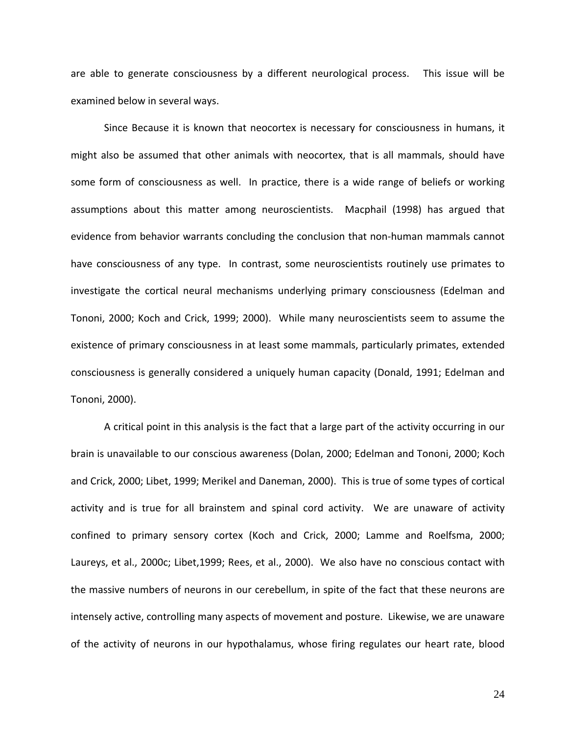are able to generate consciousness by a different neurological process. This issue will be examined below in several ways.

Since Because it is known that neocortex is necessary for consciousness in humans, it might also be assumed that other animals with neocortex, that is all mammals, should have some form of consciousness as well. In practice, there is a wide range of beliefs or working assumptions about this matter among neuroscientists. Macphail (1998) has argued that evidence from behavior warrants concluding the conclusion that non-human mammals cannot have consciousness of any type. In contrast, some neuroscientists routinely use primates to investigate the cortical neural mechanisms underlying primary consciousness (Edelman and Tononi, 2000; Koch and Crick, 1999; 2000). While many neuroscientists seem to assume the existence of primary consciousness in at least some mammals, particularly primates, extended consciousness is generally considered a uniquely human capacity (Donald, 1991; Edelman and Tononi, 2000).

A critical point in this analysis is the fact that a large part of the activity occurring in our brain is unavailable to our conscious awareness (Dolan, 2000; Edelman and Tononi, 2000; Koch and Crick, 2000; Libet, 1999; Merikel and Daneman, 2000). This is true of some types of cortical activity and is true for all brainstem and spinal cord activity. We are unaware of activity confined to primary sensory cortex (Koch and Crick, 2000; Lamme and Roelfsma, 2000; Laureys, et al., 2000c; Libet,1999; Rees, et al., 2000). We also have no conscious contact with the massive numbers of neurons in our cerebellum, in spite of the fact that these neurons are intensely active, controlling many aspects of movement and posture. Likewise, we are unaware of the activity of neurons in our hypothalamus, whose firing regulates our heart rate, blood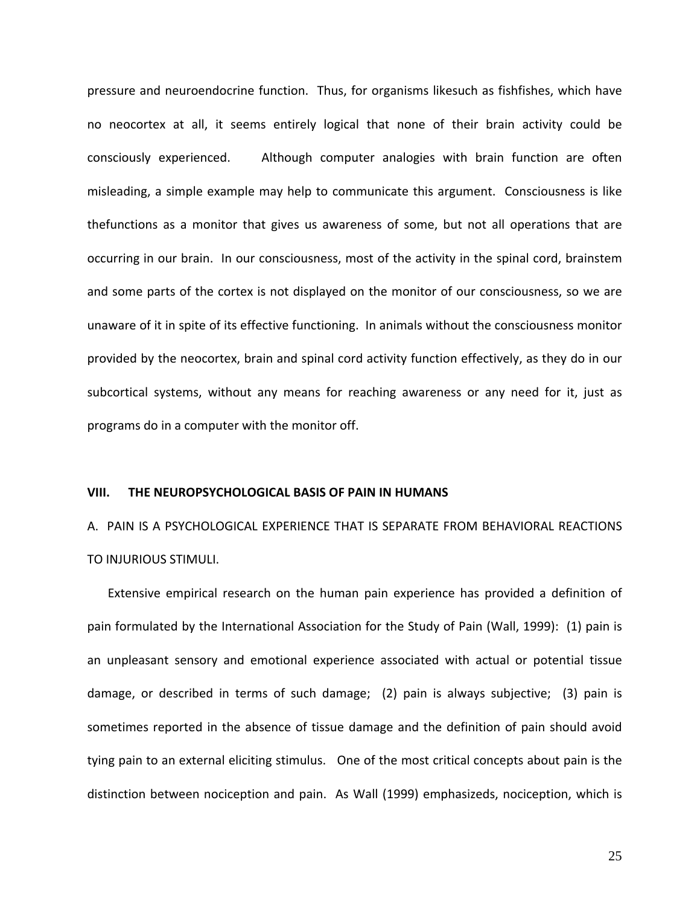pressure and neuroendocrine function. Thus, for organisms likesuch as fishfishes, which have no neocortex at all, it seems entirely logical that none of their brain activity could be consciously experienced. Although computer analogies with brain function are often misleading, a simple example may help to communicate this argument. Consciousness is like thefunctions as a monitor that gives us awareness of some, but not all operations that are occurring in our brain. In our consciousness, most of the activity in the spinal cord, brainstem and some parts of the cortex is not displayed on the monitor of our consciousness, so we are unaware of it in spite of its effective functioning. In animals without the consciousness monitor provided by the neocortex, brain and spinal cord activity function effectively, as they do in our subcortical systems, without any means for reaching awareness or any need for it, just as programs do in a computer with the monitor off.

## VIII. THE NEUROPSYCHOLOGICAL BASIS OF PAIN IN HUMANS

### A. PAIN IS A PSYCHOLOGICAL EXPERIENCE THAT IS SEPARATE FROM BEHAVIORAL REACTIONS TO INJURIOUS STIMULI.

Extensive empirical research on the human pain experience has provided a definition of pain formulated by the International Association for the Study of Pain (Wall, 1999): (1) pain is an unpleasant sensory and emotional experience associated with actual or potential tissue damage, or described in terms of such damage; (2) pain is always subjective; (3) pain is sometimes reported in the absence of tissue damage and the definition of pain should avoid tying pain to an external eliciting stimulus. One of the most critical concepts about pain is the distinction between nociception and pain. As Wall (1999) emphasizeds, nociception, which is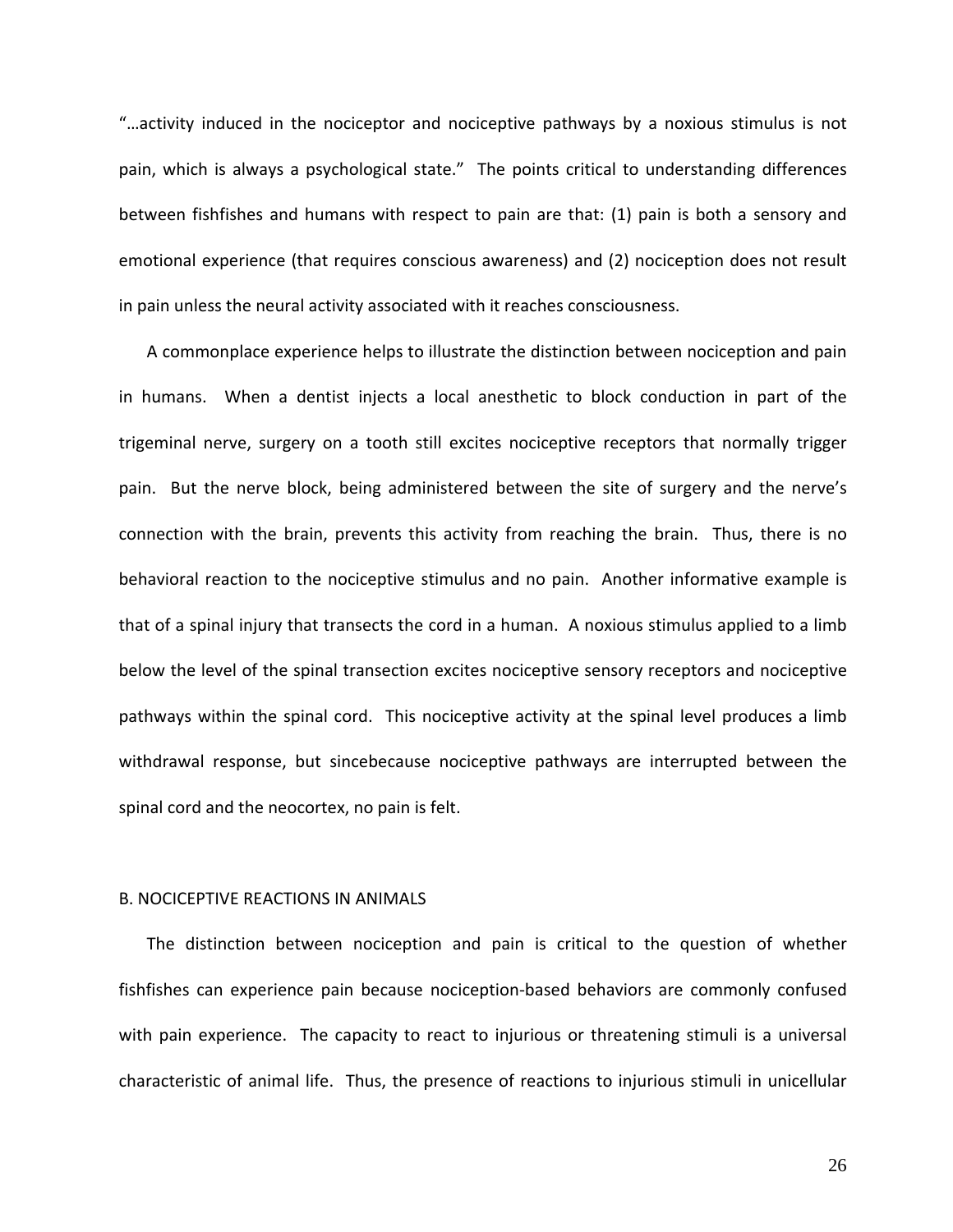"…activity induced in the nociceptor and nociceptive pathways by a noxious stimulus is not pain, which is always a psychological state." The points critical to understanding differences between fishfishes and humans with respect to pain are that: (1) pain is both a sensory and emotional experience (that requires conscious awareness) and (2) nociception does not result in pain unless the neural activity associated with it reaches consciousness.

A commonplace experience helps to illustrate the distinction between nociception and pain in humans. When a dentist injects a local anesthetic to block conduction in part of the trigeminal nerve, surgery on a tooth still excites nociceptive receptors that normally trigger pain. But the nerve block, being administered between the site of surgery and the nerve's connection with the brain, prevents this activity from reaching the brain. Thus, there is no behavioral reaction to the nociceptive stimulus and no pain. Another informative example is that of a spinal injury that transects the cord in a human. A noxious stimulus applied to a limb below the level of the spinal transection excites nociceptive sensory receptors and nociceptive pathways within the spinal cord. This nociceptive activity at the spinal level produces a limb withdrawal response, but sincebecause nociceptive pathways are interrupted between the spinal cord and the neocortex, no pain is felt.

### B. NOCICEPTIVE REACTIONS IN ANIMALS

The distinction between nociception and pain is critical to the question of whether fishfishes can experience pain because nociception-based behaviors are commonly confused with pain experience. The capacity to react to injurious or threatening stimuli is a universal characteristic of animal life. Thus, the presence of reactions to injurious stimuli in unicellular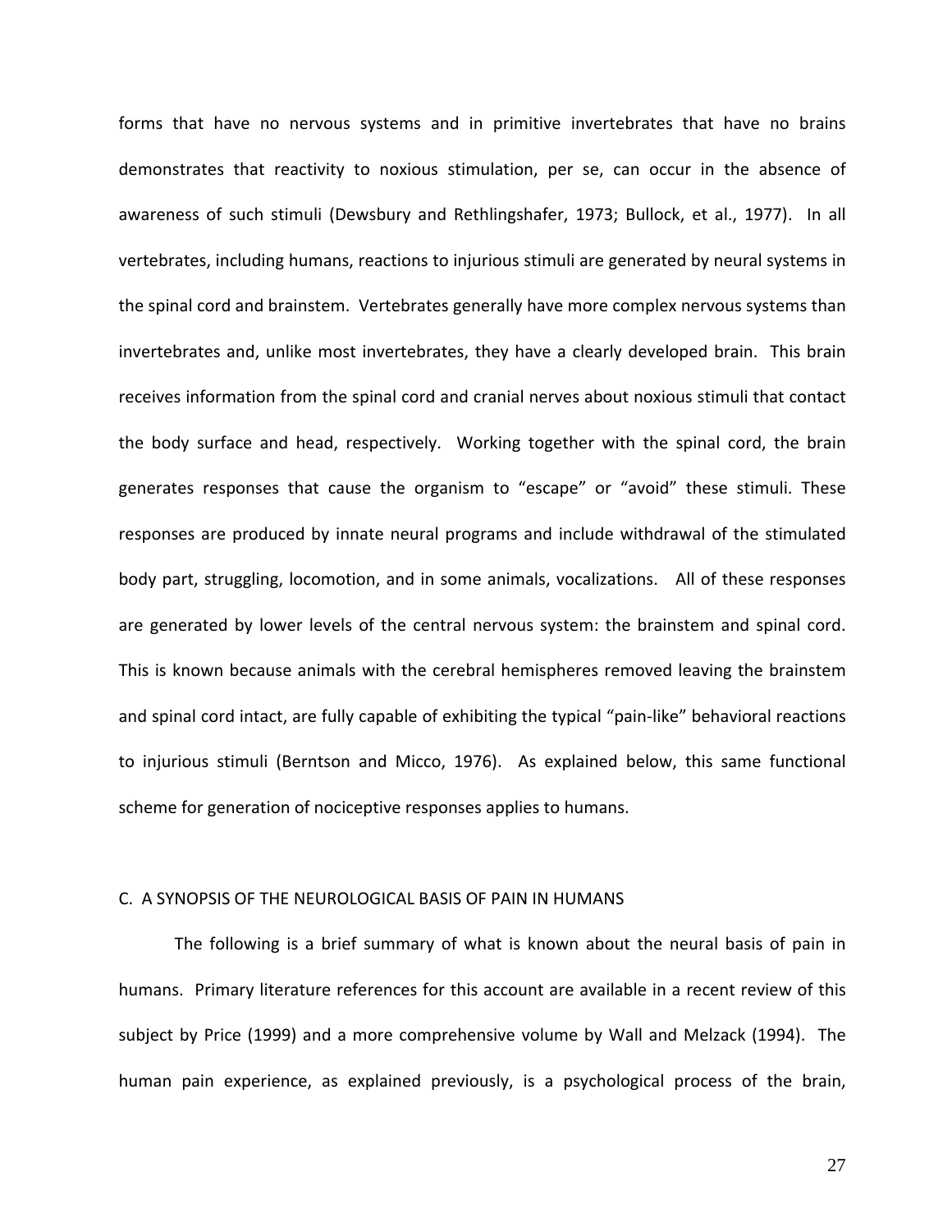forms that have no nervous systems and in primitive invertebrates that have no brains demonstrates that reactivity to noxious stimulation, per se, can occur in the absence of awareness of such stimuli (Dewsbury and Rethlingshafer, 1973; Bullock, et al., 1977). In all vertebrates, including humans, reactions to injurious stimuli are generated by neural systems in the spinal cord and brainstem. Vertebrates generally have more complex nervous systems than invertebrates and, unlike most invertebrates, they have a clearly developed brain. This brain receives information from the spinal cord and cranial nerves about noxious stimuli that contact the body surface and head, respectively. Working together with the spinal cord, the brain generates responses that cause the organism to "escape" or "avoid" these stimuli. These responses are produced by innate neural programs and include withdrawal of the stimulated body part, struggling, locomotion, and in some animals, vocalizations. All of these responses are generated by lower levels of the central nervous system: the brainstem and spinal cord. This is known because animals with the cerebral hemispheres removed leaving the brainstem and spinal cord intact, are fully capable of exhibiting the typical "pain-like" behavioral reactions to injurious stimuli (Berntson and Micco, 1976). As explained below, this same functional scheme for generation of nociceptive responses applies to humans.

## C. A SYNOPSIS OF THE NEUROLOGICAL BASIS OF PAIN IN HUMANS

The following is a brief summary of what is known about the neural basis of pain in humans. Primary literature references for this account are available in a recent review of this subject by Price (1999) and a more comprehensive volume by Wall and Melzack (1994). The human pain experience, as explained previously, is a psychological process of the brain,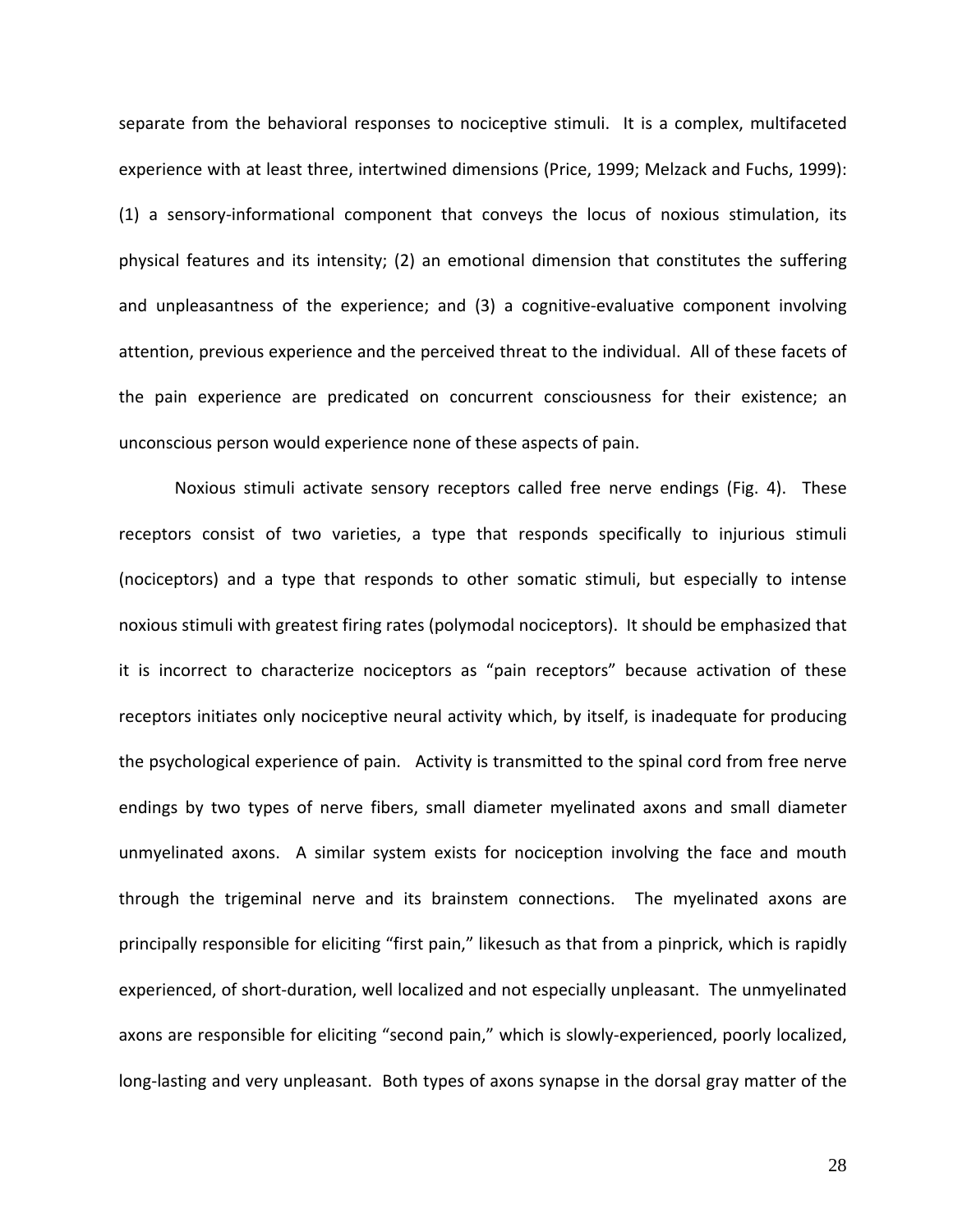separate from the behavioral responses to nociceptive stimuli. It is a complex, multifaceted experience with at least three, intertwined dimensions (Price, 1999; Melzack and Fuchs, 1999): (1) a sensory-informational component that conveys the locus of noxious stimulation, its physical features and its intensity; (2) an emotional dimension that constitutes the suffering and unpleasantness of the experience; and (3) a cognitive-evaluative component involving attention, previous experience and the perceived threat to the individual. All of these facets of the pain experience are predicated on concurrent consciousness for their existence; an unconscious person would experience none of these aspects of pain.

Noxious stimuli activate sensory receptors called free nerve endings (Fig. 4). These receptors consist of two varieties, a type that responds specifically to injurious stimuli (nociceptors) and a type that responds to other somatic stimuli, but especially to intense noxious stimuli with greatest firing rates (polymodal nociceptors). It should be emphasized that it is incorrect to characterize nociceptors as "pain receptors" because activation of these receptors initiates only nociceptive neural activity which, by itself, is inadequate for producing the psychological experience of pain. Activity is transmitted to the spinal cord from free nerve endings by two types of nerve fibers, small diameter myelinated axons and small diameter unmyelinated axons. A similar system exists for nociception involving the face and mouth through the trigeminal nerve and its brainstem connections. The myelinated axons are principally responsible for eliciting "first pain," likesuch as that from a pinprick, which is rapidly experienced, of short-duration, well localized and not especially unpleasant. The unmyelinated axons are responsible for eliciting "second pain," which is slowly-experienced, poorly localized, long-lasting and very unpleasant. Both types of axons synapse in the dorsal gray matter of the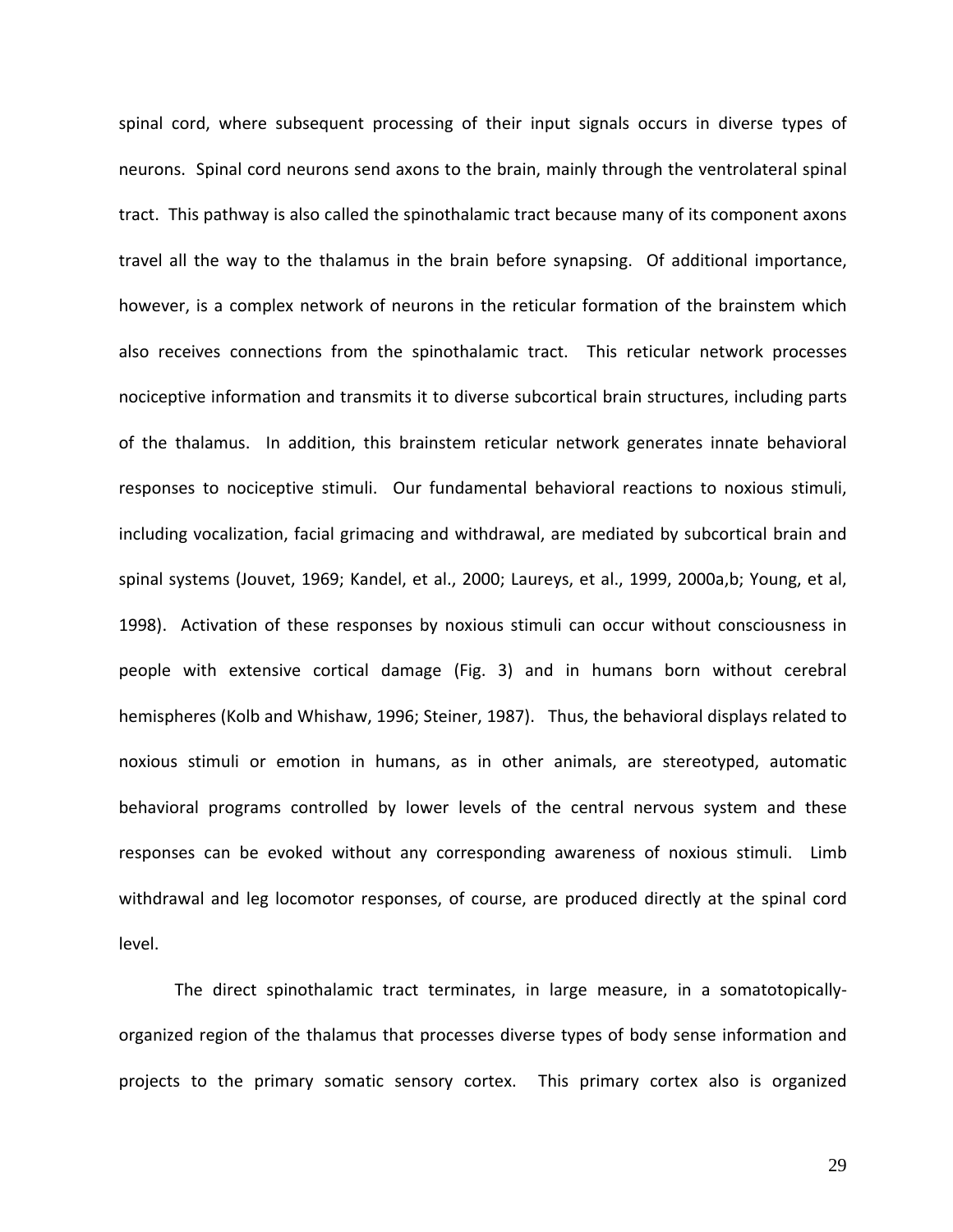spinal cord, where subsequent processing of their input signals occurs in diverse types of neurons. Spinal cord neurons send axons to the brain, mainly through the ventrolateral spinal tract. This pathway is also called the spinothalamic tract because many of its component axons travel all the way to the thalamus in the brain before synapsing. Of additional importance, however, is a complex network of neurons in the reticular formation of the brainstem which also receives connections from the spinothalamic tract. This reticular network processes nociceptive information and transmits it to diverse subcortical brain structures, including parts of the thalamus. In addition, this brainstem reticular network generates innate behavioral responses to nociceptive stimuli. Our fundamental behavioral reactions to noxious stimuli, including vocalization, facial grimacing and withdrawal, are mediated by subcortical brain and spinal systems (Jouvet, 1969; Kandel, et al., 2000; Laureys, et al., 1999, 2000a,b; Young, et al, 1998). Activation of these responses by noxious stimuli can occur without consciousness in people with extensive cortical damage (Fig. 3) and in humans born without cerebral hemispheres (Kolb and Whishaw, 1996; Steiner, 1987). Thus, the behavioral displays related to noxious stimuli or emotion in humans, as in other animals, are stereotyped, automatic behavioral programs controlled by lower levels of the central nervous system and these responses can be evoked without any corresponding awareness of noxious stimuli. Limb withdrawal and leg locomotor responses, of course, are produced directly at the spinal cord level.

The direct spinothalamic tract terminates, in large measure, in a somatotopically-organized region of the thalamus that processes diverse types of body sense information and projects to the primary somatic sensory cortex. This primary cortex also is organized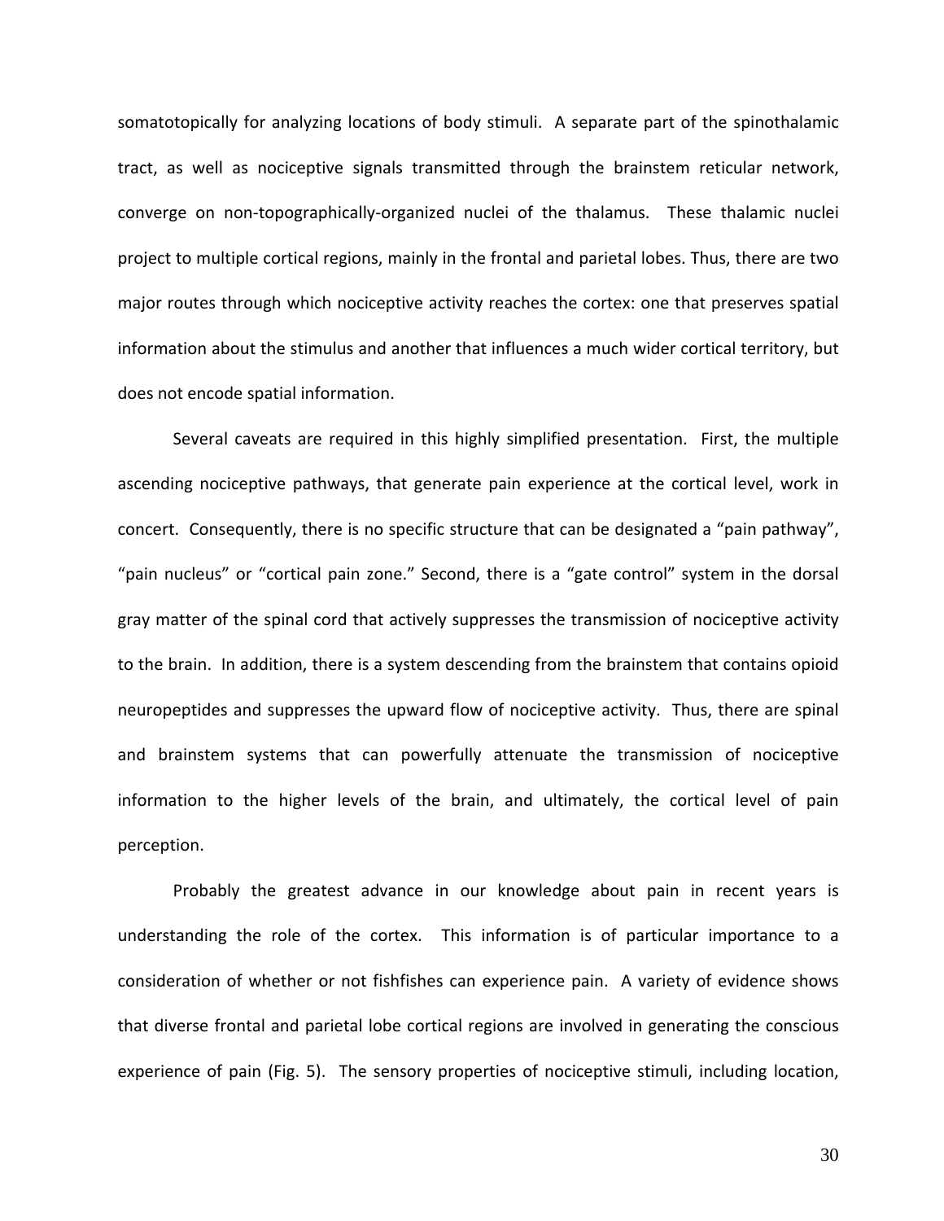somatotopically for analyzing locations of body stimuli. A separate part of the spinothalamic tract, as well as nociceptive signals transmitted through the brainstem reticular network, converge on non-topographically-organized nuclei of the thalamus. These thalamic nuclei project to multiple cortical regions, mainly in the frontal and parietal lobes. Thus, there are two major routes through which nociceptive activity reaches the cortex: one that preserves spatial information about the stimulus and another that influences a much wider cortical territory, but does not encode spatial information.

Several caveats are required in this highly simplified presentation. First, the multiple ascending nociceptive pathways, that generate pain experience at the cortical level, work in concert. Consequently, there is no specific structure that can be designated a "pain pathway", "pain nucleus" or "cortical pain zone." Second, there is a "gate control" system in the dorsal gray matter of the spinal cord that actively suppresses the transmission of nociceptive activity to the brain. In addition, there is a system descending from the brainstem that contains opioid neuropeptides and suppresses the upward flow of nociceptive activity. Thus, there are spinal and brainstem systems that can powerfully attenuate the transmission of nociceptive information to the higher levels of the brain, and ultimately, the cortical level of pain perception.

Probably the greatest advance in our knowledge about pain in recent years is understanding the role of the cortex. This information is of particular importance to a consideration of whether or not fishfishes can experience pain. A variety of evidence shows that diverse frontal and parietal lobe cortical regions are involved in generating the conscious experience of pain (Fig. 5). The sensory properties of nociceptive stimuli, including location,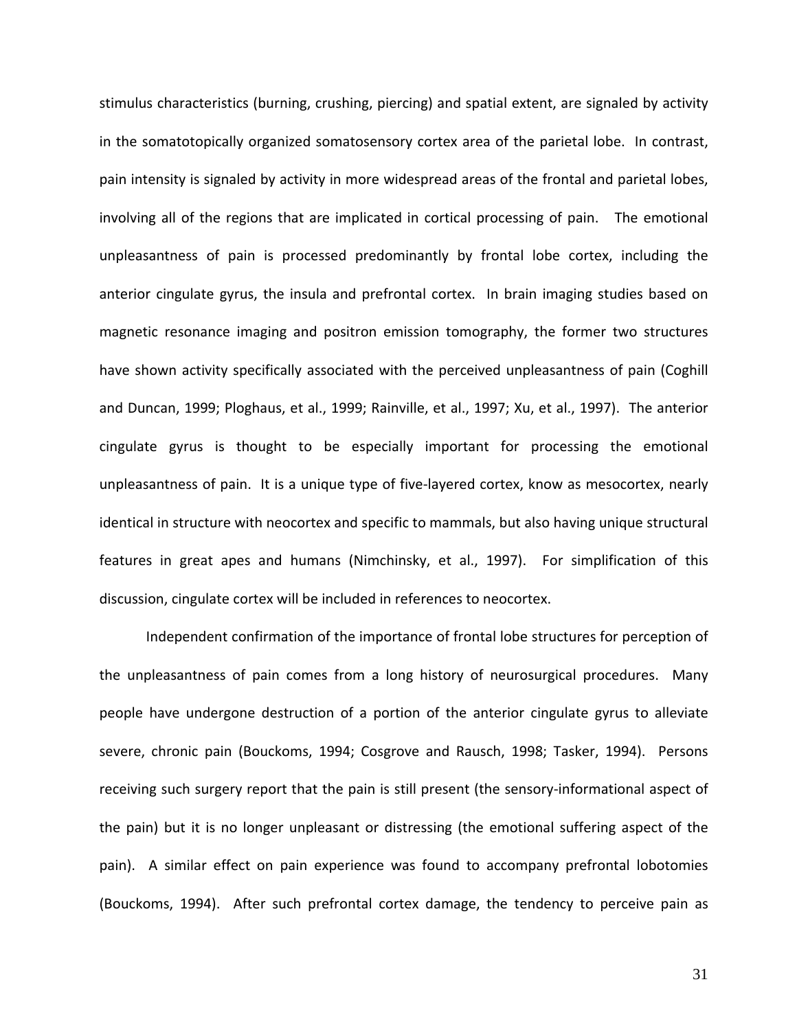stimulus characteristics (burning, crushing, piercing) and spatial extent, are signaled by activity in the somatotopically organized somatosensory cortex area of the parietal lobe. In contrast, pain intensity is signaled by activity in more widespread areas of the frontal and parietal lobes, involving all of the regions that are implicated in cortical processing of pain. The emotional unpleasantness of pain is processed predominantly by frontal lobe cortex, including the anterior cingulate gyrus, the insula and prefrontal cortex. In brain imaging studies based on magnetic resonance imaging and positron emission tomography, the former two structures have shown activity specifically associated with the perceived unpleasantness of pain (Coghill and Duncan, 1999; Ploghaus, et al., 1999; Rainville, et al., 1997; Xu, et al., 1997). The anterior cingulate gyrus is thought to be especially important for processing the emotional unpleasantness of pain. It is a unique type of five-layered cortex, know as mesocortex, nearly identical in structure with neocortex and specific to mammals, but also having unique structural features in great apes and humans (Nimchinsky, et al., 1997). For simplification of this discussion, cingulate cortex will be included in references to neocortex.

Independent confirmation of the importance of frontal lobe structures for perception of the unpleasantness of pain comes from a long history of neurosurgical procedures. Many people have undergone destruction of a portion of the anterior cingulate gyrus to alleviate severe, chronic pain (Bouckoms, 1994; Cosgrove and Rausch, 1998; Tasker, 1994). Persons receiving such surgery report that the pain is still present (the sensory-informational aspect of the pain) but it is no longer unpleasant or distressing (the emotional suffering aspect of the pain). A similar effect on pain experience was found to accompany prefrontal lobotomies (Bouckoms, 1994). After such prefrontal cortex damage, the tendency to perceive pain as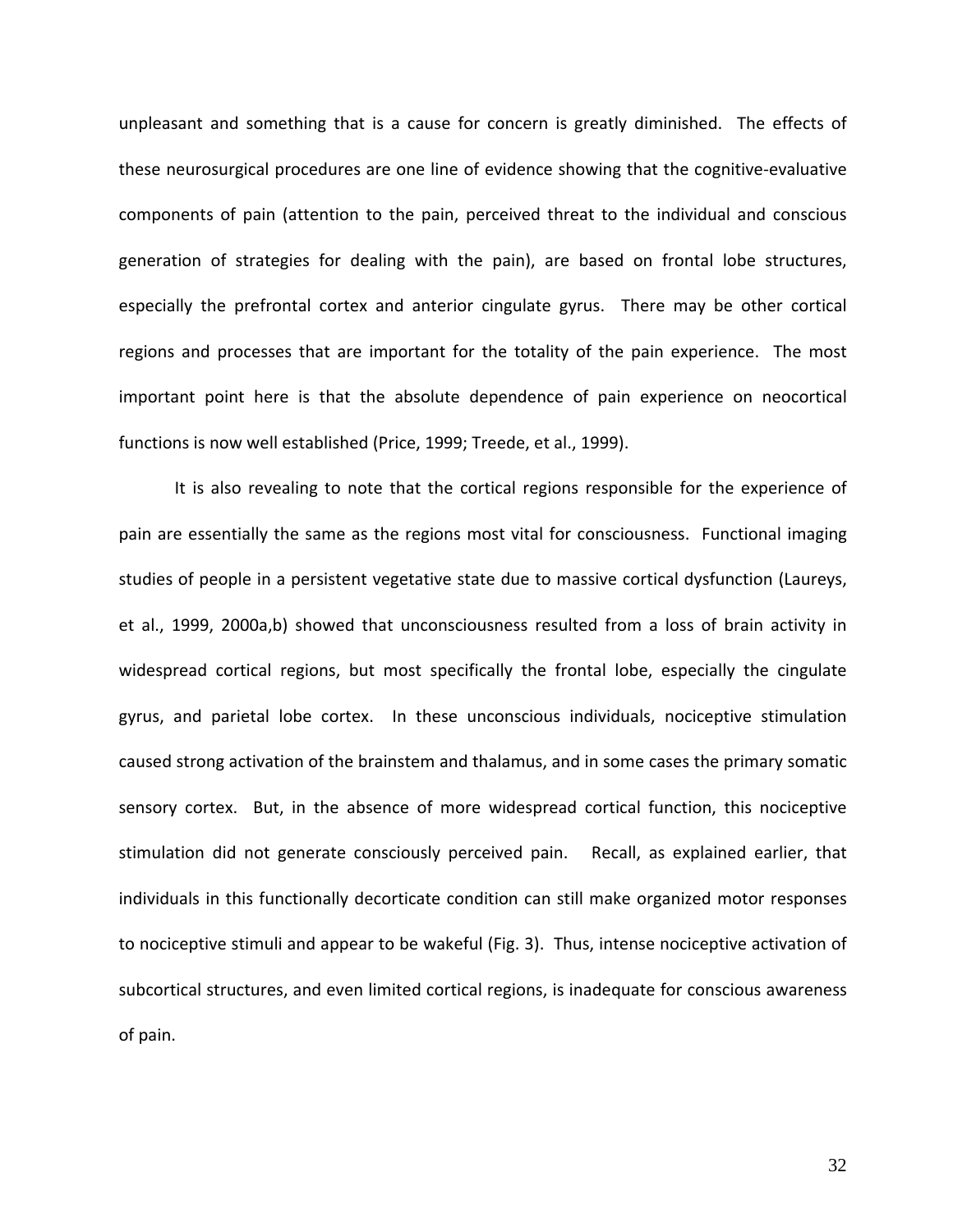unpleasant and something that is a cause for concern is greatly diminished. The effects of these neurosurgical procedures are one line of evidence showing that the cognitive-evaluative components of pain (attention to the pain, perceived threat to the individual and conscious generation of strategies for dealing with the pain), are based on frontal lobe structures, especially the prefrontal cortex and anterior cingulate gyrus. There may be other cortical regions and processes that are important for the totality of the pain experience. The most important point here is that the absolute dependence of pain experience on neocortical functions is now well established (Price, 1999; Treede, et al., 1999).

It is also revealing to note that the cortical regions responsible for the experience of pain are essentially the same as the regions most vital for consciousness. Functional imaging studies of people in a persistent vegetative state due to massive cortical dysfunction (Laureys, et al., 1999, 2000a,b) showed that unconsciousness resulted from a loss of brain activity in widespread cortical regions, but most specifically the frontal lobe, especially the cingulate gyrus, and parietal lobe cortex. In these unconscious individuals, nociceptive stimulation caused strong activation of the brainstem and thalamus, and in some cases the primary somatic sensory cortex. But, in the absence of more widespread cortical function, this nociceptive stimulation did not generate consciously perceived pain. Recall, as explained earlier, that individuals in this functionally decorticate condition can still make organized motor responses to nociceptive stimuli and appear to be wakeful (Fig. 3). Thus, intense nociceptive activation of subcortical structures, and even limited cortical regions, is inadequate for conscious awareness of pain.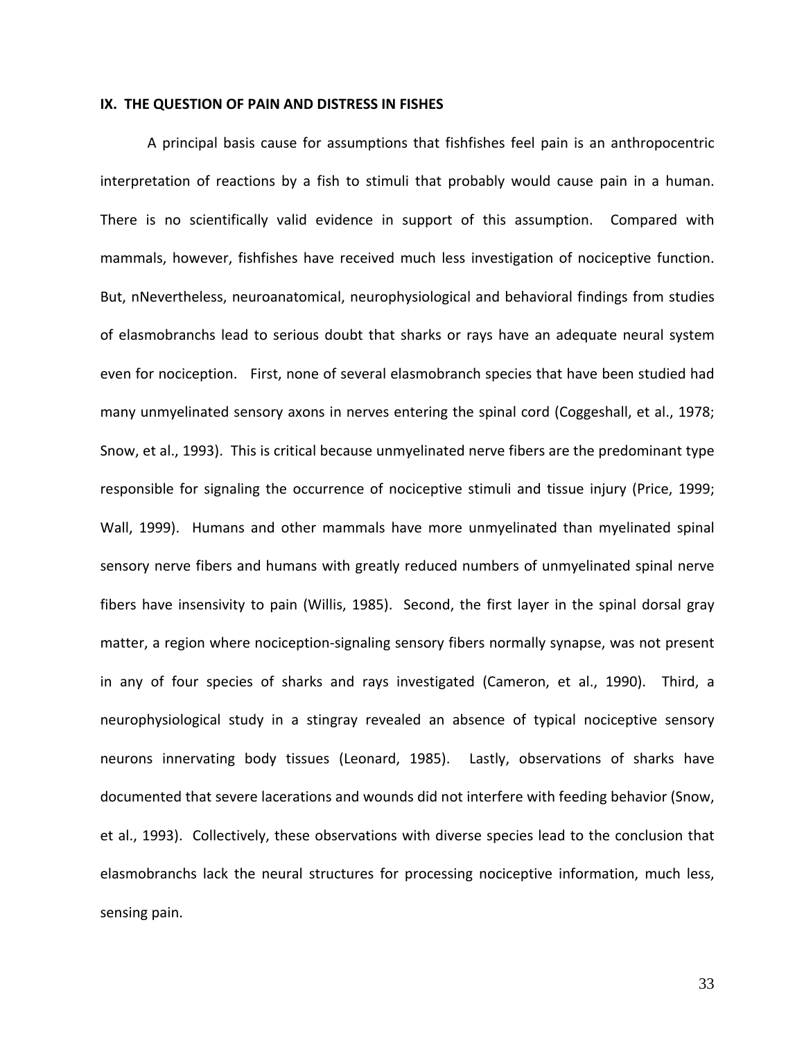**IX. THE QUESTION OF PAIN AND DISTRESS IN FISHES**

A principal basis cause for assumptions that fishfishes feel pain is an anthropocentric interpretation of reactions by a fish to stimuli that probably would cause pain in a human. There is no scientifically valid evidence in support of this assumption. Compared with mammals, however, fishfishes have received much less investigation of nociceptive function. But, nNevertheless, neuroanatomical, neurophysiological and behavioral findings from studies of elasmobranchs lead to serious doubt that sharks or rays have an adequate neural system even for nociception. First, none of several elasmobranch species that have been studied had many unmyelinated sensory axons in nerves entering the spinal cord (Coggeshall, et al., 1978; Snow, et al., 1993). This is critical because unmyelinated nerve fibers are the predominant type responsible for signaling the occurrence of nociceptive stimuli and tissue injury (Price, 1999; Wall, 1999). Humans and other mammals have more unmyelinated than myelinated spinal sensory nerve fibers and humans with greatly reduced numbers of unmyelinated spinal nerve fibers have insensivity to pain (Willis, 1985). Second, the first layer in the spinal dorsal gray matter, a region where nociception-signaling sensory fibers normally synapse, was not present in any of four species of sharks and rays investigated (Cameron, et al., 1990). Third, a neurophysiological study in a stingray revealed an absence of typical nociceptive sensory neurons innervating body tissues (Leonard, 1985). Lastly, observations of sharks have documented that severe lacerations and wounds did not interfere with feeding behavior (Snow, et al., 1993). Collectively, these observations with diverse species lead to the conclusion that elasmobranchs lack the neural structures for processing nociceptive information, much less, sensing pain.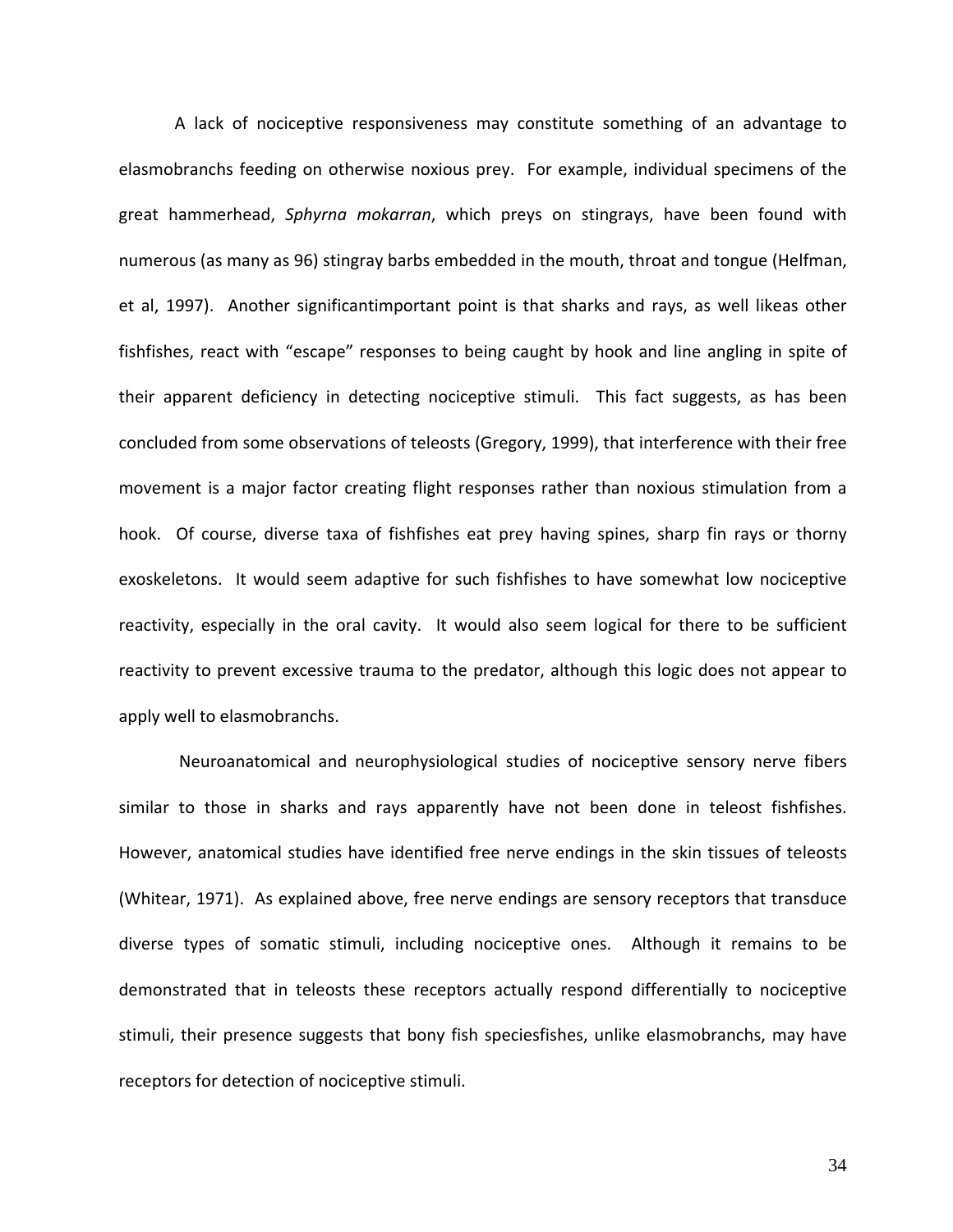A lack of nociceptive responsiveness may constitute something of an advantage to elasmobranchs feeding on otherwise noxious prey. For example, individual specimens of the great hammerhead, *Sphyrna mokarran*, which preys on stingrays, have been found with numerous (as many as 96) stingray barbs embedded in the mouth, throat and tongue (Helfman, et al, 1997). Another significantimportant point is that sharks and rays, as well likeas other fishfishes, react with "escape" responses to being caught by hook and line angling in spite of their apparent deficiency in detecting nociceptive stimuli. This fact suggests, as has been concluded from some observations of teleosts (Gregory, 1999), that interference with their free movement is a major factor creating flight responses rather than noxious stimulation from a hook. Of course, diverse taxa of fishfishes eat prey having spines, sharp fin rays or thorny exoskeletons. It would seem adaptive for such fishfishes to have somewhat low nociceptive reactivity, especially in the oral cavity. It would also seem logical for there to be sufficient reactivity to prevent excessive trauma to the predator, although this logic does not appear to apply well to elasmobranchs.

Neuroanatomical and neurophysiological studies of nociceptive sensory nerve fibers similar to those in sharks and rays apparently have not been done in teleost fishfishes. However, anatomical studies have identified free nerve endings in the skin tissues of teleosts (Whitear, 1971). As explained above, free nerve endings are sensory receptors that transduce diverse types of somatic stimuli, including nociceptive ones. Although it remains to be demonstrated that in teleosts these receptors actually respond differentially to nociceptive stimuli, their presence suggests that bony fish speciesfishes, unlike elasmobranchs, may have receptors for detection of nociceptive stimuli.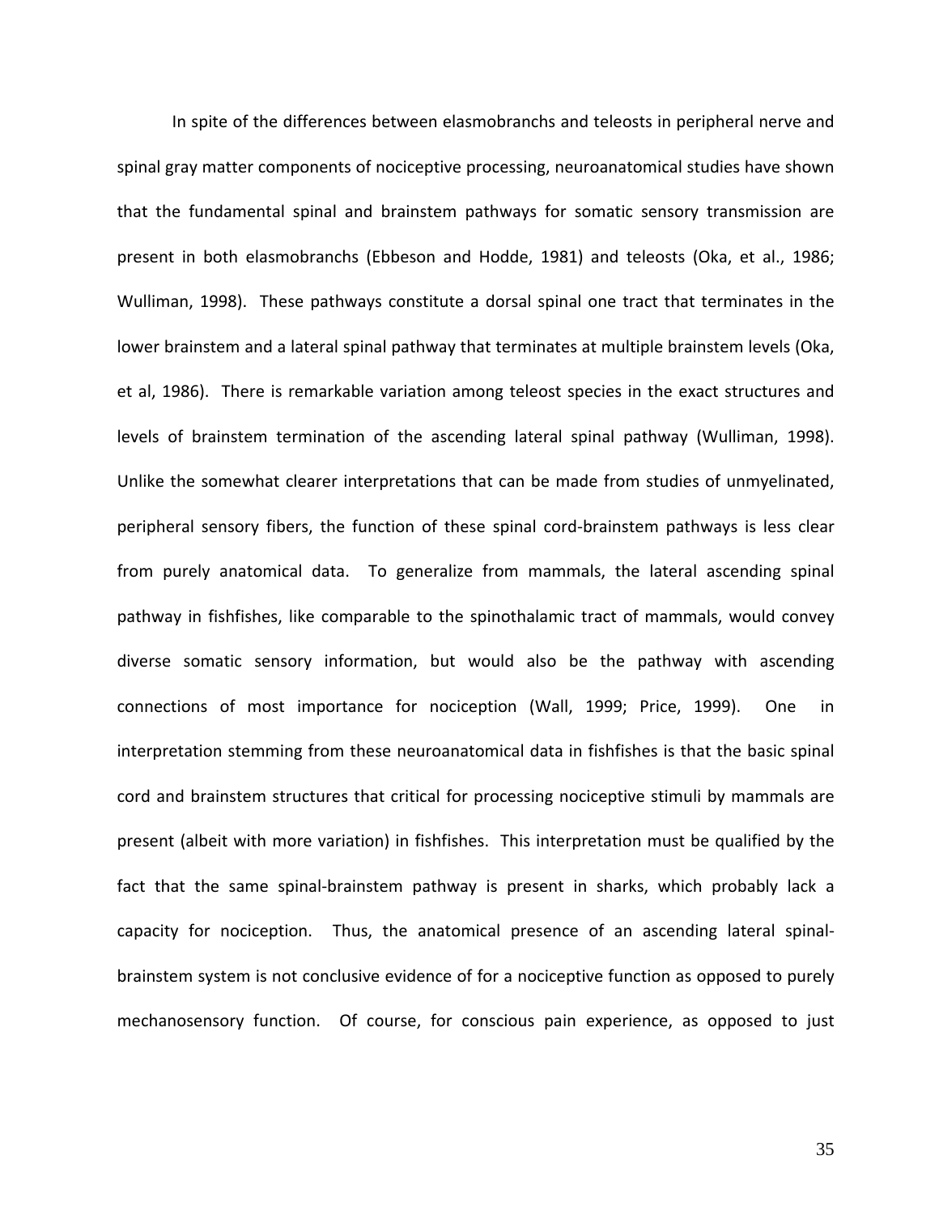In spite of the differences between elasmobranchs and teleosts in peripheral nerve and spinal gray matter components of nociceptive processing, neuroanatomical studies have shown that the fundamental spinal and brainstem pathways for somatic sensory transmission are present in both elasmobranchs (Ebbeson and Hodde, 1981) and teleosts (Oka, et al., 1986; Wulliman, 1998). These pathways constitute a dorsal spinal one tract that terminates in the lower brainstem and a lateral spinal pathway that terminates at multiple brainstem levels (Oka, et al, 1986). There is remarkable variation among teleost species in the exact structures and levels of brainstem termination of the ascending lateral spinal pathway (Wulliman, 1998). Unlike the somewhat clearer interpretations that can be made from studies of unmyelinated, peripheral sensory fibers, the function of these spinal cord-brainstem pathways is less clear from purely anatomical data. To generalize from mammals, the lateral ascending spinal pathway in fishfishes, like comparable to the spinothalamic tract of mammals, would convey diverse somatic sensory information, but would also be the pathway with ascending connections of most importance for nociception (Wall, 1999; Price, 1999). One in interpretation stemming from these neuroanatomical data in fishfishes is that the basic spinal cord and brainstem structures that critical for processing nociceptive stimuli by mammals are present (albeit with more variation) in fishfishes. This interpretation must be qualified by the fact that the same spinal-brainstem pathway is present in sharks, which probably lack a capacity for nociception. Thus, the anatomical presence of an ascending lateral spinal-brainstem system is not conclusive evidence of for a nociceptive function as opposed to purely mechanosensory function. Of course, for conscious pain experience, as opposed to just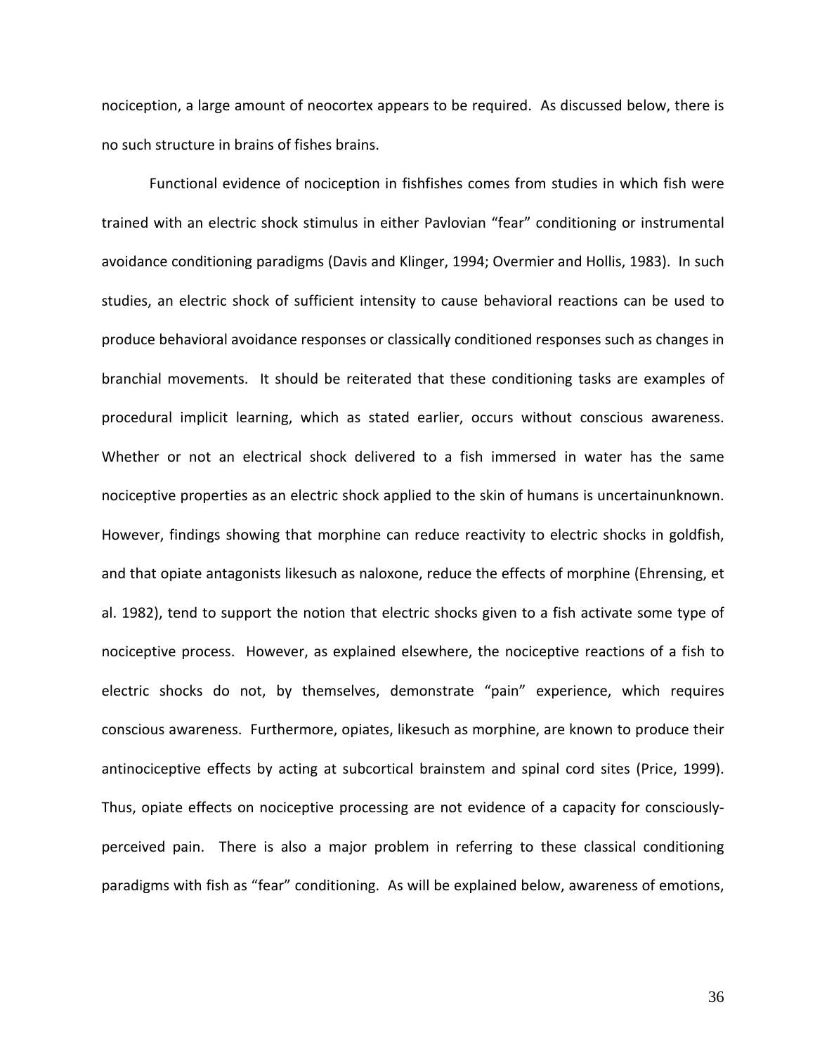nociception, a large amount of neocortex appears to be required. As discussed below, there is no such structure in brains of fishes brains.

Functional evidence of nociception in fishfishes comes from studies in which fish were trained with an electric shock stimulus in either Pavlovian "fear" conditioning or instrumental avoidance conditioning paradigms (Davis and Klinger, 1994; Overmier and Hollis, 1983). In such studies, an electric shock of sufficient intensity to cause behavioral reactions can be used to produce behavioral avoidance responses or classically conditioned responses such as changes in branchial movements. It should be reiterated that these conditioning tasks are examples of procedural implicit learning, which as stated earlier, occurs without conscious awareness. Whether or not an electrical shock delivered to a fish immersed in water has the same nociceptive properties as an electric shock applied to the skin of humans is uncertainunknown. However, findings showing that morphine can reduce reactivity to electric shocks in goldfish, and that opiate antagonists likesuch as naloxone, reduce the effects of morphine (Ehrensing, et al. 1982), tend to support the notion that electric shocks given to a fish activate some type of nociceptive process. However, as explained elsewhere, the nociceptive reactions of a fish to electric shocks do not, by themselves, demonstrate "pain" experience, which requires conscious awareness. Furthermore, opiates, likesuch as morphine, are known to produce their antinociceptive effects by acting at subcortical brainstem and spinal cord sites (Price, 1999). Thus, opiate effects on nociceptive processing are not evidence of a capacity for consciously-perceived pain. There is also a major problem in referring to these classical conditioning paradigms with fish as "fear" conditioning. As will be explained below, awareness of emotions,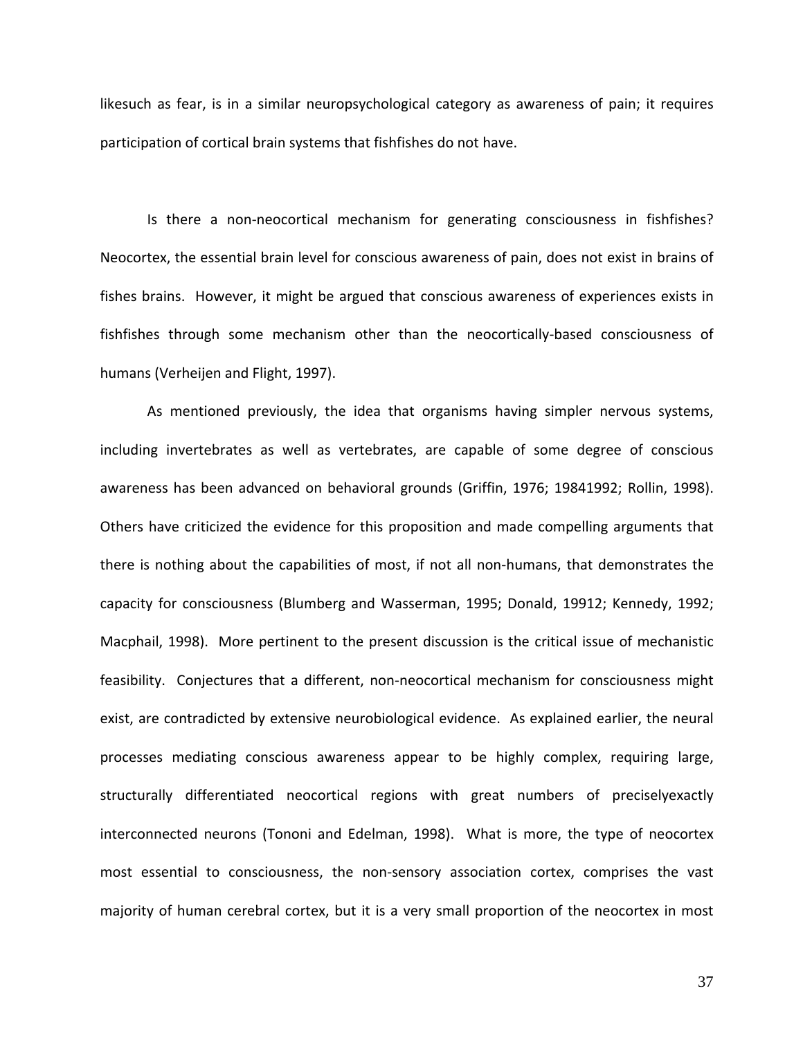likesuch as fear, is in a similar neuropsychological category as awareness of pain; it requires participation of cortical brain systems that fishfishes do not have.

Is there a non-neocortical mechanism for generating consciousness in fishfishes? Neocortex, the essential brain level for conscious awareness of pain, does not exist in brains of fishes brains. However, it might be argued that conscious awareness of experiences exists in fishfishes through some mechanism other than the neocortically-based consciousness of humans (Verheijen and Flight, 1997).

As mentioned previously, the idea that organisms having simpler nervous systems, including invertebrates as well as vertebrates, are capable of some degree of conscious awareness has been advanced on behavioral grounds (Griffin, 1976; 19841992; Rollin, 1998). Others have criticized the evidence for this proposition and made compelling arguments that there is nothing about the capabilities of most, if not all non-humans, that demonstrates the capacity for consciousness (Blumberg and Wasserman, 1995; Donald, 19912; Kennedy, 1992; Macphail, 1998). More pertinent to the present discussion is the critical issue of mechanistic feasibility. Conjectures that a different, non-neocortical mechanism for consciousness might exist, are contradicted by extensive neurobiological evidence. As explained earlier, the neural processes mediating conscious awareness appear to be highly complex, requiring large, structurally differentiated neocortical regions with great numbers of preciselyexactly interconnected neurons (Tononi and Edelman, 1998). What is more, the type of neocortex most essential to consciousness, the non-sensory association cortex, comprises the vast majority of human cerebral cortex, but it is a very small proportion of the neocortex in most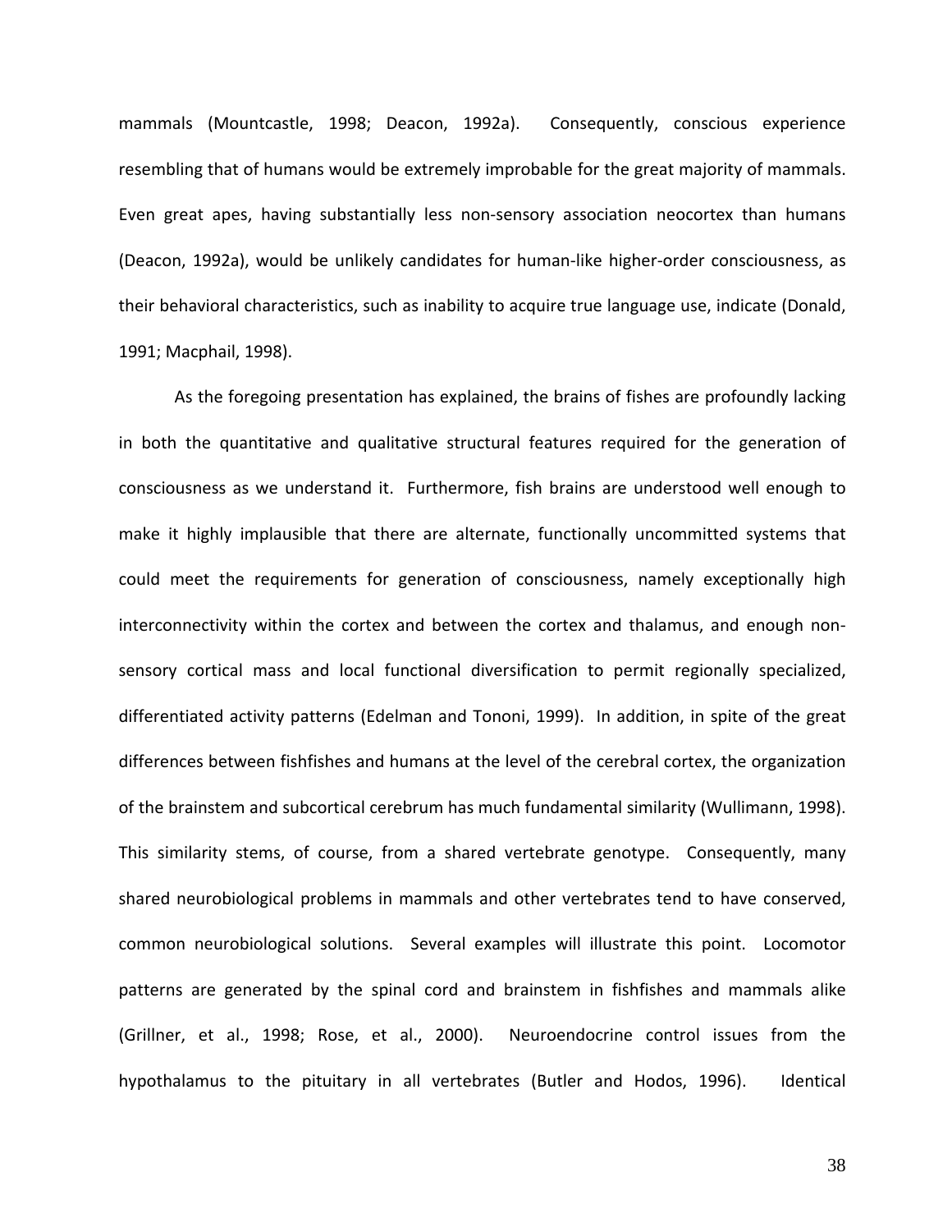mammals (Mountcastle, 1998; Deacon, 1992a). Consequently, conscious experience resembling that of humans would be extremely improbable for the great majority of mammals. Even great apes, having substantially less non-sensory association neocortex than humans (Deacon, 1992a), would be unlikely candidates for human-like higher-order consciousness, as their behavioral characteristics, such as inability to acquire true language use, indicate (Donald, 1991; Macphail, 1998).

As the foregoing presentation has explained, the brains of fishes are profoundly lacking in both the quantitative and qualitative structural features required for the generation of consciousness as we understand it. Furthermore, fish brains are understood well enough to make it highly implausible that there are alternate, functionally uncommitted systems that could meet the requirements for generation of consciousness, namely exceptionally high interconnectivity within the cortex and between the cortex and thalamus, and enough non-sensory cortical mass and local functional diversification to permit regionally specialized, differentiated activity patterns (Edelman and Tononi, 1999). In addition, in spite of the great differences between fishfishes and humans at the level of the cerebral cortex, the organization of the brainstem and subcortical cerebrum has much fundamental similarity (Wullimann, 1998). This similarity stems, of course, from a shared vertebrate genotype. Consequently, many shared neurobiological problems in mammals and other vertebrates tend to have conserved, common neurobiological solutions. Several examples will illustrate this point. Locomotor patterns are generated by the spinal cord and brainstem in fishfishes and mammals alike (Grillner, et al., 1998; Rose, et al., 2000). Neuroendocrine control issues from the hypothalamus to the pituitary in all vertebrates (Butler and Hodos, 1996). Identical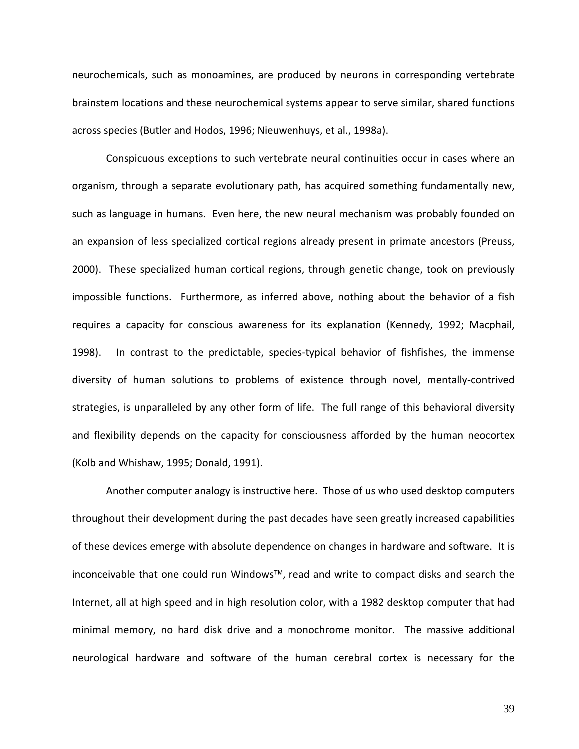neurochemicals, such as monoamines, are produced by neurons in corresponding vertebrate brainstem locations and these neurochemical systems appear to serve similar, shared functions across species (Butler and Hodos, 1996; Nieuwenhuys, et al., 1998a).

Conspicuous exceptions to such vertebrate neural continuities occur in cases where an organism, through a separate evolutionary path, has acquired something fundamentally new, such as language in humans. Even here, the new neural mechanism was probably founded on an expansion of less specialized cortical regions already present in primate ancestors (Preuss, 2000). These specialized human cortical regions, through genetic change, took on previously impossible functions. Furthermore, as inferred above, nothing about the behavior of a fish requires a capacity for conscious awareness for its explanation (Kennedy, 1992; Macphail, 1998). In contrast to the predictable, species-typical behavior of fishfishes, the immense diversity of human solutions to problems of existence through novel, mentally-contrived strategies, is unparalleled by any other form of life. The full range of this behavioral diversity and flexibility depends on the capacity for consciousness afforded by the human neocortex (Kolb and Whishaw, 1995; Donald, 1991).

Another computer analogy is instructive here. Those of us who used desktop computers throughout their development during the past decades have seen greatly increased capabilities of these devices emerge with absolute dependence on changes in hardware and software. It is inconceivable that one could run Windows™, read and write to compact disks and search the Internet, all at high speed and in high resolution color, with a 1982 desktop computer that had minimal memory, no hard disk drive and a monochrome monitor. The massive additional neurological hardware and software of the human cerebral cortex is necessary for the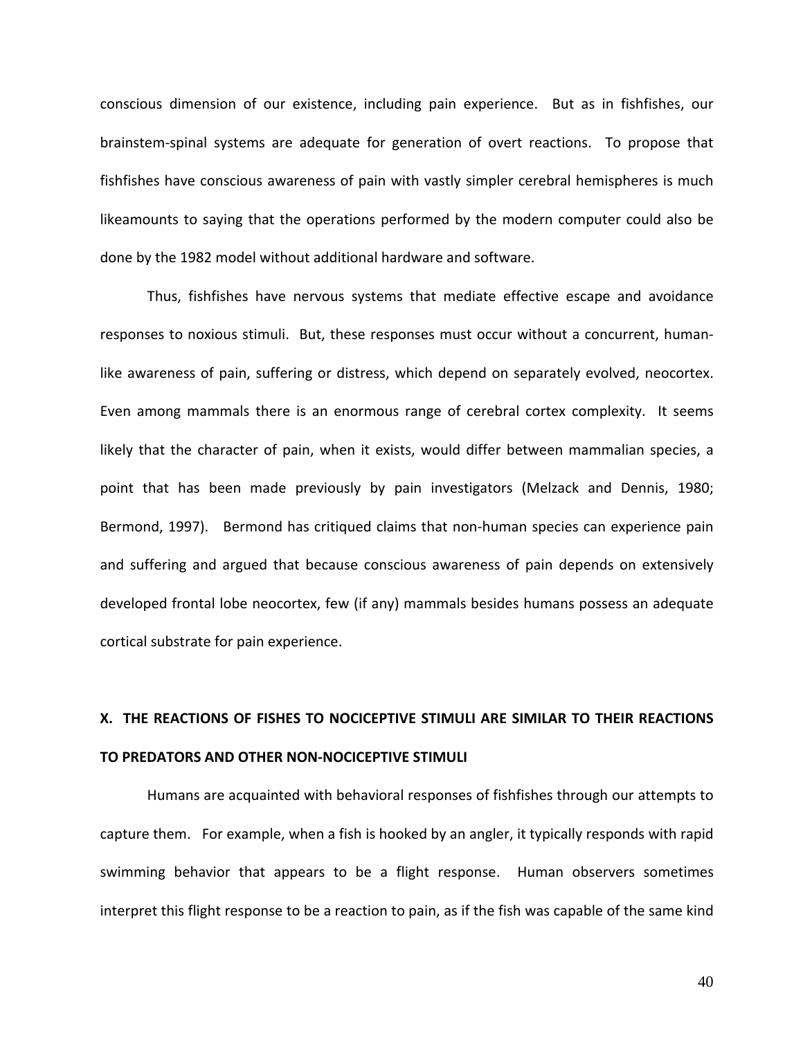conscious dimension of our existence, including pain experience. But as in fishfishes, our brainstem-spinal systems are adequate for generation of overt reactions. To propose that fishfishes have conscious awareness of pain with vastly simpler cerebral hemispheres is much likeamounts to saying that the operations performed by the modern computer could also be done by the 1982 model without additional hardware and software.

Thus, fishfishes have nervous systems that mediate effective escape and avoidance responses to noxious stimuli. But, these responses must occur without a concurrent, human-like awareness of pain, suffering or distress, which depend on separately evolved, neocortex. Even among mammals there is an enormous range of cerebral cortex complexity. It seems likely that the character of pain, when it exists, would differ between mammalian species, a point that has been made previously by pain investigators (Melzack and Dennis, 1980; Bermond, 1997). Bermond has critiqued claims that non-human species can experience pain and suffering and argued that because conscious awareness of pain depends on extensively developed frontal lobe neocortex, few (if any) mammals besides humans possess an adequate cortical substrate for pain experience.

## X. THE REACTIONS OF FISHES TO NOCICEPTIVE STIMULI ARE SIMILAR TO THEIR REACTIONS TO PREDATORS AND OTHER NON-NOCICEPTIVE STIMULI

Humans are acquainted with behavioral responses of fishfishes through our attempts to capture them. For example, when a fish is hooked by an angler, it typically responds with rapid swimming behavior that appears to be a flight response. Human observers sometimes interpret this flight response to be a reaction to pain, as if the fish was capable of the same kind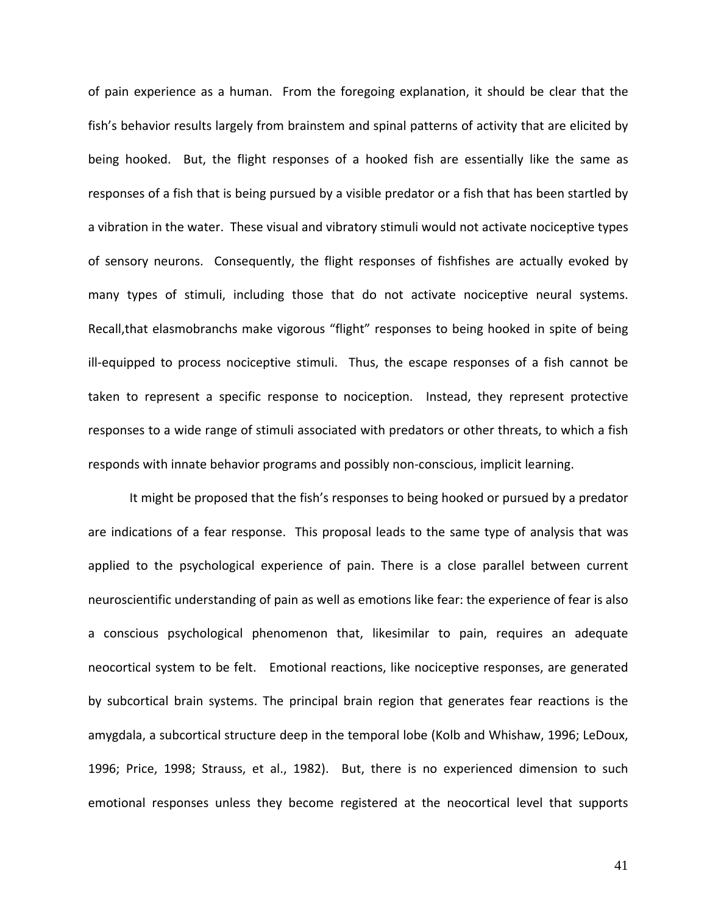of pain experience as a human. From the foregoing explanation, it should be clear that the fish's behavior results largely from brainstem and spinal patterns of activity that are elicited by being hooked. But, the flight responses of a hooked fish are essentially like the same as responses of a fish that is being pursued by a visible predator or a fish that has been startled by a vibration in the water. These visual and vibratory stimuli would not activate nociceptive types of sensory neurons. Consequently, the flight responses of fishfishes are actually evoked by many types of stimuli, including those that do not activate nociceptive neural systems. Recall,that elasmobranchs make vigorous "flight" responses to being hooked in spite of being ill-equipped to process nociceptive stimuli. Thus, the escape responses of a fish cannot be taken to represent a specific response to nociception. Instead, they represent protective responses to a wide range of stimuli associated with predators or other threats, to which a fish responds with innate behavior programs and possibly non-conscious, implicit learning.

It might be proposed that the fish's responses to being hooked or pursued by a predator are indications of a fear response. This proposal leads to the same type of analysis that was applied to the psychological experience of pain. There is a close parallel between current neuroscientific understanding of pain as well as emotions like fear: the experience of fear is also a conscious psychological phenomenon that, likesimilar to pain, requires an adequate neocortical system to be felt. Emotional reactions, like nociceptive responses, are generated by subcortical brain systems. The principal brain region that generates fear reactions is the amygdala, a subcortical structure deep in the temporal lobe (Kolb and Whishaw, 1996; LeDoux, 1996; Price, 1998; Strauss, et al., 1982). But, there is no experienced dimension to such emotional responses unless they become registered at the neocortical level that supports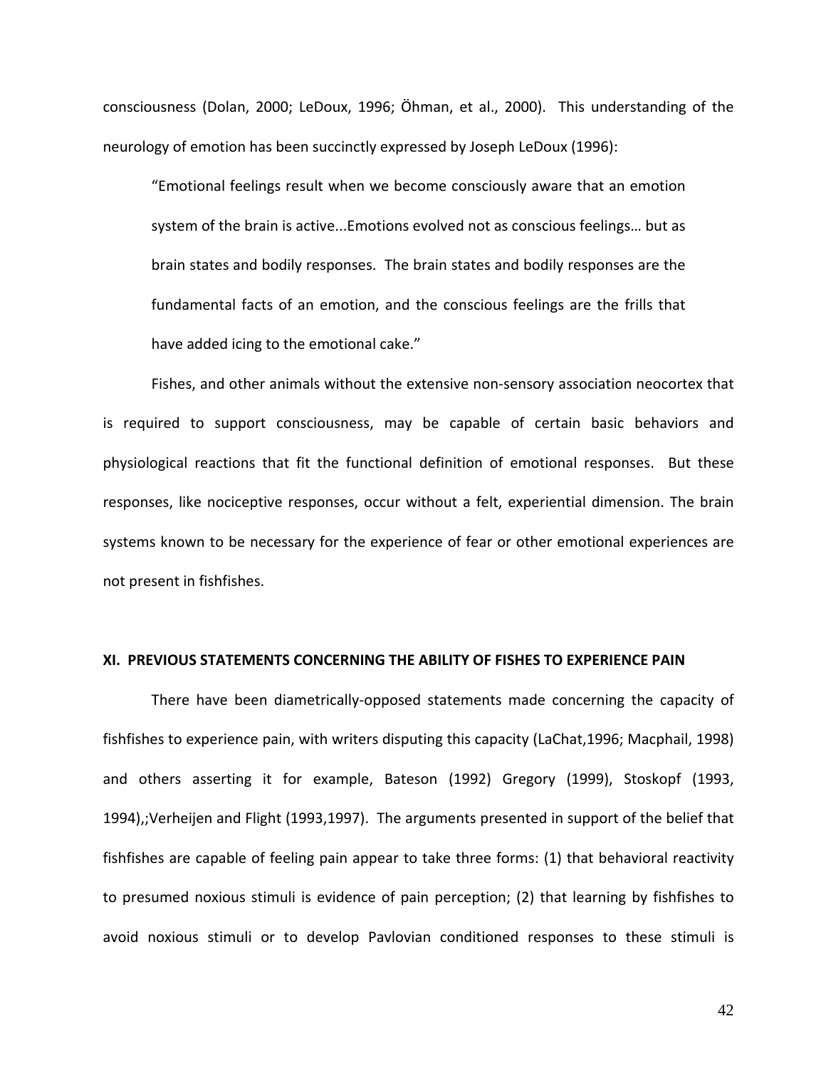consciousness (Dolan, 2000; LeDoux, 1996; Öhman, et al., 2000). This understanding of the neurology of emotion has been succinctly expressed by Joseph LeDoux (1996):

> "Emotional feelings result when we become consciously aware that an emotion system of the brain is active...Emotions evolved not as conscious feelings… but as brain states and bodily responses. The brain states and bodily responses are the fundamental facts of an emotion, and the conscious feelings are the frills that have added icing to the emotional cake."

Fishes, and other animals without the extensive non-sensory association neocortex that is required to support consciousness, may be capable of certain basic behaviors and physiological reactions that fit the functional definition of emotional responses. But these responses, like nociceptive responses, occur without a felt, experiential dimension. The brain systems known to be necessary for the experience of fear or other emotional experiences are not present in fishfishes.

**XI. PREVIOUS STATEMENTS CONCERNING THE ABILITY OF FISHES TO EXPERIENCE PAIN**

There have been diametrically-opposed statements made concerning the capacity of fishfishes to experience pain, with writers disputing this capacity (LaChat,1996; Macphail, 1998) and others asserting it for example, Bateson (1992) Gregory (1999), Stoskopf (1993, 1994),;Verheijen and Flight (1993,1997). The arguments presented in support of the belief that fishfishes are capable of feeling pain appear to take three forms: (1) that behavioral reactivity to presumed noxious stimuli is evidence of pain perception; (2) that learning by fishfishes to avoid noxious stimuli or to develop Pavlovian conditioned responses to these stimuli is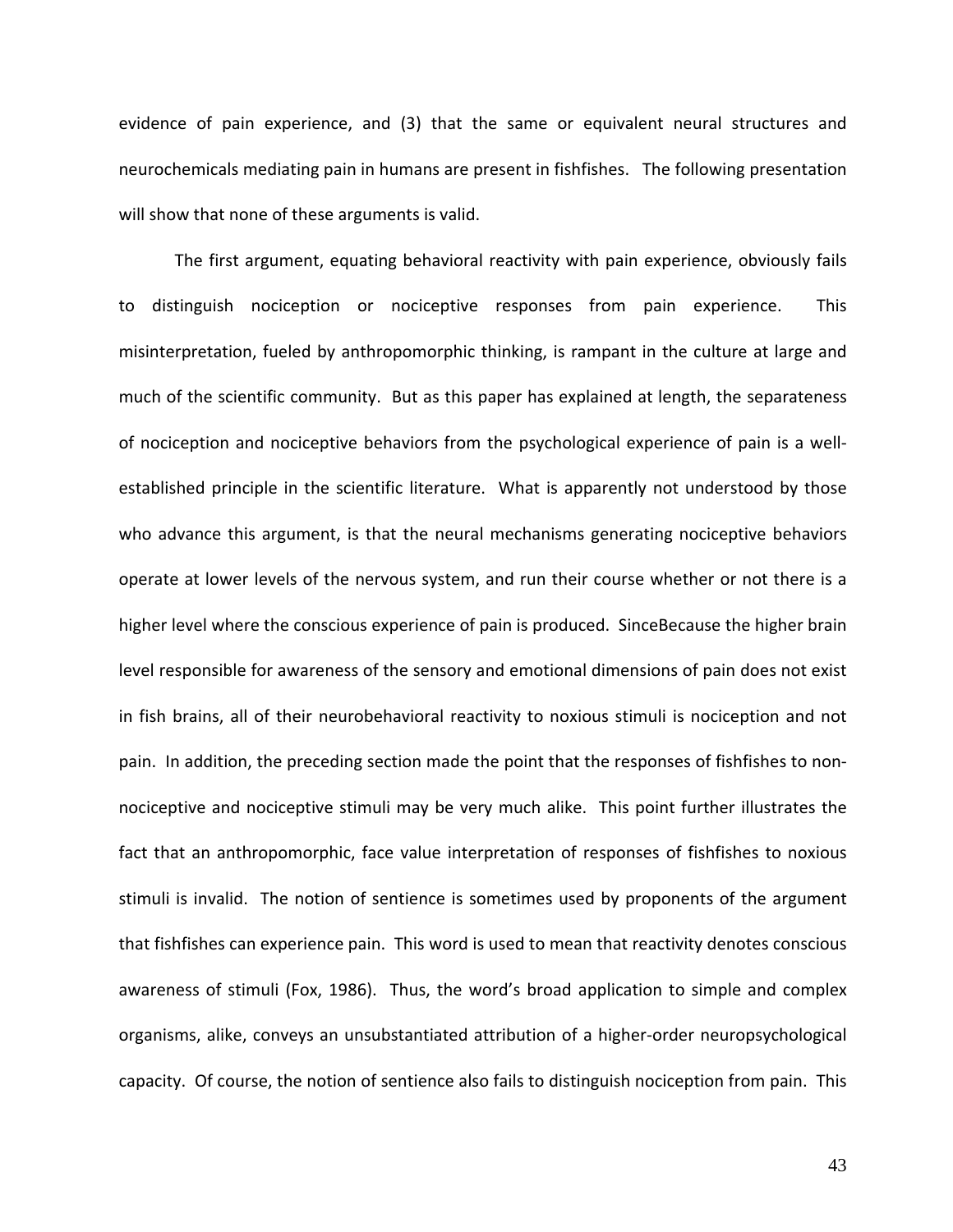evidence of pain experience, and (3) that the same or equivalent neural structures and neurochemicals mediating pain in humans are present in fishfishes. The following presentation will show that none of these arguments is valid.

The first argument, equating behavioral reactivity with pain experience, obviously fails to distinguish nociception or nociceptive responses from pain experience. This misinterpretation, fueled by anthropomorphic thinking, is rampant in the culture at large and much of the scientific community. But as this paper has explained at length, the separateness of nociception and nociceptive behaviors from the psychological experience of pain is a well-established principle in the scientific literature. What is apparently not understood by those who advance this argument, is that the neural mechanisms generating nociceptive behaviors operate at lower levels of the nervous system, and run their course whether or not there is a higher level where the conscious experience of pain is produced. SinceBecause the higher brain level responsible for awareness of the sensory and emotional dimensions of pain does not exist in fish brains, all of their neurobehavioral reactivity to noxious stimuli is nociception and not pain. In addition, the preceding section made the point that the responses of fishfishes to non-nociceptive and nociceptive stimuli may be very much alike. This point further illustrates the fact that an anthropomorphic, face value interpretation of responses of fishfishes to noxious stimuli is invalid. The notion of sentience is sometimes used by proponents of the argument that fishfishes can experience pain. This word is used to mean that reactivity denotes conscious awareness of stimuli (Fox, 1986). Thus, the word's broad application to simple and complex organisms, alike, conveys an unsubstantiated attribution of a higher-order neuropsychological capacity. Of course, the notion of sentience also fails to distinguish nociception from pain. This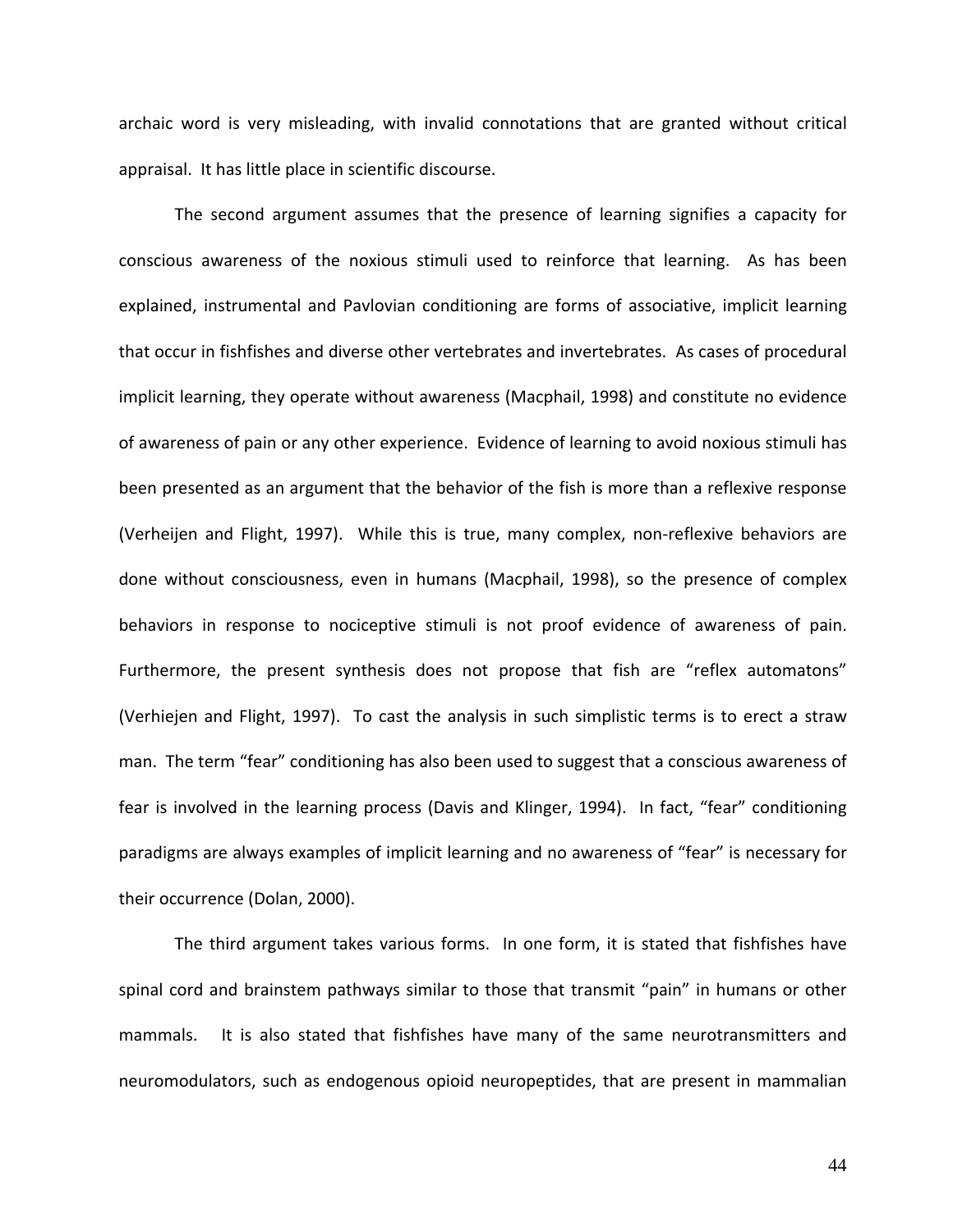archaic word is very misleading, with invalid connotations that are granted without critical appraisal. It has little place in scientific discourse.

The second argument assumes that the presence of learning signifies a capacity for conscious awareness of the noxious stimuli used to reinforce that learning. As has been explained, instrumental and Pavlovian conditioning are forms of associative, implicit learning that occur in fishfishes and diverse other vertebrates and invertebrates. As cases of procedural implicit learning, they operate without awareness (Macphail, 1998) and constitute no evidence of awareness of pain or any other experience. Evidence of learning to avoid noxious stimuli has been presented as an argument that the behavior of the fish is more than a reflexive response (Verheijen and Flight, 1997). While this is true, many complex, non-reflexive behaviors are done without consciousness, even in humans (Macphail, 1998), so the presence of complex behaviors in response to nociceptive stimuli is not proof evidence of awareness of pain. Furthermore, the present synthesis does not propose that fish are "reflex automatons" (Verhiejen and Flight, 1997). To cast the analysis in such simplistic terms is to erect a straw man. The term "fear" conditioning has also been used to suggest that a conscious awareness of fear is involved in the learning process (Davis and Klinger, 1994). In fact, "fear" conditioning paradigms are always examples of implicit learning and no awareness of "fear" is necessary for their occurrence (Dolan, 2000).

The third argument takes various forms. In one form, it is stated that fishfishes have spinal cord and brainstem pathways similar to those that transmit "pain" in humans or other mammals. It is also stated that fishfishes have many of the same neurotransmitters and neuromodulators, such as endogenous opioid neuropeptides, that are present in mammalian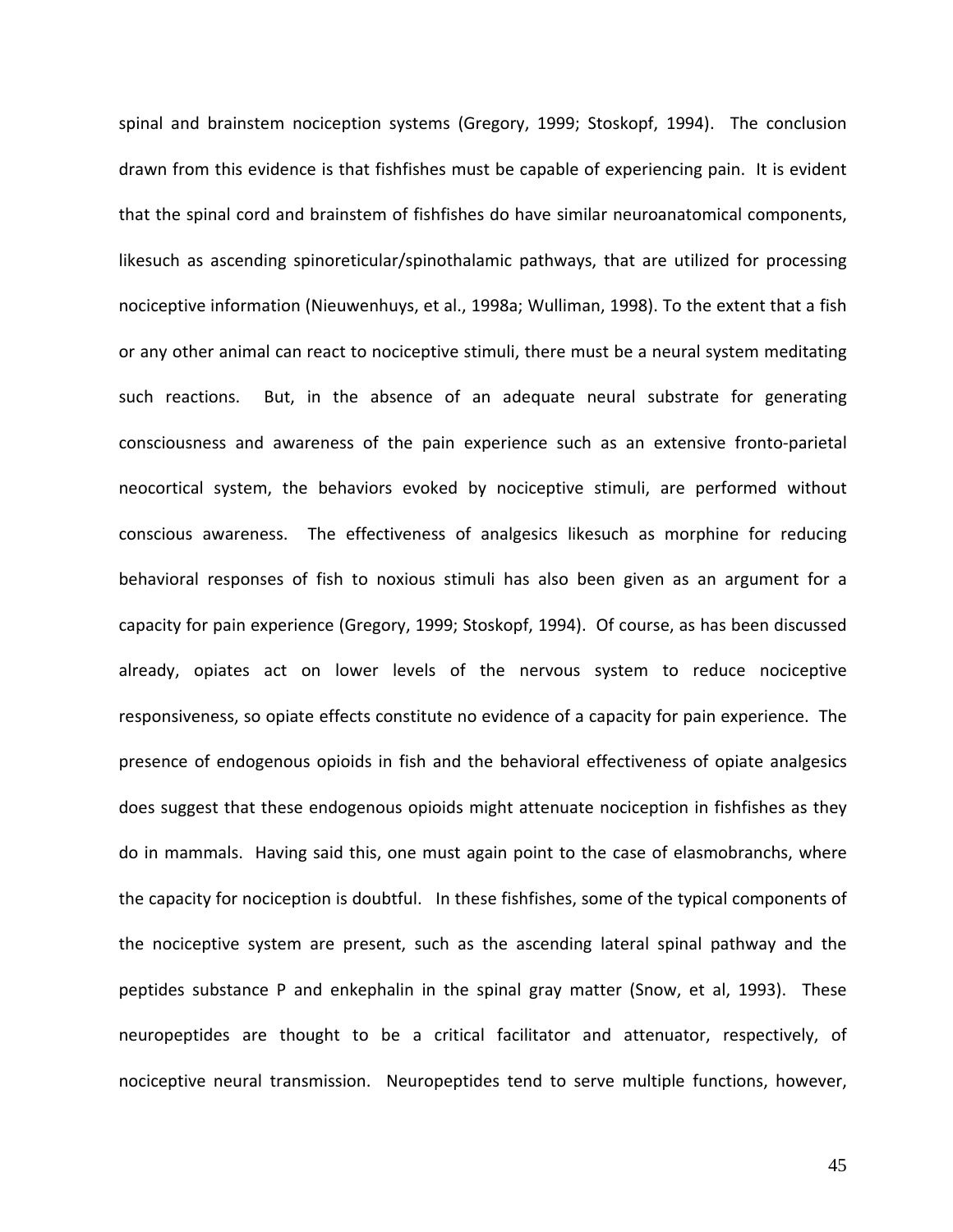spinal and brainstem nociception systems (Gregory, 1999; Stoskopf, 1994). The conclusion drawn from this evidence is that fishfishes must be capable of experiencing pain. It is evident that the spinal cord and brainstem of fishfishes do have similar neuroanatomical components, likesuch as ascending spinoreticular/spinothalamic pathways, that are utilized for processing nociceptive information (Nieuwenhuys, et al., 1998a; Wulliman, 1998). To the extent that a fish or any other animal can react to nociceptive stimuli, there must be a neural system meditating such reactions. But, in the absence of an adequate neural substrate for generating consciousness and awareness of the pain experience such as an extensive fronto-parietal neocortical system, the behaviors evoked by nociceptive stimuli, are performed without conscious awareness. The effectiveness of analgesics likesuch as morphine for reducing behavioral responses of fish to noxious stimuli has also been given as an argument for a capacity for pain experience (Gregory, 1999; Stoskopf, 1994). Of course, as has been discussed already, opiates act on lower levels of the nervous system to reduce nociceptive responsiveness, so opiate effects constitute no evidence of a capacity for pain experience. The presence of endogenous opioids in fish and the behavioral effectiveness of opiate analgesics does suggest that these endogenous opioids might attenuate nociception in fishfishes as they do in mammals. Having said this, one must again point to the case of elasmobranchs, where the capacity for nociception is doubtful. In these fishfishes, some of the typical components of the nociceptive system are present, such as the ascending lateral spinal pathway and the peptides substance P and enkephalin in the spinal gray matter (Snow, et al, 1993). These neuropeptides are thought to be a critical facilitator and attenuator, respectively, of nociceptive neural transmission. Neuropeptides tend to serve multiple functions, however,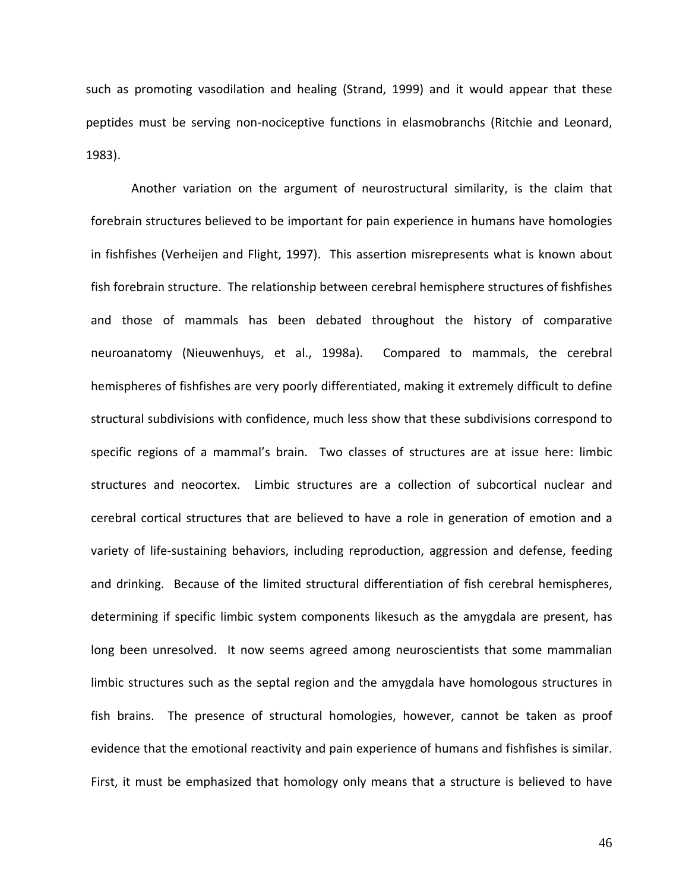such as promoting vasodilation and healing (Strand, 1999) and it would appear that these peptides must be serving non-nociceptive functions in elasmobranchs (Ritchie and Leonard, 1983).

Another variation on the argument of neurostructural similarity, is the claim that forebrain structures believed to be important for pain experience in humans have homologies in fishfishes (Verheijen and Flight, 1997). This assertion misrepresents what is known about fish forebrain structure. The relationship between cerebral hemisphere structures of fishfishes and those of mammals has been debated throughout the history of comparative neuroanatomy (Nieuwenhuys, et al., 1998a). Compared to mammals, the cerebral hemispheres of fishfishes are very poorly differentiated, making it extremely difficult to define structural subdivisions with confidence, much less show that these subdivisions correspond to specific regions of a mammal's brain. Two classes of structures are at issue here: limbic structures and neocortex. Limbic structures are a collection of subcortical nuclear and cerebral cortical structures that are believed to have a role in generation of emotion and a variety of life-sustaining behaviors, including reproduction, aggression and defense, feeding and drinking. Because of the limited structural differentiation of fish cerebral hemispheres, determining if specific limbic system components likesuch as the amygdala are present, has long been unresolved. It now seems agreed among neuroscientists that some mammalian limbic structures such as the septal region and the amygdala have homologous structures in fish brains. The presence of structural homologies, however, cannot be taken as proof evidence that the emotional reactivity and pain experience of humans and fishfishes is similar. First, it must be emphasized that homology only means that a structure is believed to have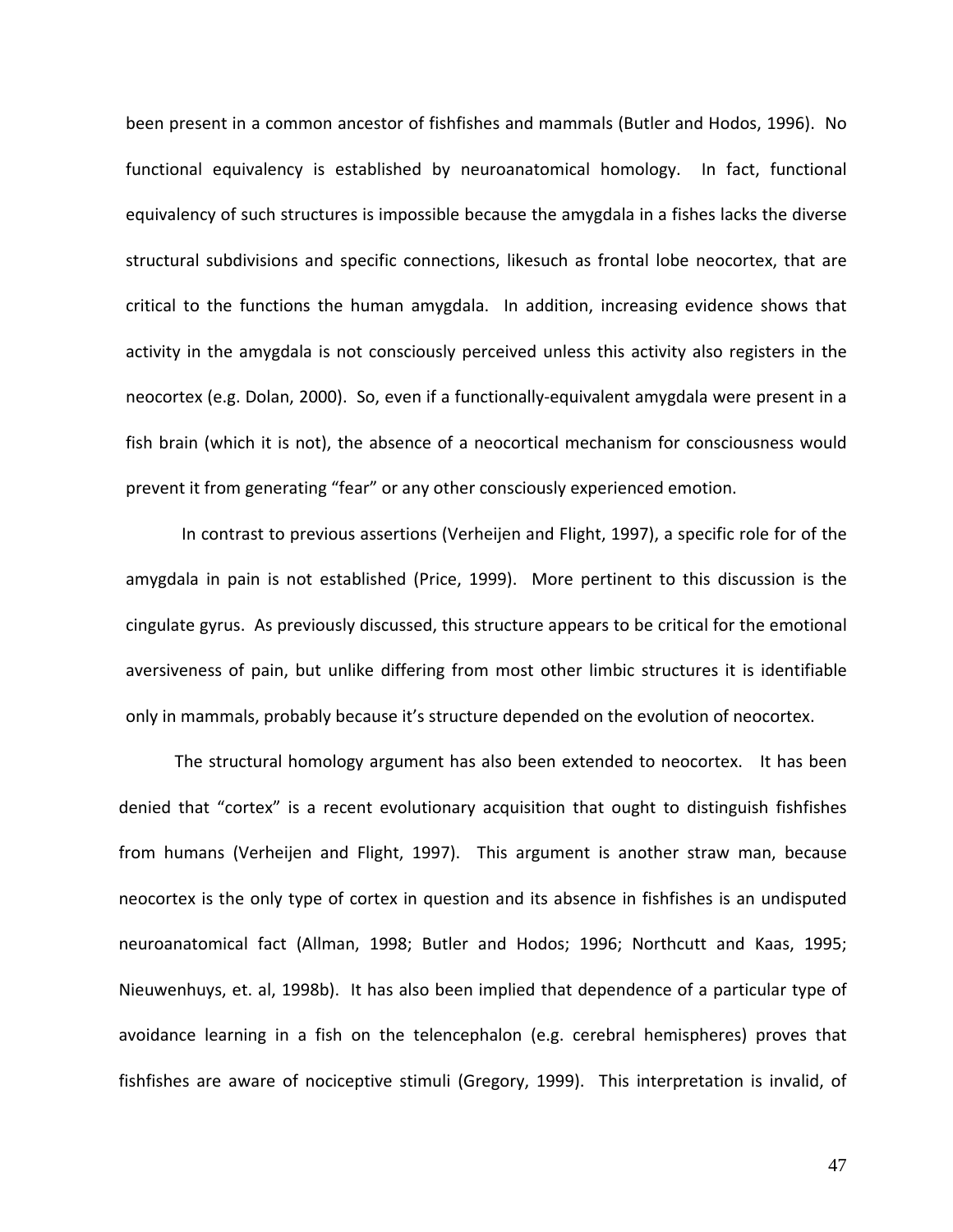been present in a common ancestor of fishfishes and mammals (Butler and Hodos, 1996). No functional equivalency is established by neuroanatomical homology. In fact, functional equivalency of such structures is impossible because the amygdala in a fishes lacks the diverse structural subdivisions and specific connections, likesuch as frontal lobe neocortex, that are critical to the functions the human amygdala. In addition, increasing evidence shows that activity in the amygdala is not consciously perceived unless this activity also registers in the neocortex (e.g. Dolan, 2000). So, even if a functionally-equivalent amygdala were present in a fish brain (which it is not), the absence of a neocortical mechanism for consciousness would prevent it from generating "fear" or any other consciously experienced emotion.

In contrast to previous assertions (Verheijen and Flight, 1997), a specific role for of the amygdala in pain is not established (Price, 1999). More pertinent to this discussion is the cingulate gyrus. As previously discussed, this structure appears to be critical for the emotional aversiveness of pain, but unlike differing from most other limbic structures it is identifiable only in mammals, probably because it's structure depended on the evolution of neocortex.

The structural homology argument has also been extended to neocortex. It has been denied that "cortex" is a recent evolutionary acquisition that ought to distinguish fishfishes from humans (Verheijen and Flight, 1997). This argument is another straw man, because neocortex is the only type of cortex in question and its absence in fishfishes is an undisputed neuroanatomical fact (Allman, 1998; Butler and Hodos; 1996; Northcutt and Kaas, 1995; Nieuwenhuys, et. al, 1998b). It has also been implied that dependence of a particular type of avoidance learning in a fish on the telencephalon (e.g. cerebral hemispheres) proves that fishfishes are aware of nociceptive stimuli (Gregory, 1999). This interpretation is invalid, of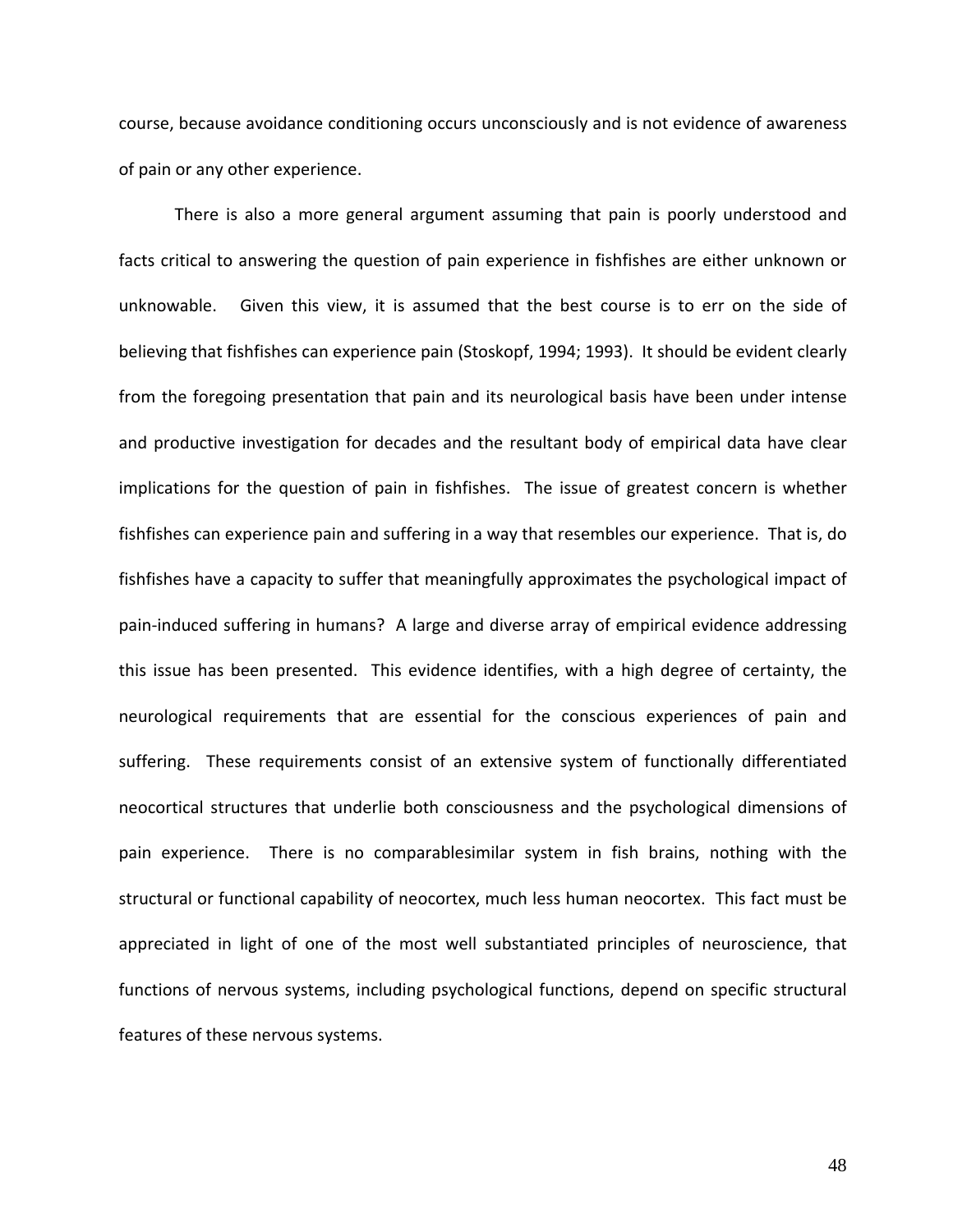course, because avoidance conditioning occurs unconsciously and is not evidence of awareness of pain or any other experience.

There is also a more general argument assuming that pain is poorly understood and facts critical to answering the question of pain experience in fishfishes are either unknown or unknowable. Given this view, it is assumed that the best course is to err on the side of believing that fishfishes can experience pain (Stoskopf, 1994; 1993). It should be evident clearly from the foregoing presentation that pain and its neurological basis have been under intense and productive investigation for decades and the resultant body of empirical data have clear implications for the question of pain in fishfishes. The issue of greatest concern is whether fishfishes can experience pain and suffering in a way that resembles our experience. That is, do fishfishes have a capacity to suffer that meaningfully approximates the psychological impact of pain-induced suffering in humans? A large and diverse array of empirical evidence addressing this issue has been presented. This evidence identifies, with a high degree of certainty, the neurological requirements that are essential for the conscious experiences of pain and suffering. These requirements consist of an extensive system of functionally differentiated neocortical structures that underlie both consciousness and the psychological dimensions of pain experience. There is no comparablesimilar system in fish brains, nothing with the structural or functional capability of neocortex, much less human neocortex. This fact must be appreciated in light of one of the most well substantiated principles of neuroscience, that functions of nervous systems, including psychological functions, depend on specific structural features of these nervous systems.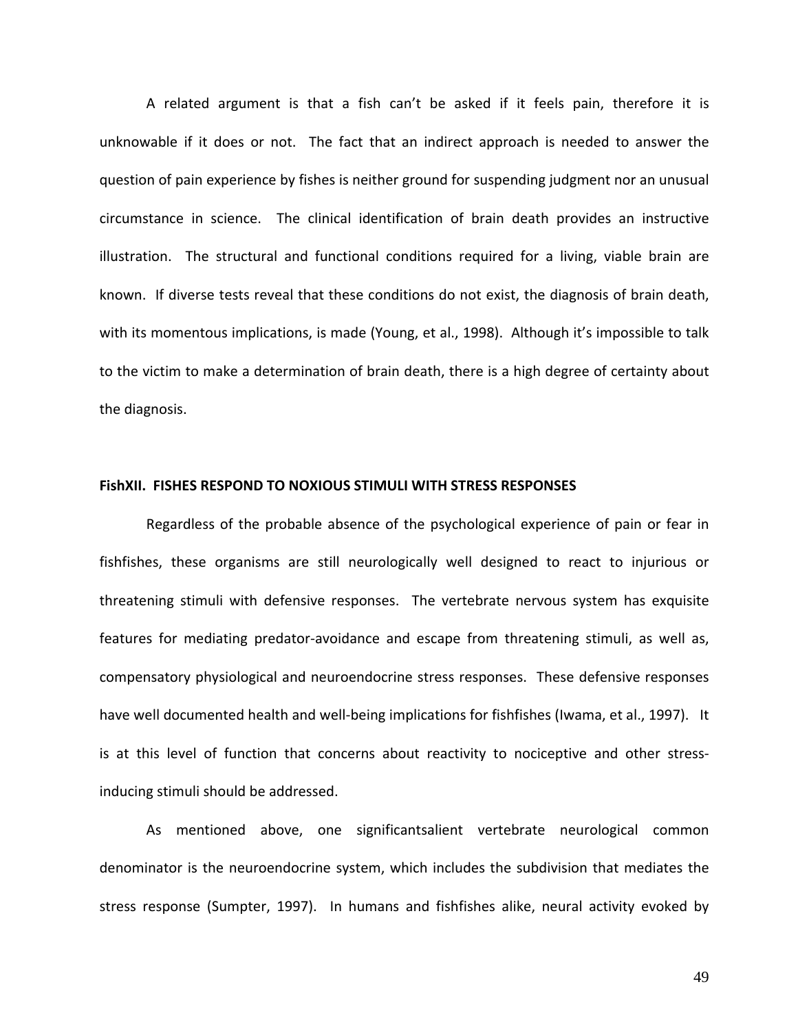A related argument is that a fish can't be asked if it feels pain, therefore it is unknowable if it does or not. The fact that an indirect approach is needed to answer the question of pain experience by fishes is neither ground for suspending judgment nor an unusual circumstance in science. The clinical identification of brain death provides an instructive illustration. The structural and functional conditions required for a living, viable brain are known. If diverse tests reveal that these conditions do not exist, the diagnosis of brain death, with its momentous implications, is made (Young, et al., 1998). Although it's impossible to talk to the victim to make a determination of brain death, there is a high degree of certainty about the diagnosis.

**FishXII. FISHES RESPOND TO NOXIOUS STIMULI WITH STRESS RESPONSES**

Regardless of the probable absence of the psychological experience of pain or fear in fishfishes, these organisms are still neurologically well designed to react to injurious or threatening stimuli with defensive responses. The vertebrate nervous system has exquisite features for mediating predator-avoidance and escape from threatening stimuli, as well as, compensatory physiological and neuroendocrine stress responses. These defensive responses have well documented health and well-being implications for fishfishes (Iwama, et al., 1997). It is at this level of function that concerns about reactivity to nociceptive and other stress-inducing stimuli should be addressed.

As mentioned above, one significantsalient vertebrate neurological common denominator is the neuroendocrine system, which includes the subdivision that mediates the stress response (Sumpter, 1997). In humans and fishfishes alike, neural activity evoked by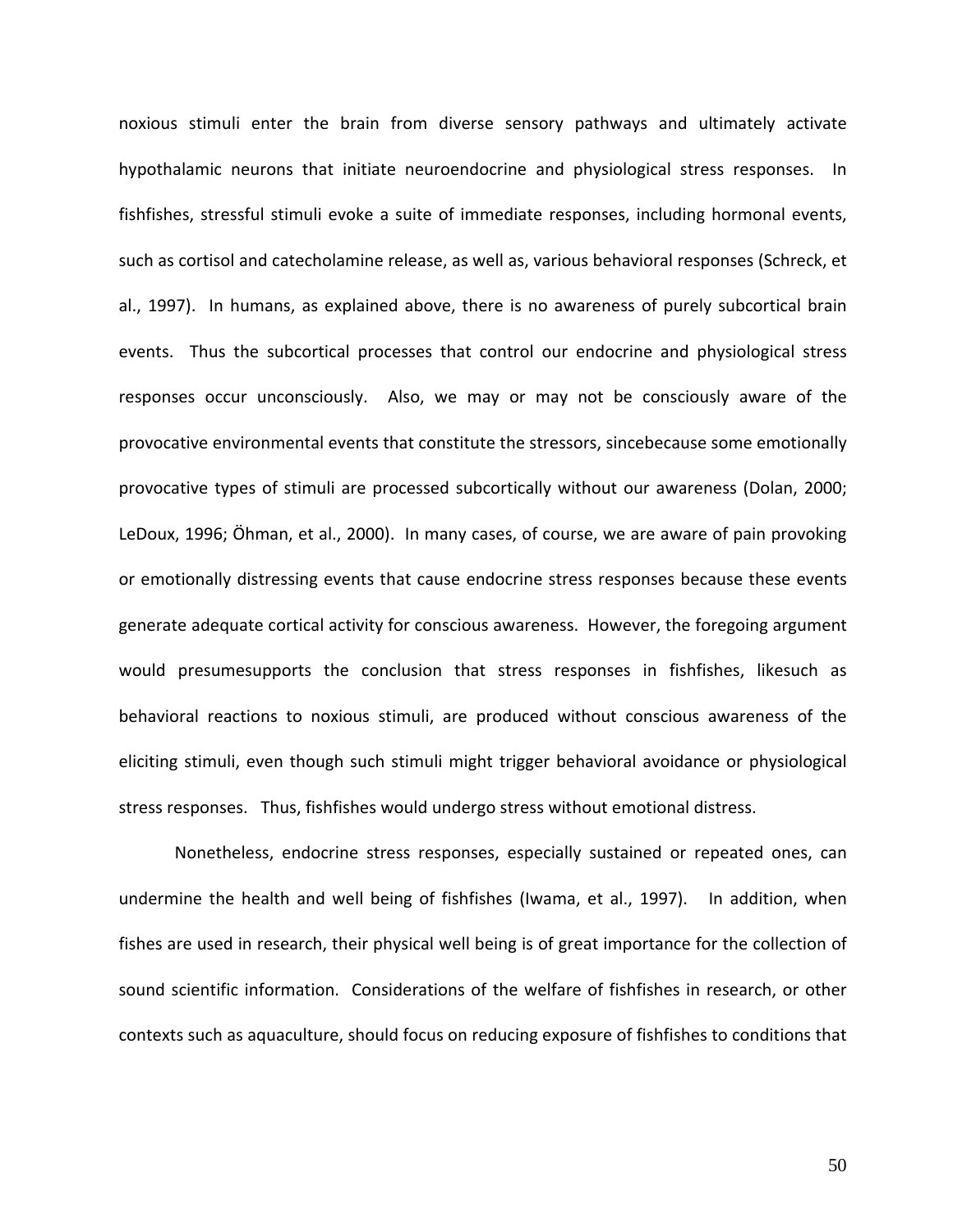noxious stimuli enter the brain from diverse sensory pathways and ultimately activate hypothalamic neurons that initiate neuroendocrine and physiological stress responses. In fishfishes, stressful stimuli evoke a suite of immediate responses, including hormonal events, such as cortisol and catecholamine release, as well as, various behavioral responses (Schreck, et al., 1997). In humans, as explained above, there is no awareness of purely subcortical brain events. Thus the subcortical processes that control our endocrine and physiological stress responses occur unconsciously. Also, we may or may not be consciously aware of the provocative environmental events that constitute the stressors, sincebecause some emotionally provocative types of stimuli are processed subcortically without our awareness (Dolan, 2000; LeDoux, 1996; Öhman, et al., 2000). In many cases, of course, we are aware of pain provoking or emotionally distressing events that cause endocrine stress responses because these events generate adequate cortical activity for conscious awareness. However, the foregoing argument would presumesupports the conclusion that stress responses in fishfishes, likesuch as behavioral reactions to noxious stimuli, are produced without conscious awareness of the eliciting stimuli, even though such stimuli might trigger behavioral avoidance or physiological stress responses. Thus, fishfishes would undergo stress without emotional distress.

Nonetheless, endocrine stress responses, especially sustained or repeated ones, can undermine the health and well being of fishfishes (Iwama, et al., 1997). In addition, when fishes are used in research, their physical well being is of great importance for the collection of sound scientific information. Considerations of the welfare of fishfishes in research, or other contexts such as aquaculture, should focus on reducing exposure of fishfishes to conditions that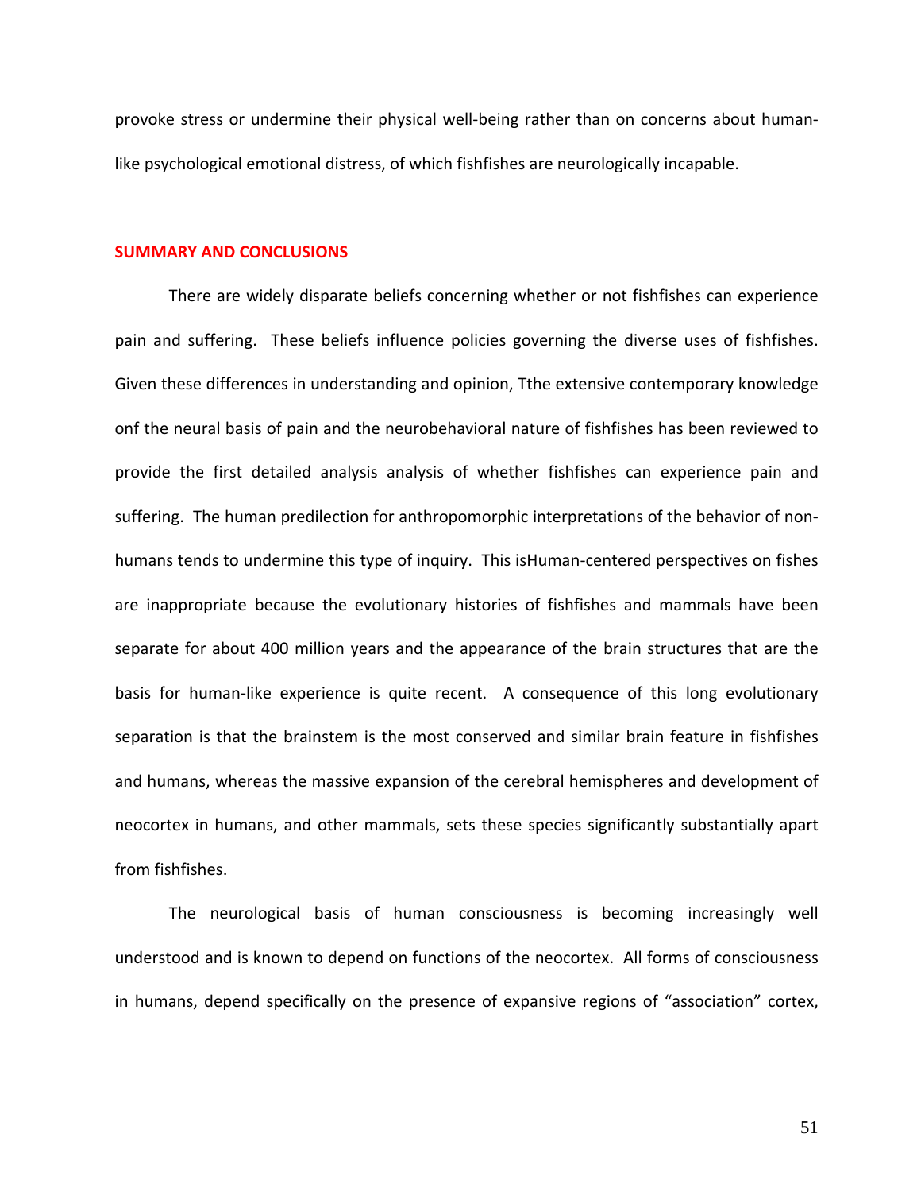provoke stress or undermine their physical well-being rather than on concerns about human-like psychological emotional distress, of which fishfishes are neurologically incapable.

## SUMMARY AND CONCLUSIONS

There are widely disparate beliefs concerning whether or not fishfishes can experience pain and suffering. These beliefs influence policies governing the diverse uses of fishfishes. Given these differences in understanding and opinion, Tthe extensive contemporary knowledge onf the neural basis of pain and the neurobehavioral nature of fishfishes has been reviewed to provide the first detailed analysis analysis of whether fishfishes can experience pain and suffering. The human predilection for anthropomorphic interpretations of the behavior of non-humans tends to undermine this type of inquiry. This isHuman-centered perspectives on fishes are inappropriate because the evolutionary histories of fishfishes and mammals have been separate for about 400 million years and the appearance of the brain structures that are the basis for human-like experience is quite recent. A consequence of this long evolutionary separation is that the brainstem is the most conserved and similar brain feature in fishfishes and humans, whereas the massive expansion of the cerebral hemispheres and development of neocortex in humans, and other mammals, sets these species significantly substantially apart from fishfishes.

The neurological basis of human consciousness is becoming increasingly well understood and is known to depend on functions of the neocortex. All forms of consciousness in humans, depend specifically on the presence of expansive regions of "association" cortex,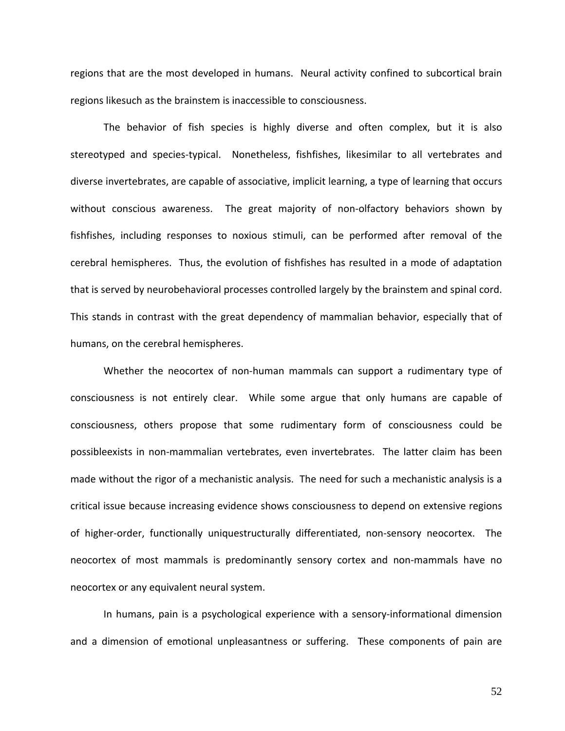regions that are the most developed in humans. Neural activity confined to subcortical brain regions likesuch as the brainstem is inaccessible to consciousness.

The behavior of fish species is highly diverse and often complex, but it is also stereotyped and species-typical. Nonetheless, fishfishes, likesimilar to all vertebrates and diverse invertebrates, are capable of associative, implicit learning, a type of learning that occurs without conscious awareness. The great majority of non-olfactory behaviors shown by fishfishes, including responses to noxious stimuli, can be performed after removal of the cerebral hemispheres. Thus, the evolution of fishfishes has resulted in a mode of adaptation that is served by neurobehavioral processes controlled largely by the brainstem and spinal cord. This stands in contrast with the great dependency of mammalian behavior, especially that of humans, on the cerebral hemispheres.

Whether the neocortex of non-human mammals can support a rudimentary type of consciousness is not entirely clear. While some argue that only humans are capable of consciousness, others propose that some rudimentary form of consciousness could be possibleexists in non-mammalian vertebrates, even invertebrates. The latter claim has been made without the rigor of a mechanistic analysis. The need for such a mechanistic analysis is a critical issue because increasing evidence shows consciousness to depend on extensive regions of higher-order, functionally uniquestructurally differentiated, non-sensory neocortex. The neocortex of most mammals is predominantly sensory cortex and non-mammals have no neocortex or any equivalent neural system.

In humans, pain is a psychological experience with a sensory-informational dimension and a dimension of emotional unpleasantness or suffering. These components of pain are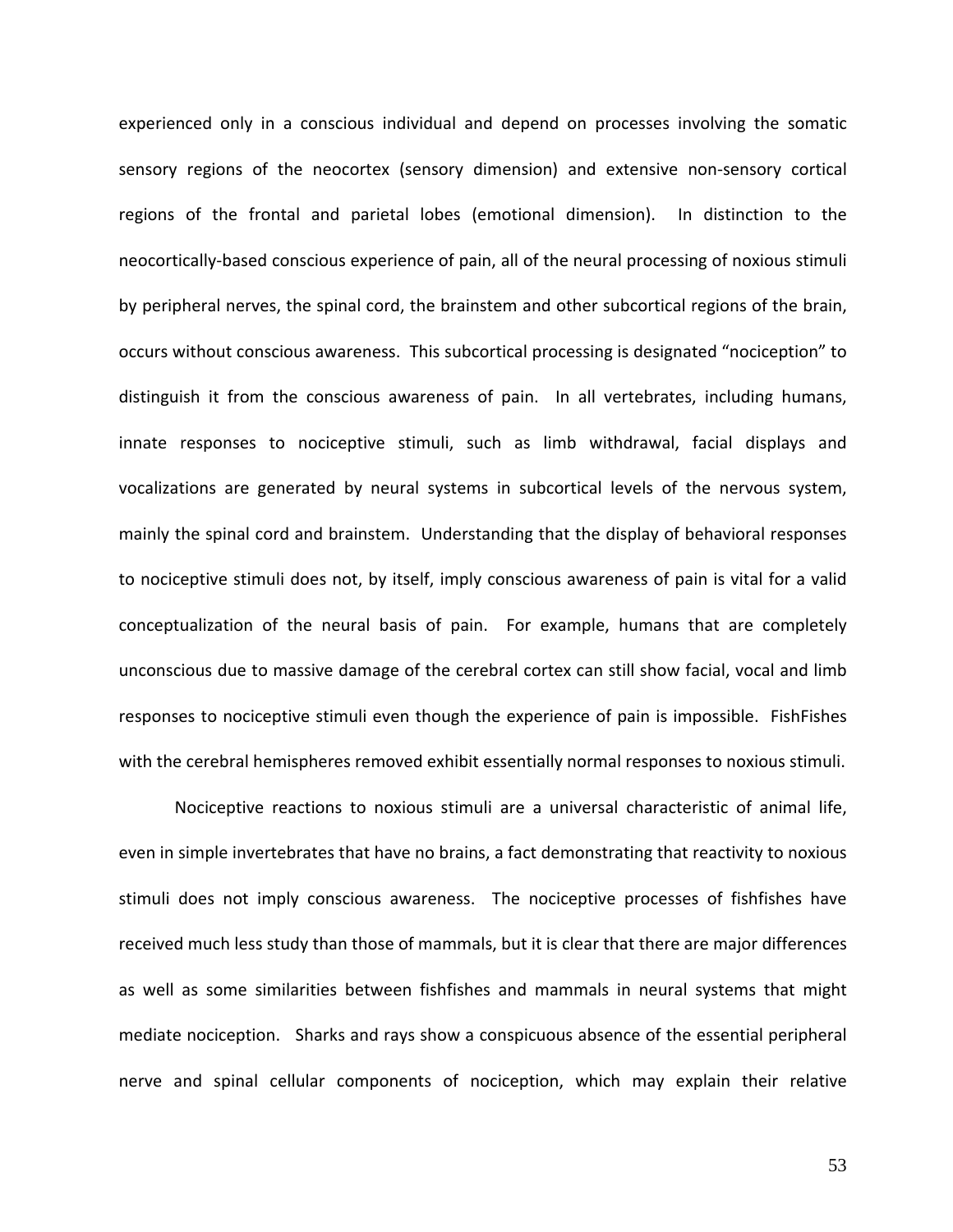experienced only in a conscious individual and depend on processes involving the somatic sensory regions of the neocortex (sensory dimension) and extensive non-sensory cortical regions of the frontal and parietal lobes (emotional dimension). In distinction to the neocortically-based conscious experience of pain, all of the neural processing of noxious stimuli by peripheral nerves, the spinal cord, the brainstem and other subcortical regions of the brain, occurs without conscious awareness. This subcortical processing is designated "nociception" to distinguish it from the conscious awareness of pain. In all vertebrates, including humans, innate responses to nociceptive stimuli, such as limb withdrawal, facial displays and vocalizations are generated by neural systems in subcortical levels of the nervous system, mainly the spinal cord and brainstem. Understanding that the display of behavioral responses to nociceptive stimuli does not, by itself, imply conscious awareness of pain is vital for a valid conceptualization of the neural basis of pain. For example, humans that are completely unconscious due to massive damage of the cerebral cortex can still show facial, vocal and limb responses to nociceptive stimuli even though the experience of pain is impossible. FishFishes with the cerebral hemispheres removed exhibit essentially normal responses to noxious stimuli.

Nociceptive reactions to noxious stimuli are a universal characteristic of animal life, even in simple invertebrates that have no brains, a fact demonstrating that reactivity to noxious stimuli does not imply conscious awareness. The nociceptive processes of fishfishes have received much less study than those of mammals, but it is clear that there are major differences as well as some similarities between fishfishes and mammals in neural systems that might mediate nociception. Sharks and rays show a conspicuous absence of the essential peripheral nerve and spinal cellular components of nociception, which may explain their relative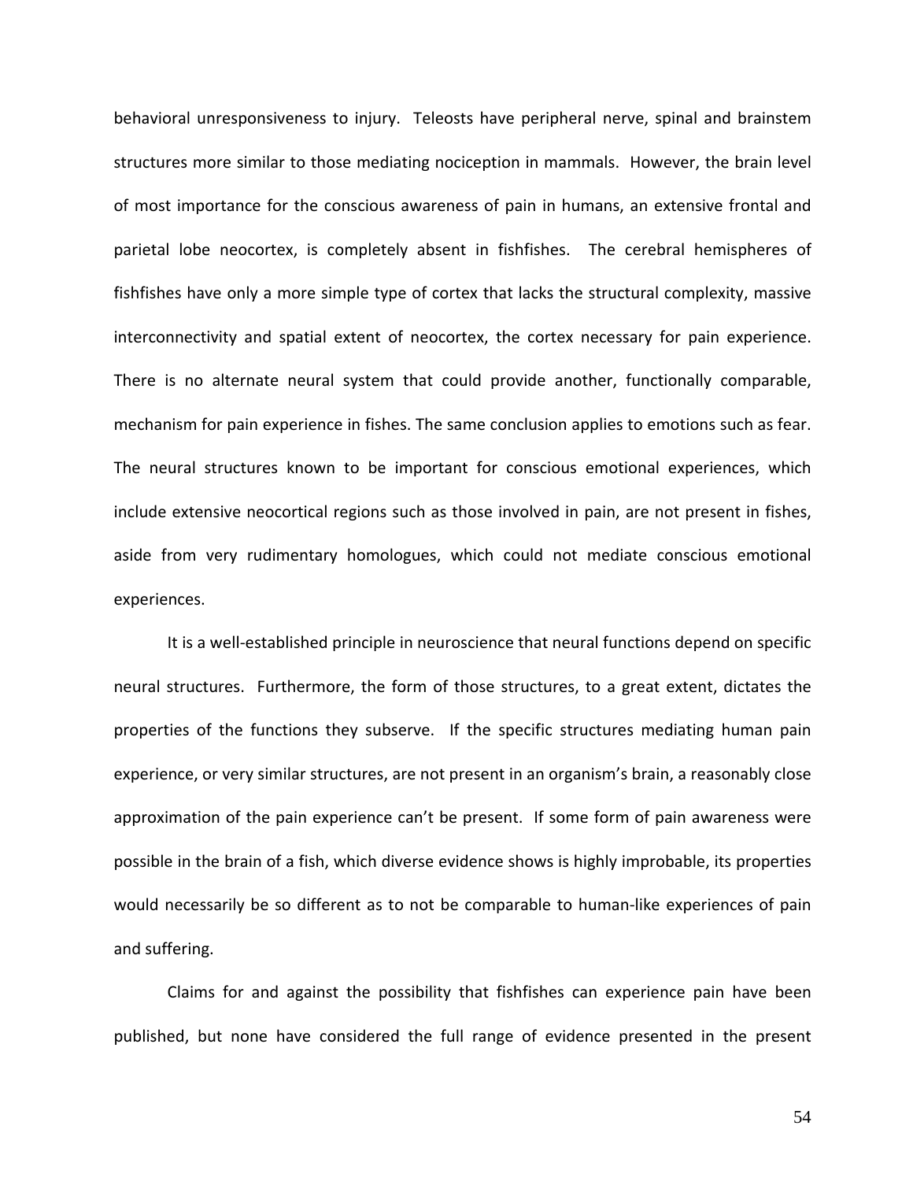behavioral unresponsiveness to injury. Teleosts have peripheral nerve, spinal and brainstem structures more similar to those mediating nociception in mammals. However, the brain level of most importance for the conscious awareness of pain in humans, an extensive frontal and parietal lobe neocortex, is completely absent in fishfishes. The cerebral hemispheres of fishfishes have only a more simple type of cortex that lacks the structural complexity, massive interconnectivity and spatial extent of neocortex, the cortex necessary for pain experience. There is no alternate neural system that could provide another, functionally comparable, mechanism for pain experience in fishes. The same conclusion applies to emotions such as fear. The neural structures known to be important for conscious emotional experiences, which include extensive neocortical regions such as those involved in pain, are not present in fishes, aside from very rudimentary homologues, which could not mediate conscious emotional experiences.

It is a well-established principle in neuroscience that neural functions depend on specific neural structures. Furthermore, the form of those structures, to a great extent, dictates the properties of the functions they subserve. If the specific structures mediating human pain experience, or very similar structures, are not present in an organism's brain, a reasonably close approximation of the pain experience can't be present. If some form of pain awareness were possible in the brain of a fish, which diverse evidence shows is highly improbable, its properties would necessarily be so different as to not be comparable to human-like experiences of pain and suffering.

Claims for and against the possibility that fishfishes can experience pain have been published, but none have considered the full range of evidence presented in the present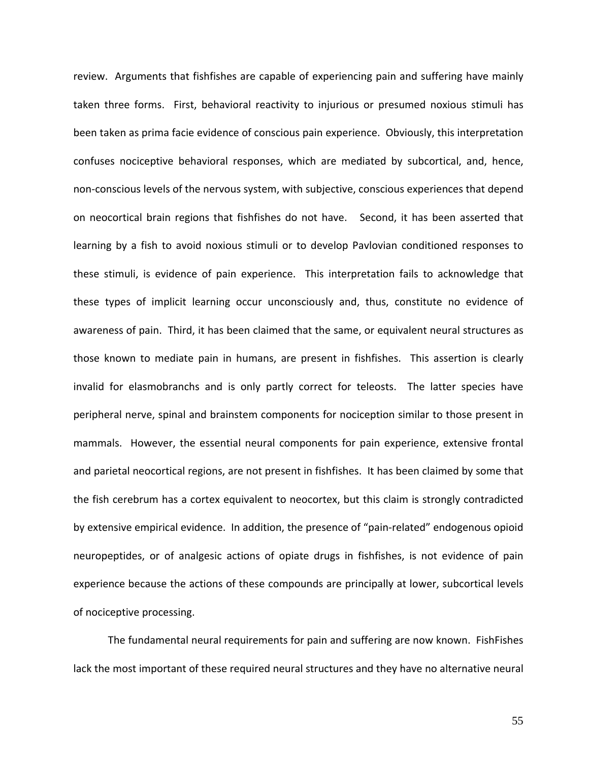review. Arguments that fishfishes are capable of experiencing pain and suffering have mainly taken three forms. First, behavioral reactivity to injurious or presumed noxious stimuli has been taken as prima facie evidence of conscious pain experience. Obviously, this interpretation confuses nociceptive behavioral responses, which are mediated by subcortical, and, hence, non-conscious levels of the nervous system, with subjective, conscious experiences that depend on neocortical brain regions that fishfishes do not have. Second, it has been asserted that learning by a fish to avoid noxious stimuli or to develop Pavlovian conditioned responses to these stimuli, is evidence of pain experience. This interpretation fails to acknowledge that these types of implicit learning occur unconsciously and, thus, constitute no evidence of awareness of pain. Third, it has been claimed that the same, or equivalent neural structures as those known to mediate pain in humans, are present in fishfishes. This assertion is clearly invalid for elasmobranchs and is only partly correct for teleosts. The latter species have peripheral nerve, spinal and brainstem components for nociception similar to those present in mammals. However, the essential neural components for pain experience, extensive frontal and parietal neocortical regions, are not present in fishfishes. It has been claimed by some that the fish cerebrum has a cortex equivalent to neocortex, but this claim is strongly contradicted by extensive empirical evidence. In addition, the presence of "pain-related" endogenous opioid neuropeptides, or of analgesic actions of opiate drugs in fishfishes, is not evidence of pain experience because the actions of these compounds are principally at lower, subcortical levels of nociceptive processing.

The fundamental neural requirements for pain and suffering are now known. FishFishes lack the most important of these required neural structures and they have no alternative neural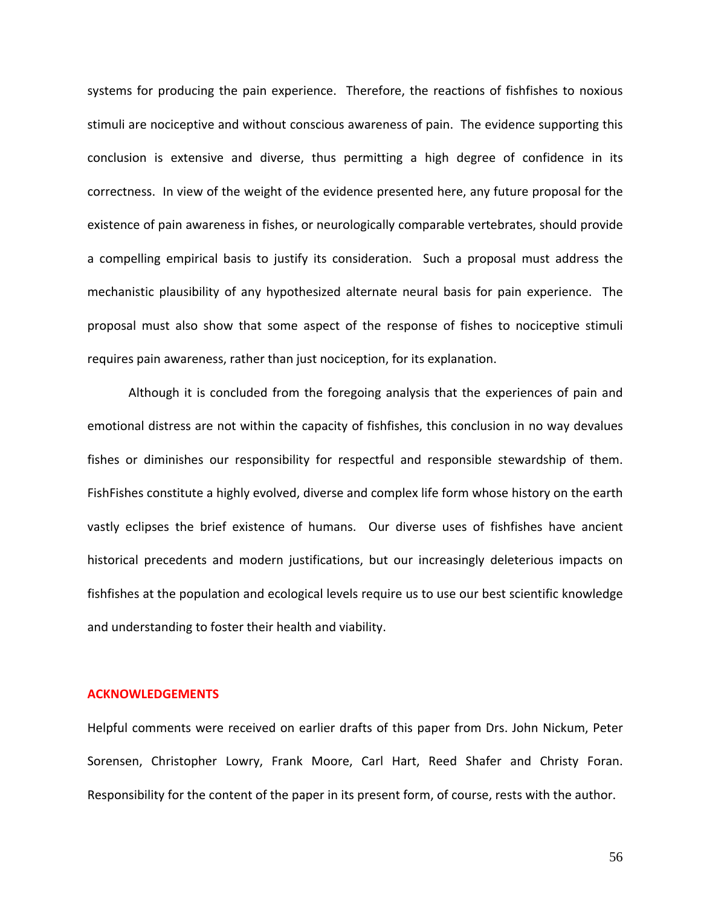systems for producing the pain experience. Therefore, the reactions of fishfishes to noxious stimuli are nociceptive and without conscious awareness of pain. The evidence supporting this conclusion is extensive and diverse, thus permitting a high degree of confidence in its correctness. In view of the weight of the evidence presented here, any future proposal for the existence of pain awareness in fishes, or neurologically comparable vertebrates, should provide a compelling empirical basis to justify its consideration. Such a proposal must address the mechanistic plausibility of any hypothesized alternate neural basis for pain experience. The proposal must also show that some aspect of the response of fishes to nociceptive stimuli requires pain awareness, rather than just nociception, for its explanation.

Although it is concluded from the foregoing analysis that the experiences of pain and emotional distress are not within the capacity of fishfishes, this conclusion in no way devalues fishes or diminishes our responsibility for respectful and responsible stewardship of them. FishFishes constitute a highly evolved, diverse and complex life form whose history on the earth vastly eclipses the brief existence of humans. Our diverse uses of fishfishes have ancient historical precedents and modern justifications, but our increasingly deleterious impacts on fishfishes at the population and ecological levels require us to use our best scientific knowledge and understanding to foster their health and viability.

## ACKNOWLEDGEMENTS

Helpful comments were received on earlier drafts of this paper from Drs. John Nickum, Peter Sorensen, Christopher Lowry, Frank Moore, Carl Hart, Reed Shafer and Christy Foran. Responsibility for the content of the paper in its present form, of course, rests with the author.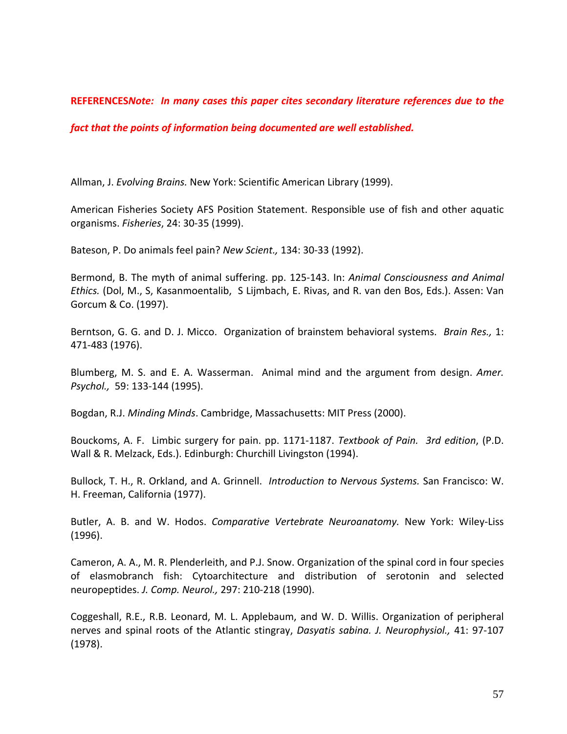**REFERENCES** ***Note: In many cases this paper cites secondary literature references due to the fact that the points of information being documented are well established.***

Allman, J. *Evolving Brains.* New York: Scientific American Library (1999).

American Fisheries Society AFS Position Statement. Responsible use of fish and other aquatic organisms. *Fisheries*, 24: 30-35 (1999).

Bateson, P. Do animals feel pain? *New Scient.,* 134: 30-33 (1992).

Bermond, B. The myth of animal suffering. pp. 125-143. In: *Animal Consciousness and Animal Ethics.* (Dol, M., S, Kasanmoentalib, S Lijmbach, E. Rivas, and R. van den Bos, Eds.). Assen: Van Gorcum & Co. (1997).

Berntson, G. G. and D. J. Micco. Organization of brainstem behavioral systems. *Brain Res.,* 1: 471-483 (1976).

Blumberg, M. S. and E. A. Wasserman. Animal mind and the argument from design. *Amer. Psychol.,* 59: 133-144 (1995).

Bogdan, R.J. *Minding Minds*. Cambridge, Massachusetts: MIT Press (2000).

Bouckoms, A. F. Limbic surgery for pain. pp. 1171-1187. *Textbook of Pain. 3rd edition*, (P.D. Wall & R. Melzack, Eds.). Edinburgh: Churchill Livingston (1994).

Bullock, T. H., R. Orkland, and A. Grinnell. *Introduction to Nervous Systems.* San Francisco: W. H. Freeman, California (1977).

Butler, A. B. and W. Hodos. *Comparative Vertebrate Neuroanatomy.* New York: Wiley-Liss (1996).

Cameron, A. A., M. R. Plenderleith, and P.J. Snow. Organization of the spinal cord in four species of elasmobranch fish: Cytoarchitecture and distribution of serotonin and selected neuropeptides. *J. Comp. Neurol.,* 297: 210-218 (1990).

Coggeshall, R.E., R.B. Leonard, M. L. Applebaum, and W. D. Willis. Organization of peripheral nerves and spinal roots of the Atlantic stingray, *Dasyatis sabina. J. Neurophysiol.,* 41: 97-107 (1978).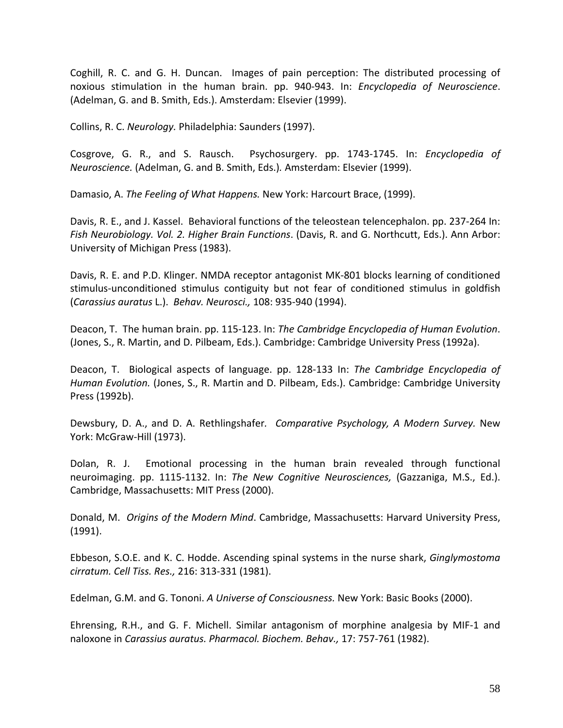Coghill, R. C. and G. H. Duncan. Images of pain perception: The distributed processing of noxious stimulation in the human brain. pp. 940-943. In: *Encyclopedia of Neuroscience*. (Adelman, G. and B. Smith, Eds.). Amsterdam: Elsevier (1999).

Collins, R. C. *Neurology.* Philadelphia: Saunders (1997).

Cosgrove, G. R., and S. Rausch. Psychosurgery. pp. 1743-1745. In: *Encyclopedia of Neuroscience.* (Adelman, G. and B. Smith, Eds.). Amsterdam: Elsevier (1999).

Damasio, A. *The Feeling of What Happens.* New York: Harcourt Brace, (1999).

Davis, R. E., and J. Kassel. Behavioral functions of the teleostean telencephalon. pp. 237-264 In: *Fish Neurobiology. Vol. 2. Higher Brain Functions*. (Davis, R. and G. Northcutt, Eds.). Ann Arbor: University of Michigan Press (1983).

Davis, R. E. and P.D. Klinger. NMDA receptor antagonist MK-801 blocks learning of conditioned stimulus-unconditioned stimulus contiguity but not fear of conditioned stimulus in goldfish (*Carassius auratus* L.). *Behav. Neurosci.,* 108: 935-940 (1994).

Deacon, T. The human brain. pp. 115-123. In: *The Cambridge Encyclopedia of Human Evolution*. (Jones, S., R. Martin, and D. Pilbeam, Eds.). Cambridge: Cambridge University Press (1992a).

Deacon, T. Biological aspects of language. pp. 128-133 In: *The Cambridge Encyclopedia of Human Evolution.* (Jones, S., R. Martin and D. Pilbeam, Eds.). Cambridge: Cambridge University Press (1992b).

Dewsbury, D. A., and D. A. Rethlingshafer. *Comparative Psychology, A Modern Survey.* New York: McGraw-Hill (1973).

Dolan, R. J. Emotional processing in the human brain revealed through functional neuroimaging. pp. 1115-1132. In: *The New Cognitive Neurosciences,* (Gazzaniga, M.S., Ed.). Cambridge, Massachusetts: MIT Press (2000).

Donald, M. *Origins of the Modern Mind*. Cambridge, Massachusetts: Harvard University Press, (1991).

Ebbeson, S.O.E. and K. C. Hodde. Ascending spinal systems in the nurse shark, *Ginglymostoma cirratum. Cell Tiss. Res.,* 216: 313-331 (1981).

Edelman, G.M. and G. Tononi. *A Universe of Consciousness.* New York: Basic Books (2000).

Ehrensing, R.H., and G. F. Michell. Similar antagonism of morphine analgesia by MIF-1 and naloxone in *Carassius auratus. Pharmacol. Biochem. Behav.,* 17: 757-761 (1982).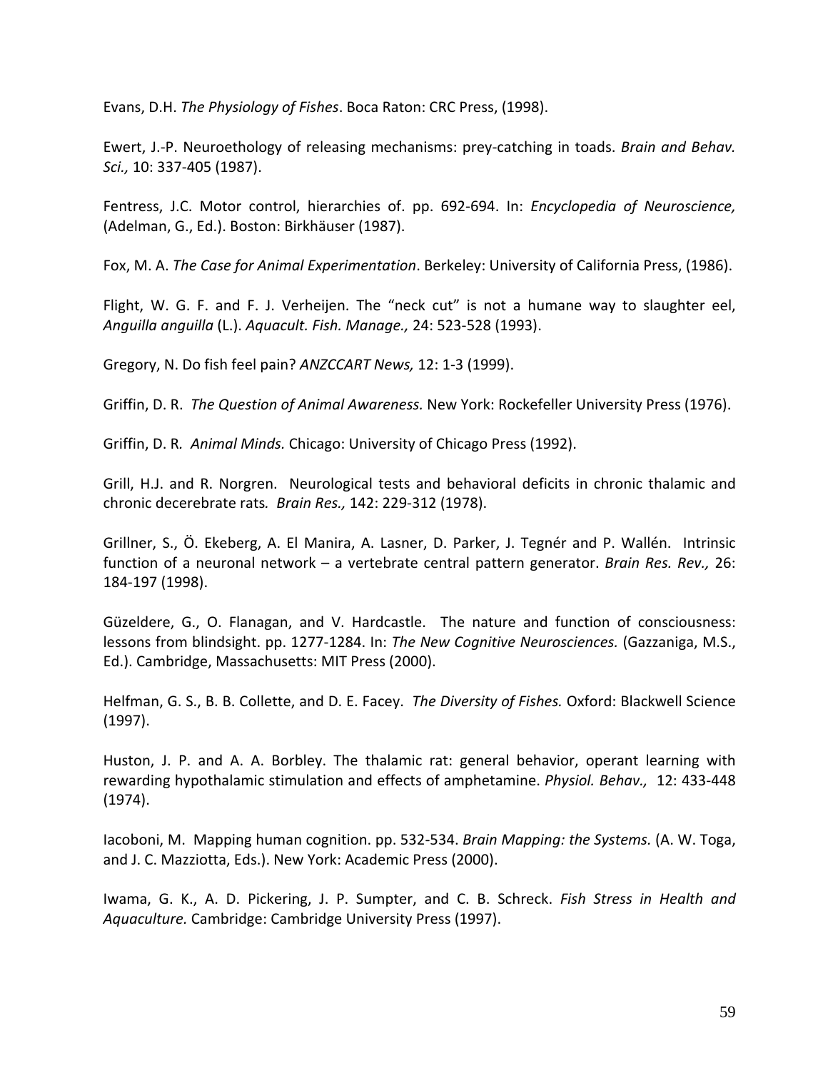Evans, D.H. *The Physiology of Fishes*. Boca Raton: CRC Press, (1998).

Ewert, J.-P. Neuroethology of releasing mechanisms: prey-catching in toads. *Brain and Behav. Sci.,* 10: 337-405 (1987).

Fentress, J.C. Motor control, hierarchies of. pp. 692-694. In: *Encyclopedia of Neuroscience,* (Adelman, G., Ed.). Boston: Birkhäuser (1987).

Fox, M. A. *The Case for Animal Experimentation*. Berkeley: University of California Press, (1986).

Flight, W. G. F. and F. J. Verheijen. The "neck cut" is not a humane way to slaughter eel, *Anguilla anguilla* (L.). *Aquacult. Fish. Manage.,* 24: 523-528 (1993).

Gregory, N. Do fish feel pain? *ANZCCART News,* 12: 1-3 (1999).

Griffin, D. R. *The Question of Animal Awareness.* New York: Rockefeller University Press (1976).

Griffin, D. R. *Animal Minds.* Chicago: University of Chicago Press (1992).

Grill, H.J. and R. Norgren. Neurological tests and behavioral deficits in chronic thalamic and chronic decerebrate rats*. Brain Res.,* 142: 229-312 (1978).

Grillner, S., Ö. Ekeberg, A. El Manira, A. Lasner, D. Parker, J. Tegnér and P. Wallén. Intrinsic function of a neuronal network – a vertebrate central pattern generator. *Brain Res. Rev.,* 26: 184-197 (1998).

Güzeldere, G., O. Flanagan, and V. Hardcastle. The nature and function of consciousness: lessons from blindsight. pp. 1277-1284. In: *The New Cognitive Neurosciences.* (Gazzaniga, M.S., Ed.). Cambridge, Massachusetts: MIT Press (2000).

Helfman, G. S., B. B. Collette, and D. E. Facey. *The Diversity of Fishes.* Oxford: Blackwell Science (1997).

Huston, J. P. and A. A. Borbley. The thalamic rat: general behavior, operant learning with rewarding hypothalamic stimulation and effects of amphetamine. *Physiol. Behav.,* 12: 433-448 (1974).

Iacoboni, M. Mapping human cognition. pp. 532-534. *Brain Mapping: the Systems.* (A. W. Toga, and J. C. Mazziotta, Eds.). New York: Academic Press (2000).

Iwama, G. K., A. D. Pickering, J. P. Sumpter, and C. B. Schreck. *Fish Stress in Health and Aquaculture.* Cambridge: Cambridge University Press (1997).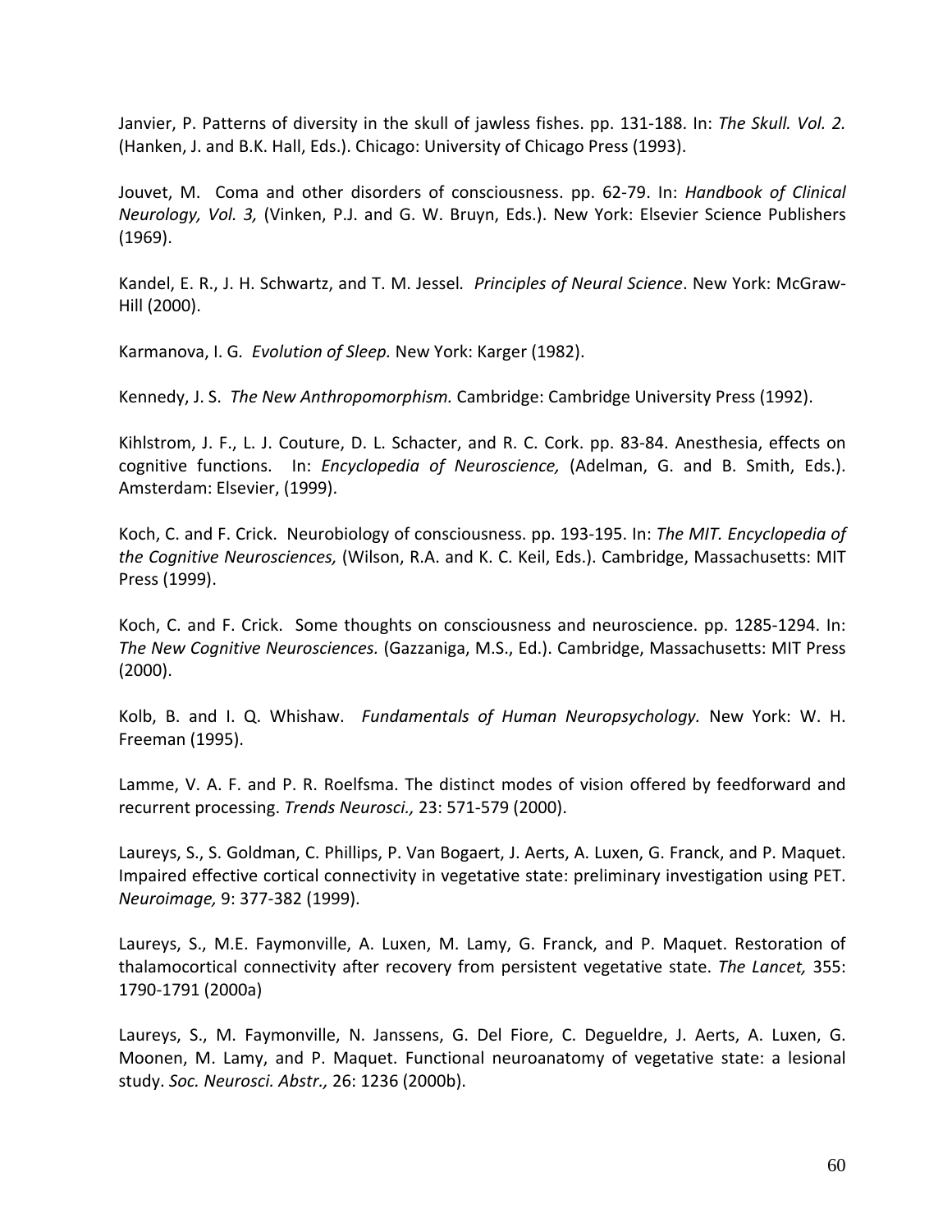Janvier, P. Patterns of diversity in the skull of jawless fishes. pp. 131-188. In: *The Skull. Vol. 2.* (Hanken, J. and B.K. Hall, Eds.). Chicago: University of Chicago Press (1993).

Jouvet, M. Coma and other disorders of consciousness. pp. 62-79. In: *Handbook of Clinical Neurology, Vol. 3,* (Vinken, P.J. and G. W. Bruyn, Eds.). New York: Elsevier Science Publishers (1969).

Kandel, E. R., J. H. Schwartz, and T. M. Jessel. *Principles of Neural Science*. New York: McGraw-Hill (2000).

Karmanova, I. G. *Evolution of Sleep.* New York: Karger (1982).

Kennedy, J. S. *The New Anthropomorphism.* Cambridge: Cambridge University Press (1992).

Kihlstrom, J. F., L. J. Couture, D. L. Schacter, and R. C. Cork. pp. 83-84. Anesthesia, effects on cognitive functions. In: *Encyclopedia of Neuroscience,* (Adelman, G. and B. Smith, Eds.). Amsterdam: Elsevier, (1999).

Koch, C. and F. Crick. Neurobiology of consciousness. pp. 193-195. In: *The MIT. Encyclopedia of the Cognitive Neurosciences,* (Wilson, R.A. and K. C. Keil, Eds.). Cambridge, Massachusetts: MIT Press (1999).

Koch, C. and F. Crick. Some thoughts on consciousness and neuroscience. pp. 1285-1294. In: *The New Cognitive Neurosciences.* (Gazzaniga, M.S., Ed.). Cambridge, Massachusetts: MIT Press (2000).

Kolb, B. and I. Q. Whishaw. *Fundamentals of Human Neuropsychology.* New York: W. H. Freeman (1995).

Lamme, V. A. F. and P. R. Roelfsma. The distinct modes of vision offered by feedforward and recurrent processing. *Trends Neurosci.,* 23: 571-579 (2000).

Laureys, S., S. Goldman, C. Phillips, P. Van Bogaert, J. Aerts, A. Luxen, G. Franck, and P. Maquet. Impaired effective cortical connectivity in vegetative state: preliminary investigation using PET. *Neuroimage,* 9: 377-382 (1999).

Laureys, S., M.E. Faymonville, A. Luxen, M. Lamy, G. Franck, and P. Maquet. Restoration of thalamocortical connectivity after recovery from persistent vegetative state. *The Lancet,* 355: 1790-1791 (2000a)

Laureys, S., M. Faymonville, N. Janssens, G. Del Fiore, C. Degueldre, J. Aerts, A. Luxen, G. Moonen, M. Lamy, and P. Maquet. Functional neuroanatomy of vegetative state: a lesional study. *Soc. Neurosci. Abstr.,* 26: 1236 (2000b).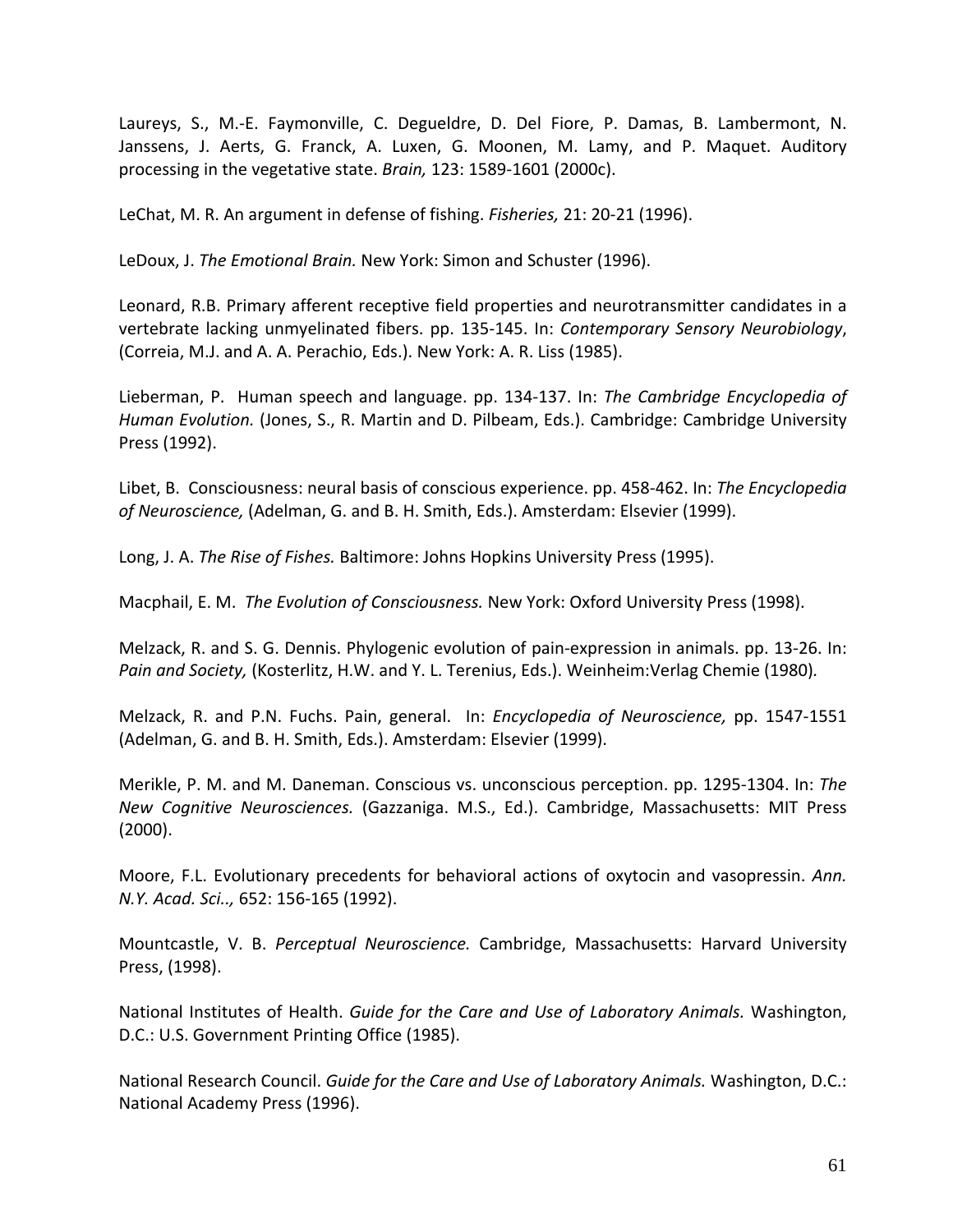Laureys, S., M.-E. Faymonville, C. Degueldre, D. Del Fiore, P. Damas, B. Lambermont, N. Janssens, J. Aerts, G. Franck, A. Luxen, G. Moonen, M. Lamy, and P. Maquet. Auditory processing in the vegetative state. *Brain,* 123: 1589-1601 (2000c).

LeChat, M. R. An argument in defense of fishing. *Fisheries,* 21: 20-21 (1996).

LeDoux, J. *The Emotional Brain.* New York: Simon and Schuster (1996).

Leonard, R.B. Primary afferent receptive field properties and neurotransmitter candidates in a vertebrate lacking unmyelinated fibers. pp. 135-145. In: *Contemporary Sensory Neurobiology*, (Correia, M.J. and A. A. Perachio, Eds.). New York: A. R. Liss (1985).

Lieberman, P. Human speech and language. pp. 134-137. In: *The Cambridge Encyclopedia of Human Evolution.* (Jones, S., R. Martin and D. Pilbeam, Eds.). Cambridge: Cambridge University Press (1992).

Libet, B. Consciousness: neural basis of conscious experience. pp. 458-462. In: *The Encyclopedia of Neuroscience,* (Adelman, G. and B. H. Smith, Eds.). Amsterdam: Elsevier (1999).

Long, J. A. *The Rise of Fishes.* Baltimore: Johns Hopkins University Press (1995).

Macphail, E. M. *The Evolution of Consciousness.* New York: Oxford University Press (1998).

Melzack, R. and S. G. Dennis. Phylogenic evolution of pain-expression in animals. pp. 13-26. In: *Pain and Society,* (Kosterlitz, H.W. and Y. L. Terenius, Eds.). Weinheim:Verlag Chemie (1980).

Melzack, R. and P.N. Fuchs. Pain, general. In: *Encyclopedia of Neuroscience,* pp. 1547-1551 (Adelman, G. and B. H. Smith, Eds.). Amsterdam: Elsevier (1999).

Merikle, P. M. and M. Daneman. Conscious vs. unconscious perception. pp. 1295-1304. In: *The New Cognitive Neurosciences.* (Gazzaniga. M.S., Ed.). Cambridge, Massachusetts: MIT Press (2000).

Moore, F.L. Evolutionary precedents for behavioral actions of oxytocin and vasopressin. *Ann. N.Y. Acad. Sci..,* 652: 156-165 (1992).

Mountcastle, V. B. *Perceptual Neuroscience.* Cambridge, Massachusetts: Harvard University Press, (1998).

National Institutes of Health. *Guide for the Care and Use of Laboratory Animals.* Washington, D.C.: U.S. Government Printing Office (1985).

National Research Council. *Guide for the Care and Use of Laboratory Animals.* Washington, D.C.: National Academy Press (1996).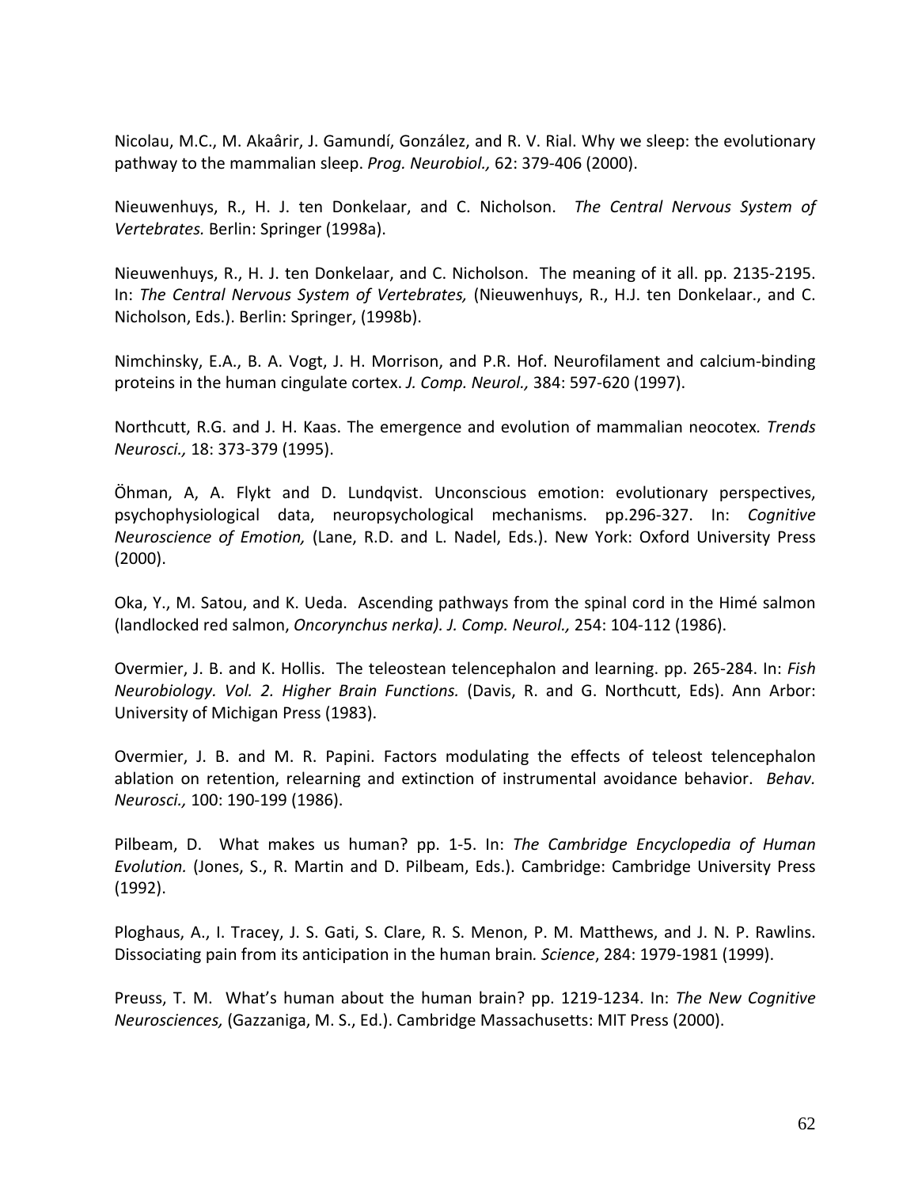Nicolau, M.C., M. Akaârir, J. Gamundí, González, and R. V. Rial. Why we sleep: the evolutionary pathway to the mammalian sleep. *Prog. Neurobiol.,* 62: 379-406 (2000).

Nieuwenhuys, R., H. J. ten Donkelaar, and C. Nicholson. *The Central Nervous System of Vertebrates.* Berlin: Springer (1998a).

Nieuwenhuys, R., H. J. ten Donkelaar, and C. Nicholson. The meaning of it all. pp. 2135-2195. In: *The Central Nervous System of Vertebrates,* (Nieuwenhuys, R., H.J. ten Donkelaar., and C. Nicholson, Eds.). Berlin: Springer, (1998b).

Nimchinsky, E.A., B. A. Vogt, J. H. Morrison, and P.R. Hof. Neurofilament and calcium-binding proteins in the human cingulate cortex. *J. Comp. Neurol.,* 384: 597-620 (1997).

Northcutt, R.G. and J. H. Kaas. The emergence and evolution of mammalian neocotex*. Trends Neurosci.,* 18: 373-379 (1995).

Öhman, A, A. Flykt and D. Lundqvist. Unconscious emotion: evolutionary perspectives, psychophysiological data, neuropsychological mechanisms. pp.296-327. In: *Cognitive Neuroscience of Emotion,* (Lane, R.D. and L. Nadel, Eds.). New York: Oxford University Press (2000).

Oka, Y., M. Satou, and K. Ueda. Ascending pathways from the spinal cord in the Himé salmon (landlocked red salmon, *Oncorynchus nerka). J. Comp. Neurol.,* 254: 104-112 (1986).

Overmier, J. B. and K. Hollis. The teleostean telencephalon and learning. pp. 265-284. In: *Fish Neurobiology. Vol. 2. Higher Brain Functions.* (Davis, R. and G. Northcutt, Eds). Ann Arbor: University of Michigan Press (1983).

Overmier, J. B. and M. R. Papini. Factors modulating the effects of teleost telencephalon ablation on retention, relearning and extinction of instrumental avoidance behavior. *Behav. Neurosci.,* 100: 190-199 (1986).

Pilbeam, D. What makes us human? pp. 1-5. In: *The Cambridge Encyclopedia of Human Evolution.* (Jones, S., R. Martin and D. Pilbeam, Eds.). Cambridge: Cambridge University Press (1992).

Ploghaus, A., I. Tracey, J. S. Gati, S. Clare, R. S. Menon, P. M. Matthews, and J. N. P. Rawlins. Dissociating pain from its anticipation in the human brain*. Science*, 284: 1979-1981 (1999).

Preuss, T. M. What's human about the human brain? pp. 1219-1234. In: *The New Cognitive Neurosciences,* (Gazzaniga, M. S., Ed.). Cambridge Massachusetts: MIT Press (2000).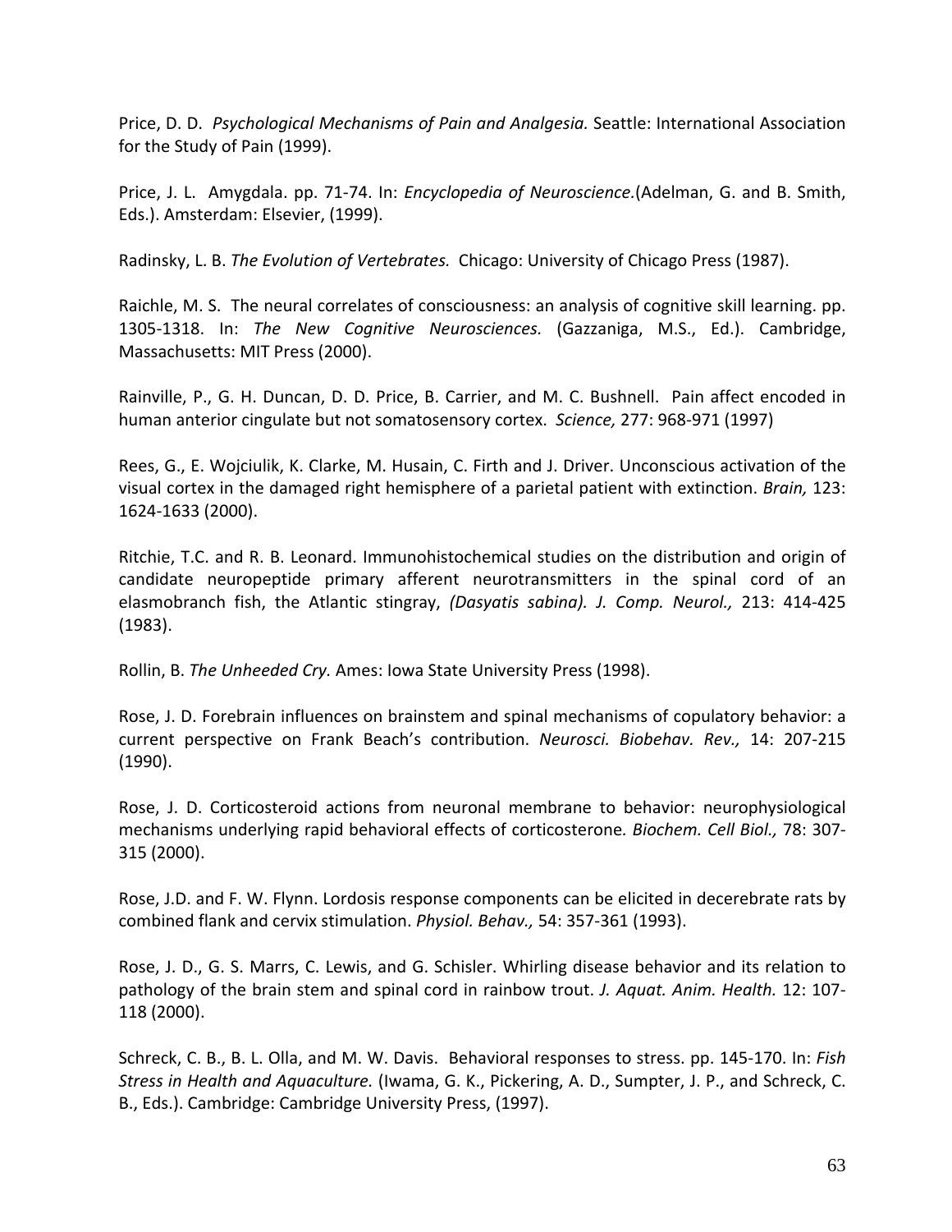Price, D. D. *Psychological Mechanisms of Pain and Analgesia.* Seattle: International Association for the Study of Pain (1999).

Price, J. L. Amygdala. pp. 71-74. In: *Encyclopedia of Neuroscience.*(Adelman, G. and B. Smith, Eds.). Amsterdam: Elsevier, (1999).

Radinsky, L. B. *The Evolution of Vertebrates.* Chicago: University of Chicago Press (1987).

Raichle, M. S. The neural correlates of consciousness: an analysis of cognitive skill learning. pp. 1305-1318. In: *The New Cognitive Neurosciences.* (Gazzaniga, M.S., Ed.). Cambridge, Massachusetts: MIT Press (2000).

Rainville, P., G. H. Duncan, D. D. Price, B. Carrier, and M. C. Bushnell. Pain affect encoded in human anterior cingulate but not somatosensory cortex. *Science,* 277: 968-971 (1997)

Rees, G., E. Wojciulik, K. Clarke, M. Husain, C. Firth and J. Driver. Unconscious activation of the visual cortex in the damaged right hemisphere of a parietal patient with extinction. *Brain,* 123: 1624-1633 (2000).

Ritchie, T.C. and R. B. Leonard. Immunohistochemical studies on the distribution and origin of candidate neuropeptide primary afferent neurotransmitters in the spinal cord of an elasmobranch fish, the Atlantic stingray, *(Dasyatis sabina). J. Comp. Neurol.,* 213: 414-425 (1983).

Rollin, B. *The Unheeded Cry.* Ames: Iowa State University Press (1998).

Rose, J. D. Forebrain influences on brainstem and spinal mechanisms of copulatory behavior: a current perspective on Frank Beach's contribution. *Neurosci. Biobehav. Rev.,* 14: 207-215 (1990).

Rose, J. D. Corticosteroid actions from neuronal membrane to behavior: neurophysiological mechanisms underlying rapid behavioral effects of corticosterone*. Biochem. Cell Biol.,* 78: 307-315 (2000).

Rose, J.D. and F. W. Flynn. Lordosis response components can be elicited in decerebrate rats by combined flank and cervix stimulation. *Physiol. Behav.,* 54: 357-361 (1993).

Rose, J. D., G. S. Marrs, C. Lewis, and G. Schisler. Whirling disease behavior and its relation to pathology of the brain stem and spinal cord in rainbow trout. *J. Aquat. Anim. Health.* 12: 107-118 (2000).

Schreck, C. B., B. L. Olla, and M. W. Davis. Behavioral responses to stress. pp. 145-170. In: *Fish Stress in Health and Aquaculture.* (Iwama, G. K., Pickering, A. D., Sumpter, J. P., and Schreck, C. B., Eds.). Cambridge: Cambridge University Press, (1997).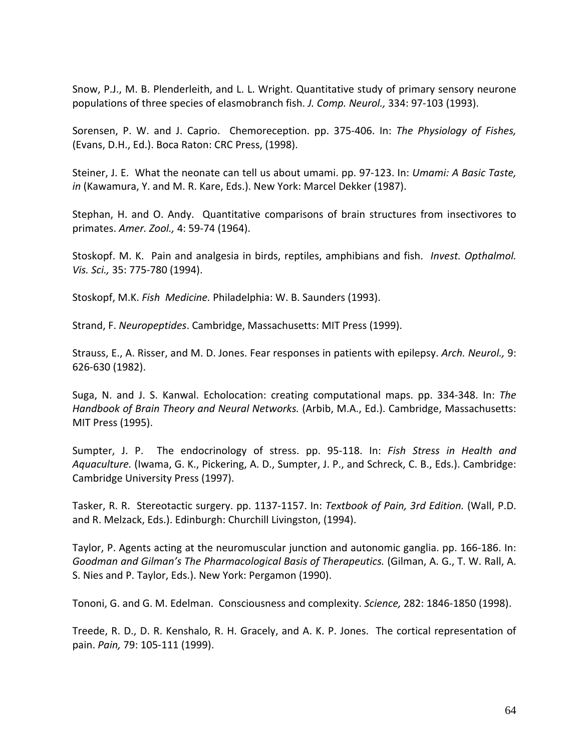Snow, P.J., M. B. Plenderleith, and L. L. Wright. Quantitative study of primary sensory neurone populations of three species of elasmobranch fish. *J. Comp. Neurol.,* 334: 97-103 (1993).

Sorensen, P. W. and J. Caprio. Chemoreception. pp. 375-406. In: *The Physiology of Fishes,* (Evans, D.H., Ed.). Boca Raton: CRC Press, (1998).

Steiner, J. E. What the neonate can tell us about umami. pp. 97-123. In: *Umami: A Basic Taste, in* (Kawamura, Y. and M. R. Kare, Eds.). New York: Marcel Dekker (1987).

Stephan, H. and O. Andy. Quantitative comparisons of brain structures from insectivores to primates. *Amer. Zool.,* 4: 59-74 (1964).

Stoskopf. M. K. Pain and analgesia in birds, reptiles, amphibians and fish. *Invest. Opthalmol. Vis. Sci.,* 35: 775-780 (1994).

Stoskopf, M.K. *Fish Medicine.* Philadelphia: W. B. Saunders (1993).

Strand, F. *Neuropeptides*. Cambridge, Massachusetts: MIT Press (1999).

Strauss, E., A. Risser, and M. D. Jones. Fear responses in patients with epilepsy. *Arch. Neurol.,* 9: 626-630 (1982).

Suga, N. and J. S. Kanwal. Echolocation: creating computational maps. pp. 334-348. In: *The Handbook of Brain Theory and Neural Networks.* (Arbib, M.A., Ed.). Cambridge, Massachusetts: MIT Press (1995).

Sumpter, J. P. The endocrinology of stress. pp. 95-118. In: *Fish Stress in Health and Aquaculture.* (Iwama, G. K., Pickering, A. D., Sumpter, J. P., and Schreck, C. B., Eds.). Cambridge: Cambridge University Press (1997).

Tasker, R. R. Stereotactic surgery. pp. 1137-1157. In: *Textbook of Pain, 3rd Edition.* (Wall, P.D. and R. Melzack, Eds.). Edinburgh: Churchill Livingston, (1994).

Taylor, P. Agents acting at the neuromuscular junction and autonomic ganglia. pp. 166-186. In: *Goodman and Gilman's The Pharmacological Basis of Therapeutics.* (Gilman, A. G., T. W. Rall, A. S. Nies and P. Taylor, Eds.). New York: Pergamon (1990).

Tononi, G. and G. M. Edelman. Consciousness and complexity. *Science,* 282: 1846-1850 (1998).

Treede, R. D., D. R. Kenshalo, R. H. Gracely, and A. K. P. Jones. The cortical representation of pain. *Pain,* 79: 105-111 (1999).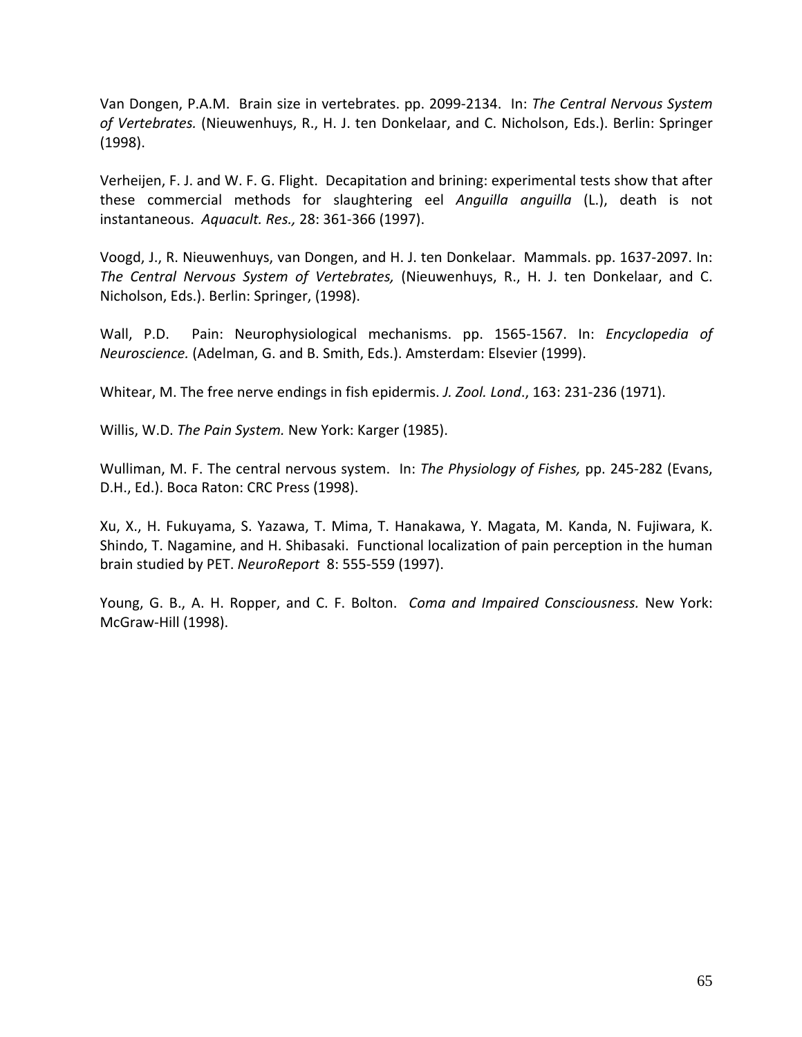Van Dongen, P.A.M. Brain size in vertebrates. pp. 2099-2134. In: *The Central Nervous System of Vertebrates.* (Nieuwenhuys, R., H. J. ten Donkelaar, and C. Nicholson, Eds.). Berlin: Springer (1998).

Verheijen, F. J. and W. F. G. Flight. Decapitation and brining: experimental tests show that after these commercial methods for slaughtering eel *Anguilla anguilla* (L.), death is not instantaneous. *Aquacult. Res.,* 28: 361-366 (1997).

Voogd, J., R. Nieuwenhuys, van Dongen, and H. J. ten Donkelaar. Mammals. pp. 1637-2097. In: *The Central Nervous System of Vertebrates,* (Nieuwenhuys, R., H. J. ten Donkelaar, and C. Nicholson, Eds.). Berlin: Springer, (1998).

Wall, P.D. Pain: Neurophysiological mechanisms. pp. 1565-1567. In: *Encyclopedia of Neuroscience.* (Adelman, G. and B. Smith, Eds.). Amsterdam: Elsevier (1999).

Whitear, M. The free nerve endings in fish epidermis. *J. Zool. Lond*., 163: 231-236 (1971).

Willis, W.D. *The Pain System.* New York: Karger (1985).

Wulliman, M. F. The central nervous system. In: *The Physiology of Fishes,* pp. 245-282 (Evans, D.H., Ed.). Boca Raton: CRC Press (1998).

Xu, X., H. Fukuyama, S. Yazawa, T. Mima, T. Hanakawa, Y. Magata, M. Kanda, N. Fujiwara, K. Shindo, T. Nagamine, and H. Shibasaki. Functional localization of pain perception in the human brain studied by PET. *NeuroReport* 8: 555-559 (1997).

Young, G. B., A. H. Ropper, and C. F. Bolton. *Coma and Impaired Consciousness.* New York: McGraw-Hill (1998).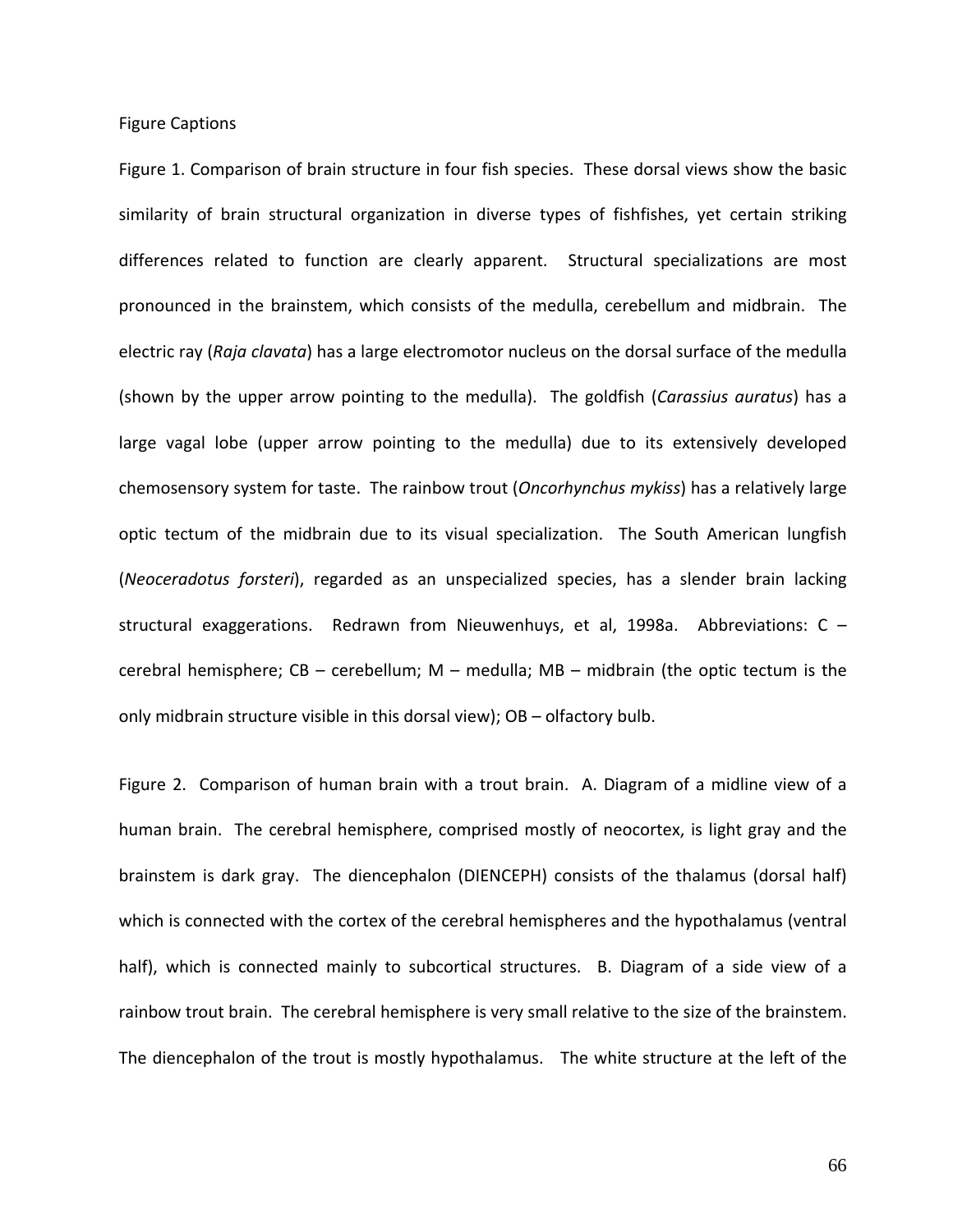Figure Captions

Figure 1. Comparison of brain structure in four fish species. These dorsal views show the basic similarity of brain structural organization in diverse types of fishfishes, yet certain striking differences related to function are clearly apparent. Structural specializations are most pronounced in the brainstem, which consists of the medulla, cerebellum and midbrain. The electric ray (*Raja clavata*) has a large electromotor nucleus on the dorsal surface of the medulla (shown by the upper arrow pointing to the medulla). The goldfish (*Carassius auratus*) has a large vagal lobe (upper arrow pointing to the medulla) due to its extensively developed chemosensory system for taste. The rainbow trout (*Oncorhynchus mykiss*) has a relatively large optic tectum of the midbrain due to its visual specialization. The South American lungfish (*Neoceradotus forsteri*), regarded as an unspecialized species, has a slender brain lacking structural exaggerations. Redrawn from Nieuwenhuys, et al, 1998a. Abbreviations: C – cerebral hemisphere; CB – cerebellum; M – medulla; MB – midbrain (the optic tectum is the only midbrain structure visible in this dorsal view); OB – olfactory bulb.

Figure 2. Comparison of human brain with a trout brain. A. Diagram of a midline view of a human brain. The cerebral hemisphere, comprised mostly of neocortex, is light gray and the brainstem is dark gray. The diencephalon (DIENCEPH) consists of the thalamus (dorsal half) which is connected with the cortex of the cerebral hemispheres and the hypothalamus (ventral half), which is connected mainly to subcortical structures. B. Diagram of a side view of a rainbow trout brain. The cerebral hemisphere is very small relative to the size of the brainstem. The diencephalon of the trout is mostly hypothalamus. The white structure at the left of the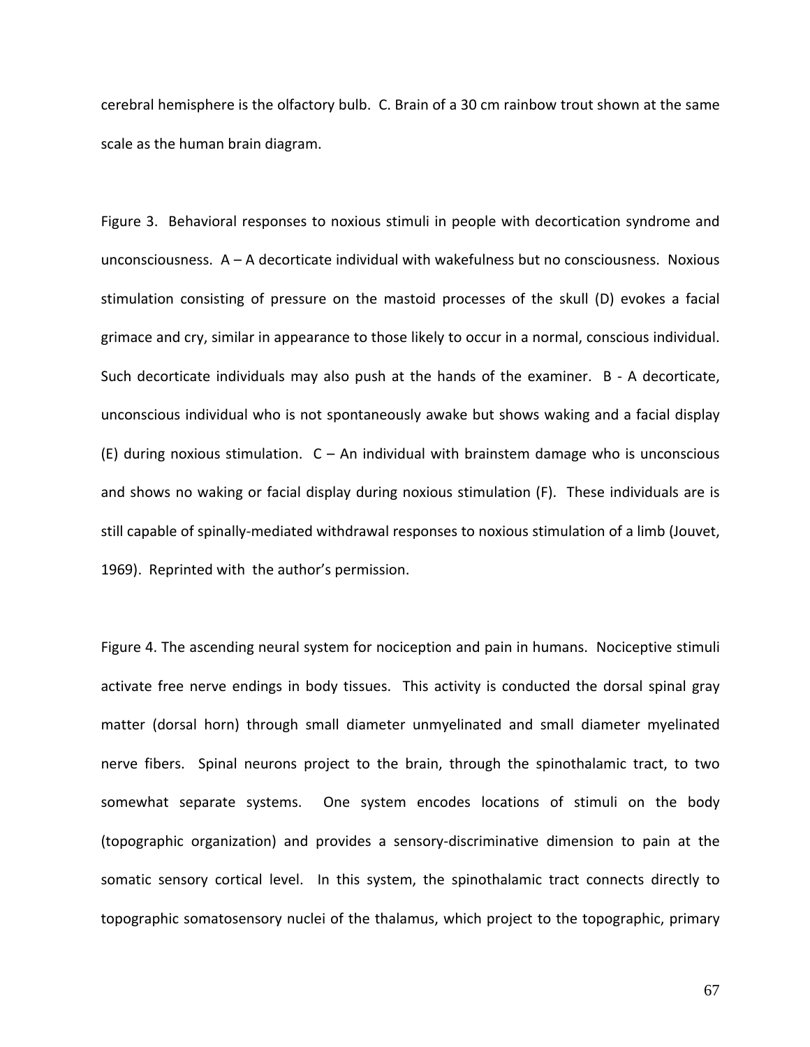cerebral hemisphere is the olfactory bulb. C. Brain of a 30 cm rainbow trout shown at the same scale as the human brain diagram.

Figure 3. Behavioral responses to noxious stimuli in people with decortication syndrome and unconsciousness. A – A decorticate individual with wakefulness but no consciousness. Noxious stimulation consisting of pressure on the mastoid processes of the skull (D) evokes a facial grimace and cry, similar in appearance to those likely to occur in a normal, conscious individual. Such decorticate individuals may also push at the hands of the examiner. B - A decorticate, unconscious individual who is not spontaneously awake but shows waking and a facial display (E) during noxious stimulation. C – An individual with brainstem damage who is unconscious and shows no waking or facial display during noxious stimulation (F). These individuals are is still capable of spinally-mediated withdrawal responses to noxious stimulation of a limb (Jouvet, 1969). Reprinted with the author's permission.

Figure 4. The ascending neural system for nociception and pain in humans. Nociceptive stimuli activate free nerve endings in body tissues. This activity is conducted the dorsal spinal gray matter (dorsal horn) through small diameter unmyelinated and small diameter myelinated nerve fibers. Spinal neurons project to the brain, through the spinothalamic tract, to two somewhat separate systems. One system encodes locations of stimuli on the body (topographic organization) and provides a sensory-discriminative dimension to pain at the somatic sensory cortical level. In this system, the spinothalamic tract connects directly to topographic somatosensory nuclei of the thalamus, which project to the topographic, primary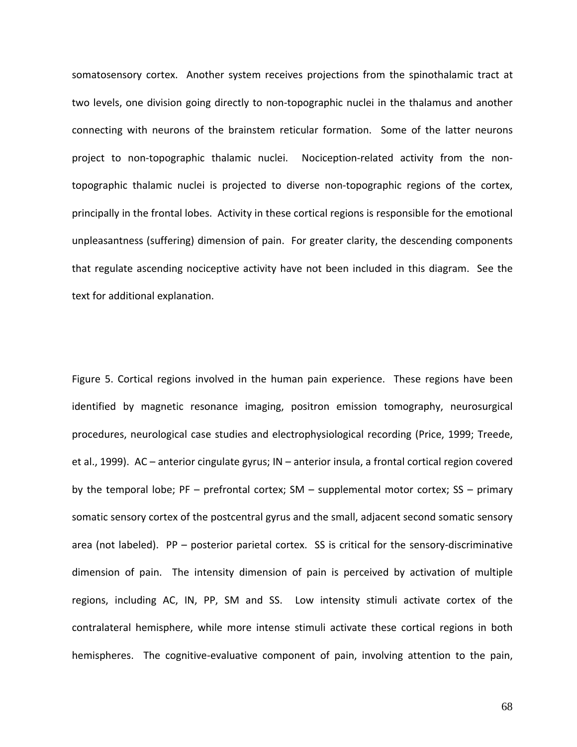somatosensory cortex. Another system receives projections from the spinothalamic tract at two levels, one division going directly to non-topographic nuclei in the thalamus and another connecting with neurons of the brainstem reticular formation. Some of the latter neurons project to non-topographic thalamic nuclei. Nociception-related activity from the non-topographic thalamic nuclei is projected to diverse non-topographic regions of the cortex, principally in the frontal lobes. Activity in these cortical regions is responsible for the emotional unpleasantness (suffering) dimension of pain. For greater clarity, the descending components that regulate ascending nociceptive activity have not been included in this diagram. See the text for additional explanation.

Figure 5. Cortical regions involved in the human pain experience. These regions have been identified by magnetic resonance imaging, positron emission tomography, neurosurgical procedures, neurological case studies and electrophysiological recording (Price, 1999; Treede, et al., 1999). AC – anterior cingulate gyrus; IN – anterior insula, a frontal cortical region covered by the temporal lobe; PF – prefrontal cortex; SM – supplemental motor cortex; SS – primary somatic sensory cortex of the postcentral gyrus and the small, adjacent second somatic sensory area (not labeled). PP – posterior parietal cortex. SS is critical for the sensory-discriminative dimension of pain. The intensity dimension of pain is perceived by activation of multiple regions, including AC, IN, PP, SM and SS. Low intensity stimuli activate cortex of the contralateral hemisphere, while more intense stimuli activate these cortical regions in both hemispheres. The cognitive-evaluative component of pain, involving attention to the pain,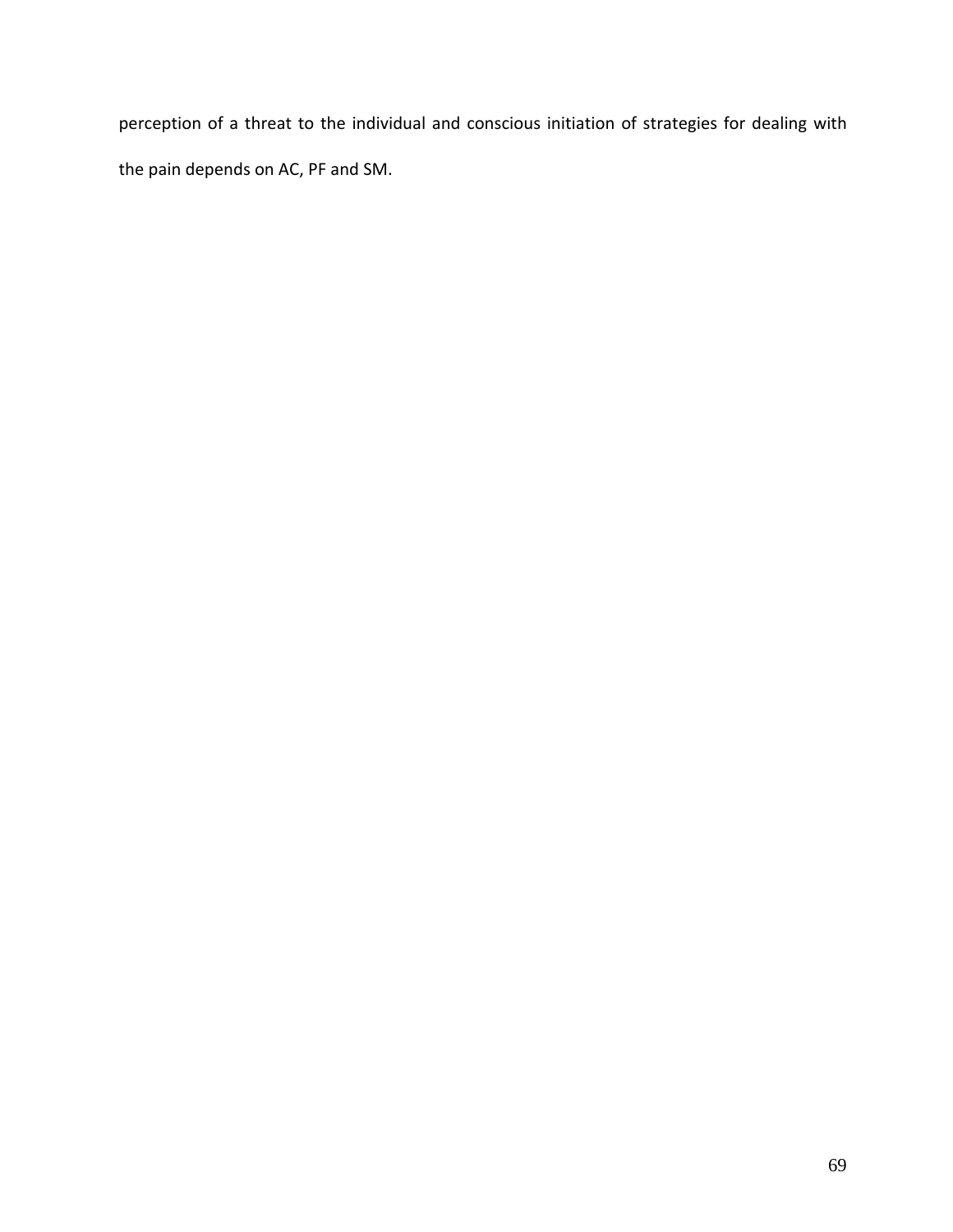perception of a threat to the individual and conscious initiation of strategies for dealing with the pain depends on AC, PF and SM.